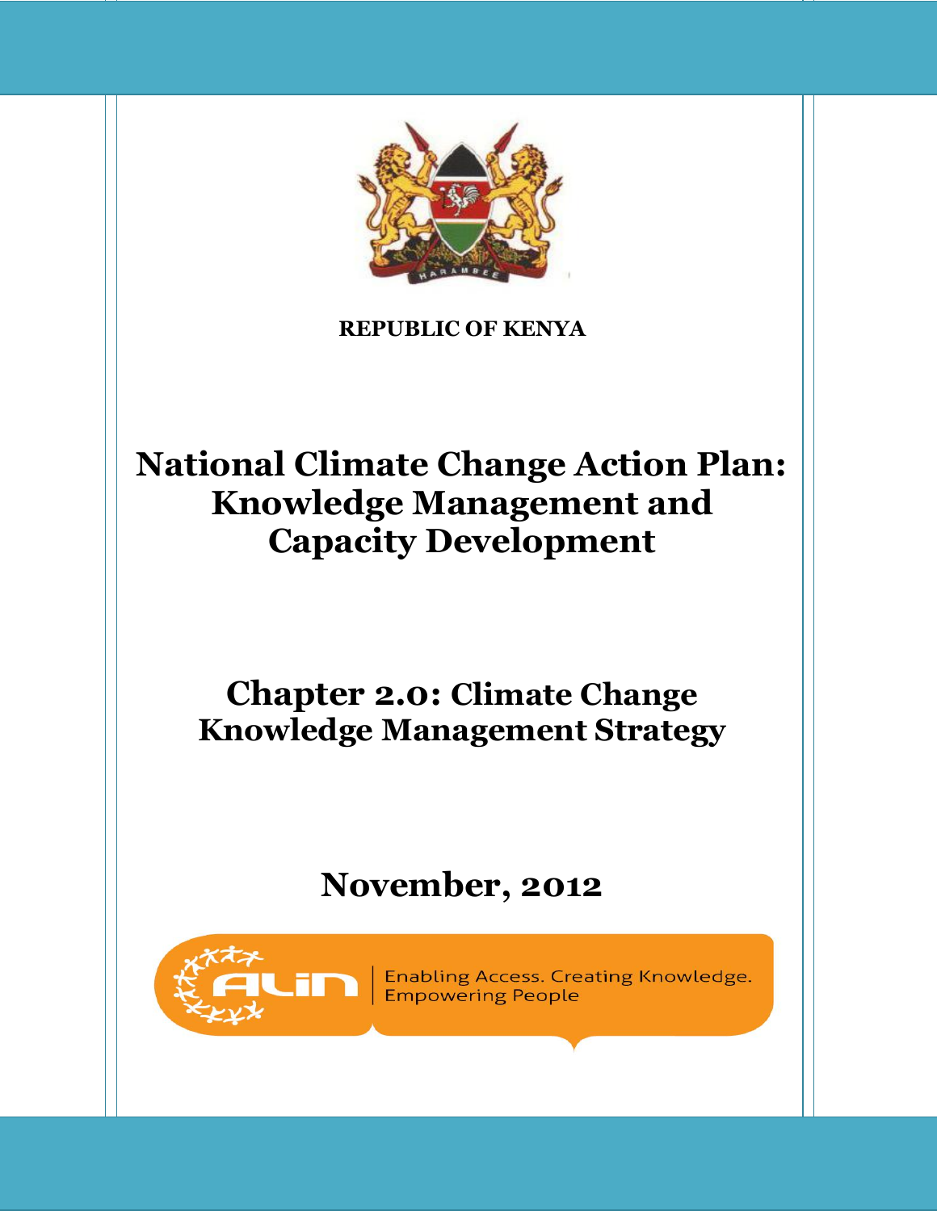REPUBLIC OF KENYA

# National Climate Change Action Plan: Knowledge Management and Capacity Development

## Chapter 2.0: Climate Change Knowledge Management Strategy

## November, 2012

ALIN

Enabling Access. Creating Knowledge. Empowering People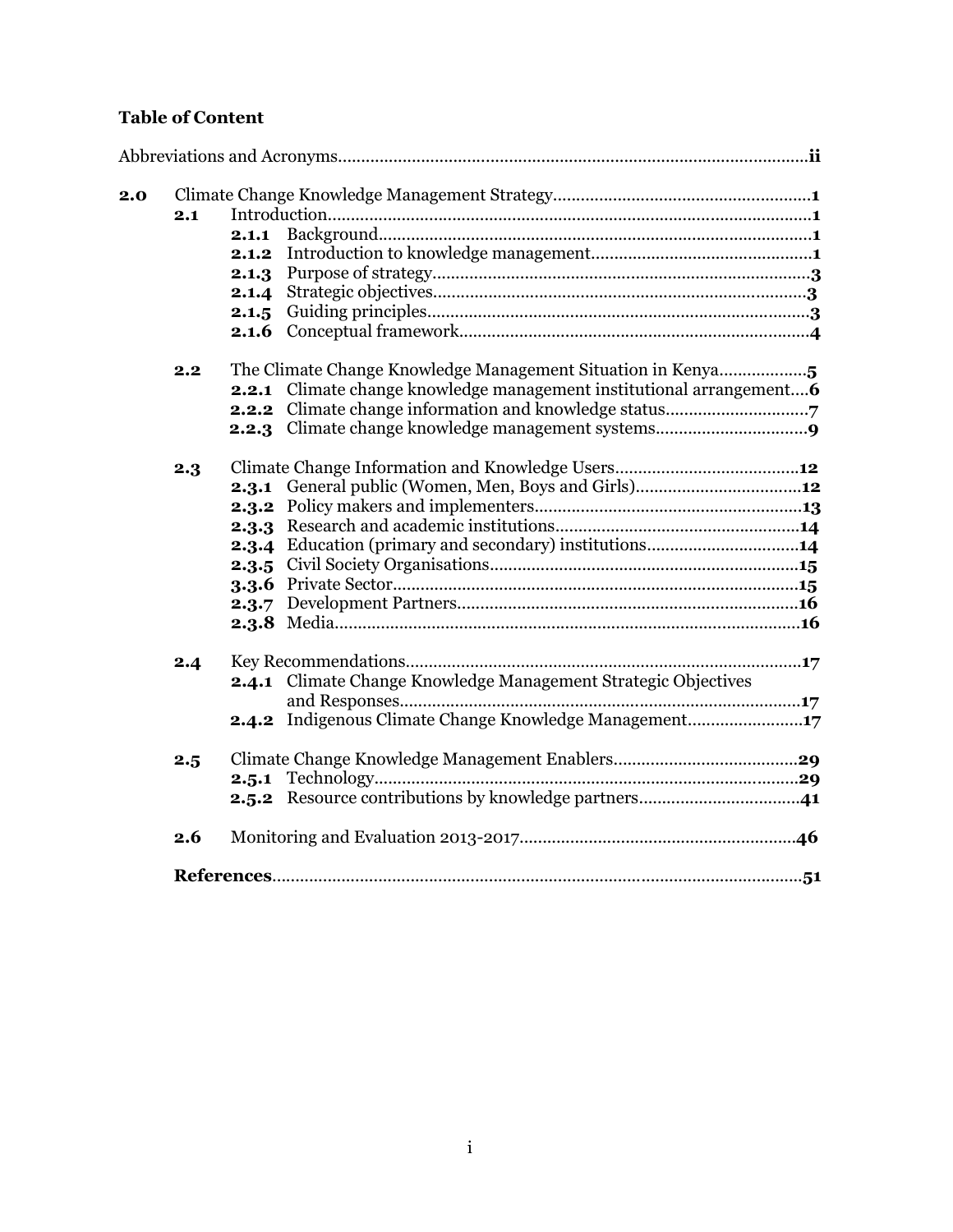**Table of Content**

Abbreviations and Acronyms........................................................................................................**ii**

**2.0** Climate Change Knowledge Management Strategy........................................................**1**

- **2.1** Introduction..........................................................................................................**1**
  - **2.1.1** Background..............................................................................................**1**
  - **2.1.2** Introduction to knowledge management................................................**1**
  - **2.1.3** Purpose of strategy..................................................................................**3**
  - **2.1.4** Strategic objectives..................................................................................**3**
  - **2.1.5** Guiding principles...................................................................................**3**
  - **2.1.6** Conceptual framework............................................................................**4**

- **2.2** The Climate Change Knowledge Management Situation in Kenya...................**5**
  - **2.2.1** Climate change knowledge management institutional arrangement....**6**
  - **2.2.2** Climate change information and knowledge status...............................**7**
  - **2.2.3** Climate change knowledge management systems.................................**9**

- **2.3** Climate Change Information and Knowledge Users........................................**12**
  - **2.3.1** General public (Women, Men, Boys and Girls)....................................**12**
  - **2.3.2** Policy makers and implementers...........................................................**13**
  - **2.3.3** Research and academic institutions......................................................**14**
  - **2.3.4** Education (primary and secondary) institutions..................................**14**
  - **2.3.5** Civil Society Organisations...................................................................**15**
  - **3.3.6** Private Sector.........................................................................................**15**
  - **2.3.7** Development Partners...........................................................................**16**
  - **2.3.8** Media.....................................................................................................**16**

- **2.4** Key Recommendations.......................................................................................**17**
  - **2.4.1** Climate Change Knowledge Management Strategic Objectives and Responses.......................................................................................**17**
  - **2.4.2** Indigenous Climate Change Knowledge Management.........................**17**

- **2.5** Climate Change Knowledge Management Enablers........................................**29**
  - **2.5.1** Technology............................................................................................**29**
  - **2.5.2** Resource contributions by knowledge partners....................................**41**

- **2.6** Monitoring and Evaluation 2013-2017............................................................**46**

**References**....................................................................................................................**51**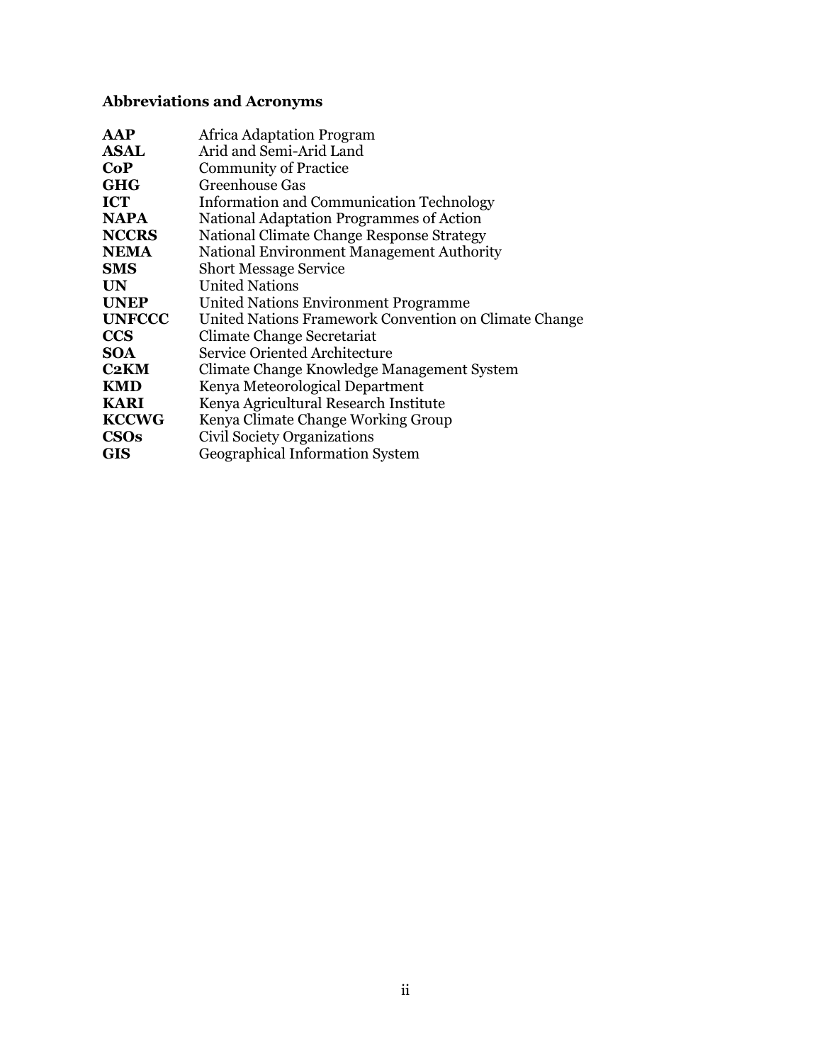## Abbreviations and Acronyms

| | |
|---|---|
| **AAP** | Africa Adaptation Program |
| **ASAL** | Arid and Semi-Arid Land |
| **CoP** | Community of Practice |
| **GHG** | Greenhouse Gas |
| **ICT** | Information and Communication Technology |
| **NAPA** | National Adaptation Programmes of Action |
| **NCCRS** | National Climate Change Response Strategy |
| **NEMA** | National Environment Management Authority |
| **SMS** | Short Message Service |
| **UN** | United Nations |
| **UNEP** | United Nations Environment Programme |
| **UNFCCC** | United Nations Framework Convention on Climate Change |
| **CCS** | Climate Change Secretariat |
| **SOA** | Service Oriented Architecture |
| **C2KM** | Climate Change Knowledge Management System |
| **KMD** | Kenya Meteorological Department |
| **KARI** | Kenya Agricultural Research Institute |
| **KCCWG** | Kenya Climate Change Working Group |
| **CSOs** | Civil Society Organizations |
| **GIS** | Geographical Information System |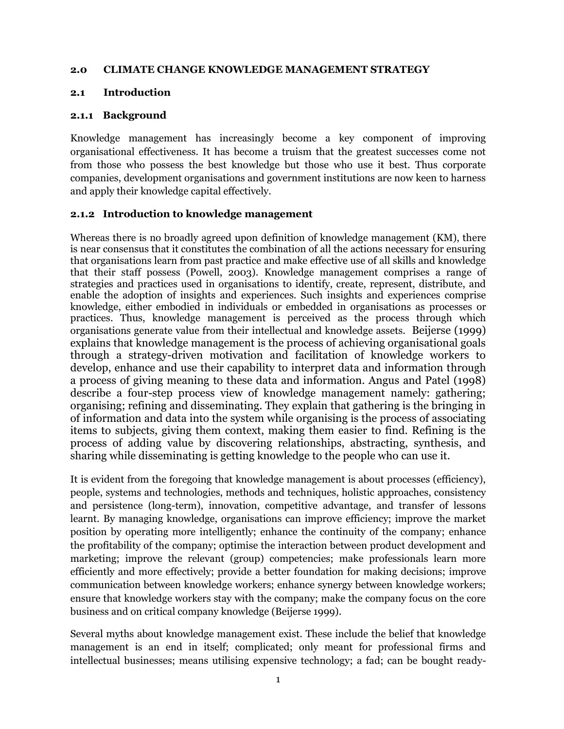## 2.0 CLIMATE CHANGE KNOWLEDGE MANAGEMENT STRATEGY

### 2.1 Introduction

#### 2.1.1 Background

Knowledge management has increasingly become a key component of improving organisational effectiveness. It has become a truism that the greatest successes come not from those who possess the best knowledge but those who use it best. Thus corporate companies, development organisations and government institutions are now keen to harness and apply their knowledge capital effectively.

#### 2.1.2 Introduction to knowledge management

Whereas there is no broadly agreed upon definition of knowledge management (KM), there is near consensus that it constitutes the combination of all the actions necessary for ensuring that organisations learn from past practice and make effective use of all skills and knowledge that their staff possess (Powell, 2003). Knowledge management comprises a range of strategies and practices used in organisations to identify, create, represent, distribute, and enable the adoption of insights and experiences. Such insights and experiences comprise knowledge, either embodied in individuals or embedded in organisations as processes or practices. Thus, knowledge management is perceived as the process through which organisations generate value from their intellectual and knowledge assets. Beijerse (1999) explains that knowledge management is the process of achieving organisational goals through a strategy-driven motivation and facilitation of knowledge workers to develop, enhance and use their capability to interpret data and information through a process of giving meaning to these data and information. Angus and Patel (1998) describe a four-step process view of knowledge management namely: gathering; organising; refining and disseminating. They explain that gathering is the bringing in of information and data into the system while organising is the process of associating items to subjects, giving them context, making them easier to find. Refining is the process of adding value by discovering relationships, abstracting, synthesis, and sharing while disseminating is getting knowledge to the people who can use it.

It is evident from the foregoing that knowledge management is about processes (efficiency), people, systems and technologies, methods and techniques, holistic approaches, consistency and persistence (long-term), innovation, competitive advantage, and transfer of lessons learnt. By managing knowledge, organisations can improve efficiency; improve the market position by operating more intelligently; enhance the continuity of the company; enhance the profitability of the company; optimise the interaction between product development and marketing; improve the relevant (group) competencies; make professionals learn more efficiently and more effectively; provide a better foundation for making decisions; improve communication between knowledge workers; enhance synergy between knowledge workers; ensure that knowledge workers stay with the company; make the company focus on the core business and on critical company knowledge (Beijerse 1999).

Several myths about knowledge management exist. These include the belief that knowledge management is an end in itself; complicated; only meant for professional firms and intellectual businesses; means utilising expensive technology; a fad; can be bought ready-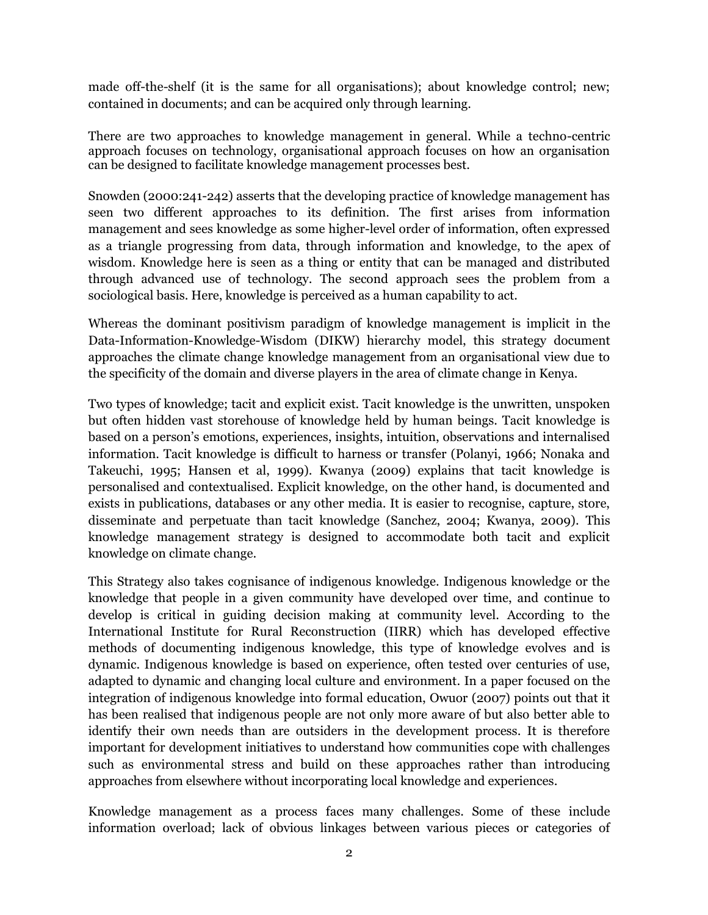made off-the-shelf (it is the same for all organisations); about knowledge control; new; contained in documents; and can be acquired only through learning.

There are two approaches to knowledge management in general. While a techno-centric approach focuses on technology, organisational approach focuses on how an organisation can be designed to facilitate knowledge management processes best.

Snowden (2000:241-242) asserts that the developing practice of knowledge management has seen two different approaches to its definition. The first arises from information management and sees knowledge as some higher-level order of information, often expressed as a triangle progressing from data, through information and knowledge, to the apex of wisdom. Knowledge here is seen as a thing or entity that can be managed and distributed through advanced use of technology. The second approach sees the problem from a sociological basis. Here, knowledge is perceived as a human capability to act.

Whereas the dominant positivism paradigm of knowledge management is implicit in the Data-Information-Knowledge-Wisdom (DIKW) hierarchy model, this strategy document approaches the climate change knowledge management from an organisational view due to the specificity of the domain and diverse players in the area of climate change in Kenya.

Two types of knowledge; tacit and explicit exist. Tacit knowledge is the unwritten, unspoken but often hidden vast storehouse of knowledge held by human beings. Tacit knowledge is based on a person's emotions, experiences, insights, intuition, observations and internalised information. Tacit knowledge is difficult to harness or transfer (Polanyi, 1966; Nonaka and Takeuchi, 1995; Hansen et al, 1999). Kwanya (2009) explains that tacit knowledge is personalised and contextualised. Explicit knowledge, on the other hand, is documented and exists in publications, databases or any other media. It is easier to recognise, capture, store, disseminate and perpetuate than tacit knowledge (Sanchez, 2004; Kwanya, 2009). This knowledge management strategy is designed to accommodate both tacit and explicit knowledge on climate change.

This Strategy also takes cognisance of indigenous knowledge. Indigenous knowledge or the knowledge that people in a given community have developed over time, and continue to develop is critical in guiding decision making at community level. According to the International Institute for Rural Reconstruction (IIRR) which has developed effective methods of documenting indigenous knowledge, this type of knowledge evolves and is dynamic. Indigenous knowledge is based on experience, often tested over centuries of use, adapted to dynamic and changing local culture and environment. In a paper focused on the integration of indigenous knowledge into formal education, Owuor (2007) points out that it has been realised that indigenous people are not only more aware of but also better able to identify their own needs than are outsiders in the development process. It is therefore important for development initiatives to understand how communities cope with challenges such as environmental stress and build on these approaches rather than introducing approaches from elsewhere without incorporating local knowledge and experiences.

Knowledge management as a process faces many challenges. Some of these include information overload; lack of obvious linkages between various pieces or categories of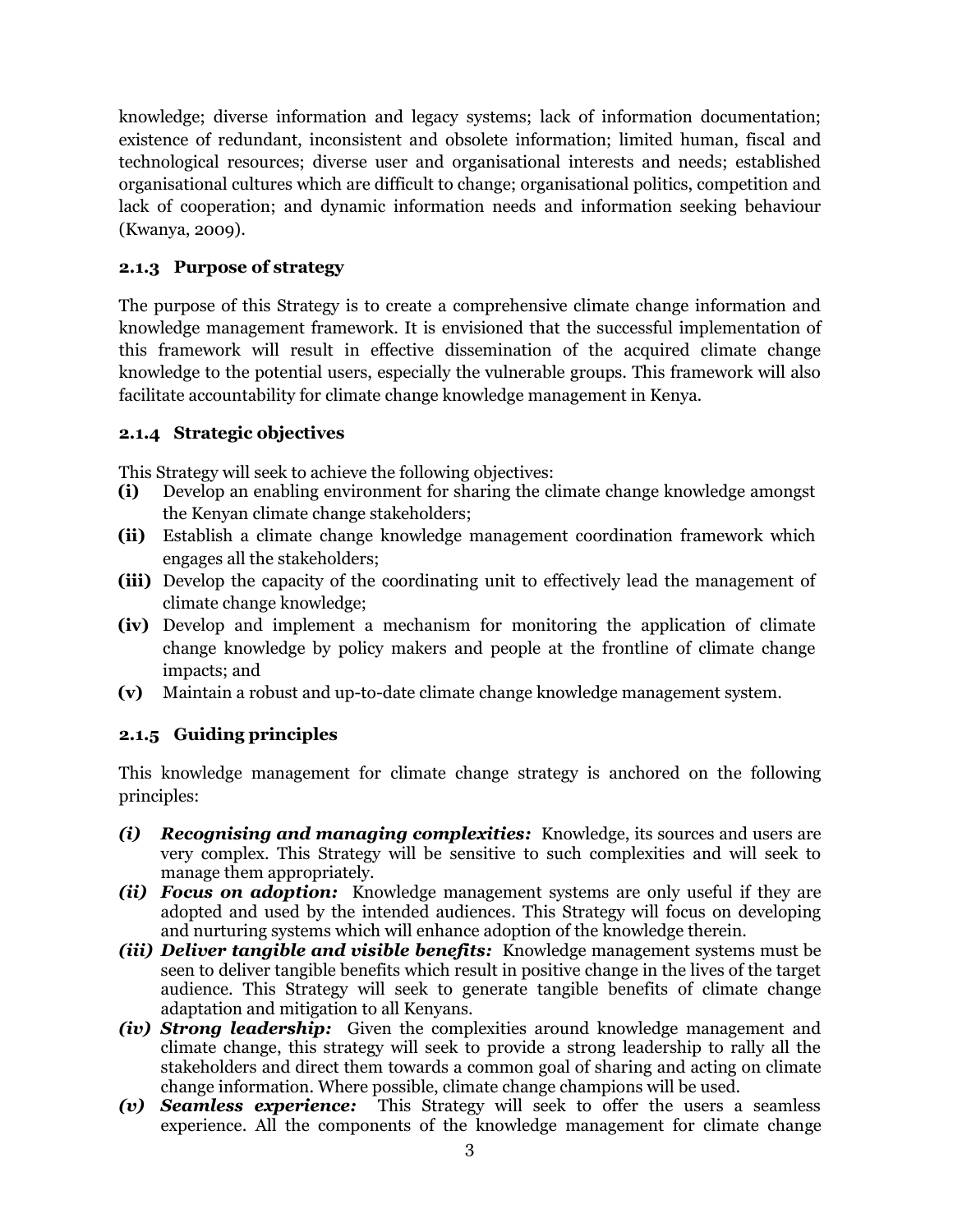knowledge; diverse information and legacy systems; lack of information documentation; existence of redundant, inconsistent and obsolete information; limited human, fiscal and technological resources; diverse user and organisational interests and needs; established organisational cultures which are difficult to change; organisational politics, competition and lack of cooperation; and dynamic information needs and information seeking behaviour (Kwanya, 2009).

### 2.1.3 Purpose of strategy

The purpose of this Strategy is to create a comprehensive climate change information and knowledge management framework. It is envisioned that the successful implementation of this framework will result in effective dissemination of the acquired climate change knowledge to the potential users, especially the vulnerable groups. This framework will also facilitate accountability for climate change knowledge management in Kenya.

### 2.1.4 Strategic objectives

This Strategy will seek to achieve the following objectives:

**(i)** Develop an enabling environment for sharing the climate change knowledge amongst the Kenyan climate change stakeholders;

**(ii)** Establish a climate change knowledge management coordination framework which engages all the stakeholders;

**(iii)** Develop the capacity of the coordinating unit to effectively lead the management of climate change knowledge;

**(iv)** Develop and implement a mechanism for monitoring the application of climate change knowledge by policy makers and people at the frontline of climate change impacts; and

**(v)** Maintain a robust and up-to-date climate change knowledge management system.

### 2.1.5 Guiding principles

This knowledge management for climate change strategy is anchored on the following principles:

***(i) Recognising and managing complexities:*** Knowledge, its sources and users are very complex. This Strategy will be sensitive to such complexities and will seek to manage them appropriately.

***(ii) Focus on adoption:*** Knowledge management systems are only useful if they are adopted and used by the intended audiences. This Strategy will focus on developing and nurturing systems which will enhance adoption of the knowledge therein.

***(iii) Deliver tangible and visible benefits:*** Knowledge management systems must be seen to deliver tangible benefits which result in positive change in the lives of the target audience. This Strategy will seek to generate tangible benefits of climate change adaptation and mitigation to all Kenyans.

***(iv) Strong leadership:*** Given the complexities around knowledge management and climate change, this strategy will seek to provide a strong leadership to rally all the stakeholders and direct them towards a common goal of sharing and acting on climate change information. Where possible, climate change champions will be used.

***(v) Seamless experience:*** This Strategy will seek to offer the users a seamless experience. All the components of the knowledge management for climate change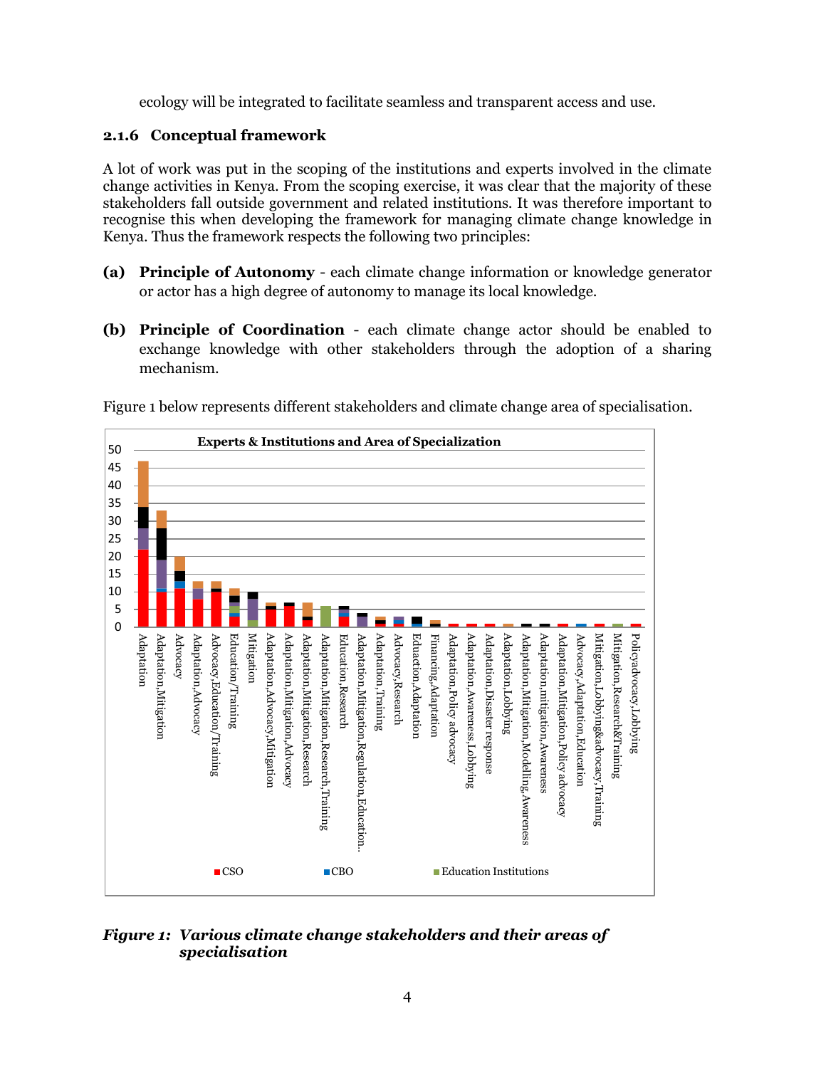ecology will be integrated to facilitate seamless and transparent access and use.

### 2.1.6 Conceptual framework

A lot of work was put in the scoping of the institutions and experts involved in the climate change activities in Kenya. From the scoping exercise, it was clear that the majority of these stakeholders fall outside government and related institutions. It was therefore important to recognise this when developing the framework for managing climate change knowledge in Kenya. Thus the framework respects the following two principles:

**(a) Principle of Autonomy** - each climate change information or knowledge generator or actor has a high degree of autonomy to manage its local knowledge.

**(b) Principle of Coordination** - each climate change actor should be enabled to exchange knowledge with other stakeholders through the adoption of a sharing mechanism.

Figure 1 below represents different stakeholders and climate change area of specialisation.

Experts & Institutions and Area of Specialization

50
45
40
35
30
25
20
15
10
5
0

Adaptation
Adaptation,Mitigation
Advocacy
Adaptation,Advocacy
Advocacy,Education/Training
Education/Training
Mitigation
Adaptation,Advocacy,Mitigation
Adaptation,Mitigation,Advocacy
Adaptation,Mitigation,Research
Adaptation,Mitigation,Research,Training
Education,Research
Adaptation,Mitigation,Regulation,Education...
Adaptation,Training
Advocacy,Research
Education,Adaptation
Financing,Adaptation
Adaptation,Policy advocacy
Adaptation,Awareness,Lobbying
Adaptation,Disaster response
Adaptation,Lobbying
Adaptation,Mitigation,Modelling,Awareness
Adaptation,mitigation,Awareness
Adaptation,Mitigation,Policy advocacy
Advocacy,Adaptation,Education
Mitigation,Lobbying&advocacy,Training
Mitigation,Research&Training
Policyadvocacy,Lobbying

CSO
CBO
Education Institutions

*Figure 1: Various climate change stakeholders and their areas of specialisation*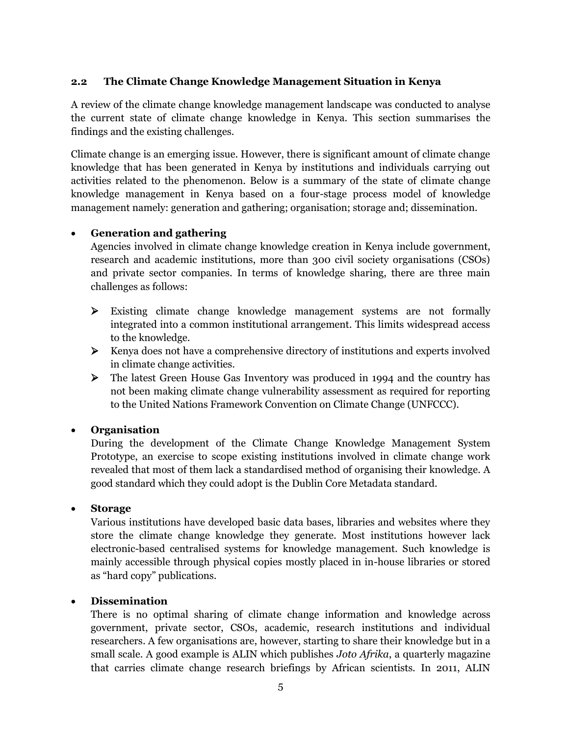## 2.2 The Climate Change Knowledge Management Situation in Kenya

A review of the climate change knowledge management landscape was conducted to analyse the current state of climate change knowledge in Kenya. This section summarises the findings and the existing challenges.

Climate change is an emerging issue. However, there is significant amount of climate change knowledge that has been generated in Kenya by institutions and individuals carrying out activities related to the phenomenon. Below is a summary of the state of climate change knowledge management in Kenya based on a four-stage process model of knowledge management namely: generation and gathering; organisation; storage and; dissemination.

- **Generation and gathering**
  Agencies involved in climate change knowledge creation in Kenya include government, research and academic institutions, more than 300 civil society organisations (CSOs) and private sector companies. In terms of knowledge sharing, there are three main challenges as follows:
    - Existing climate change knowledge management systems are not formally integrated into a common institutional arrangement. This limits widespread access to the knowledge.
    - Kenya does not have a comprehensive directory of institutions and experts involved in climate change activities.
    - The latest Green House Gas Inventory was produced in 1994 and the country has not been making climate change vulnerability assessment as required for reporting to the United Nations Framework Convention on Climate Change (UNFCCC).

- **Organisation**
  During the development of the Climate Change Knowledge Management System Prototype, an exercise to scope existing institutions involved in climate change work revealed that most of them lack a standardised method of organising their knowledge. A good standard which they could adopt is the Dublin Core Metadata standard.

- **Storage**
  Various institutions have developed basic data bases, libraries and websites where they store the climate change knowledge they generate. Most institutions however lack electronic-based centralised systems for knowledge management. Such knowledge is mainly accessible through physical copies mostly placed in in-house libraries or stored as "hard copy" publications.

- **Dissemination**
  There is no optimal sharing of climate change information and knowledge across government, private sector, CSOs, academic, research institutions and individual researchers. A few organisations are, however, starting to share their knowledge but in a small scale. A good example is ALIN which publishes *Joto Afrika*, a quarterly magazine that carries climate change research briefings by African scientists. In 2011, ALIN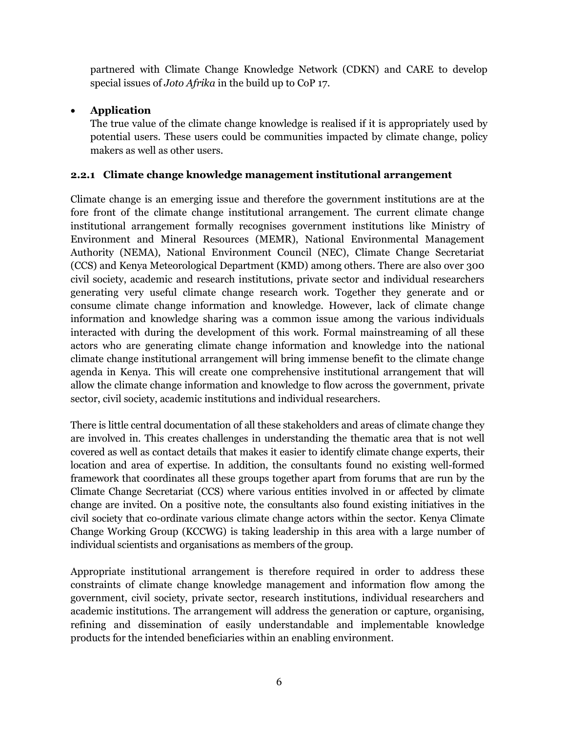partnered with Climate Change Knowledge Network (CDKN) and CARE to develop special issues of *Joto Afrika* in the build up to CoP 17.

- **Application**
  The true value of the climate change knowledge is realised if it is appropriately used by potential users. These users could be communities impacted by climate change, policy makers as well as other users.

### 2.2.1 Climate change knowledge management institutional arrangement

Climate change is an emerging issue and therefore the government institutions are at the fore front of the climate change institutional arrangement. The current climate change institutional arrangement formally recognises government institutions like Ministry of Environment and Mineral Resources (MEMR), National Environmental Management Authority (NEMA), National Environment Council (NEC), Climate Change Secretariat (CCS) and Kenya Meteorological Department (KMD) among others. There are also over 300 civil society, academic and research institutions, private sector and individual researchers generating very useful climate change research work. Together they generate and or consume climate change information and knowledge. However, lack of climate change information and knowledge sharing was a common issue among the various individuals interacted with during the development of this work. Formal mainstreaming of all these actors who are generating climate change information and knowledge into the national climate change institutional arrangement will bring immense benefit to the climate change agenda in Kenya. This will create one comprehensive institutional arrangement that will allow the climate change information and knowledge to flow across the government, private sector, civil society, academic institutions and individual researchers.

There is little central documentation of all these stakeholders and areas of climate change they are involved in. This creates challenges in understanding the thematic area that is not well covered as well as contact details that makes it easier to identify climate change experts, their location and area of expertise. In addition, the consultants found no existing well-formed framework that coordinates all these groups together apart from forums that are run by the Climate Change Secretariat (CCS) where various entities involved in or affected by climate change are invited. On a positive note, the consultants also found existing initiatives in the civil society that co-ordinate various climate change actors within the sector. Kenya Climate Change Working Group (KCCWG) is taking leadership in this area with a large number of individual scientists and organisations as members of the group.

Appropriate institutional arrangement is therefore required in order to address these constraints of climate change knowledge management and information flow among the government, civil society, private sector, research institutions, individual researchers and academic institutions. The arrangement will address the generation or capture, organising, refining and dissemination of easily understandable and implementable knowledge products for the intended beneficiaries within an enabling environment.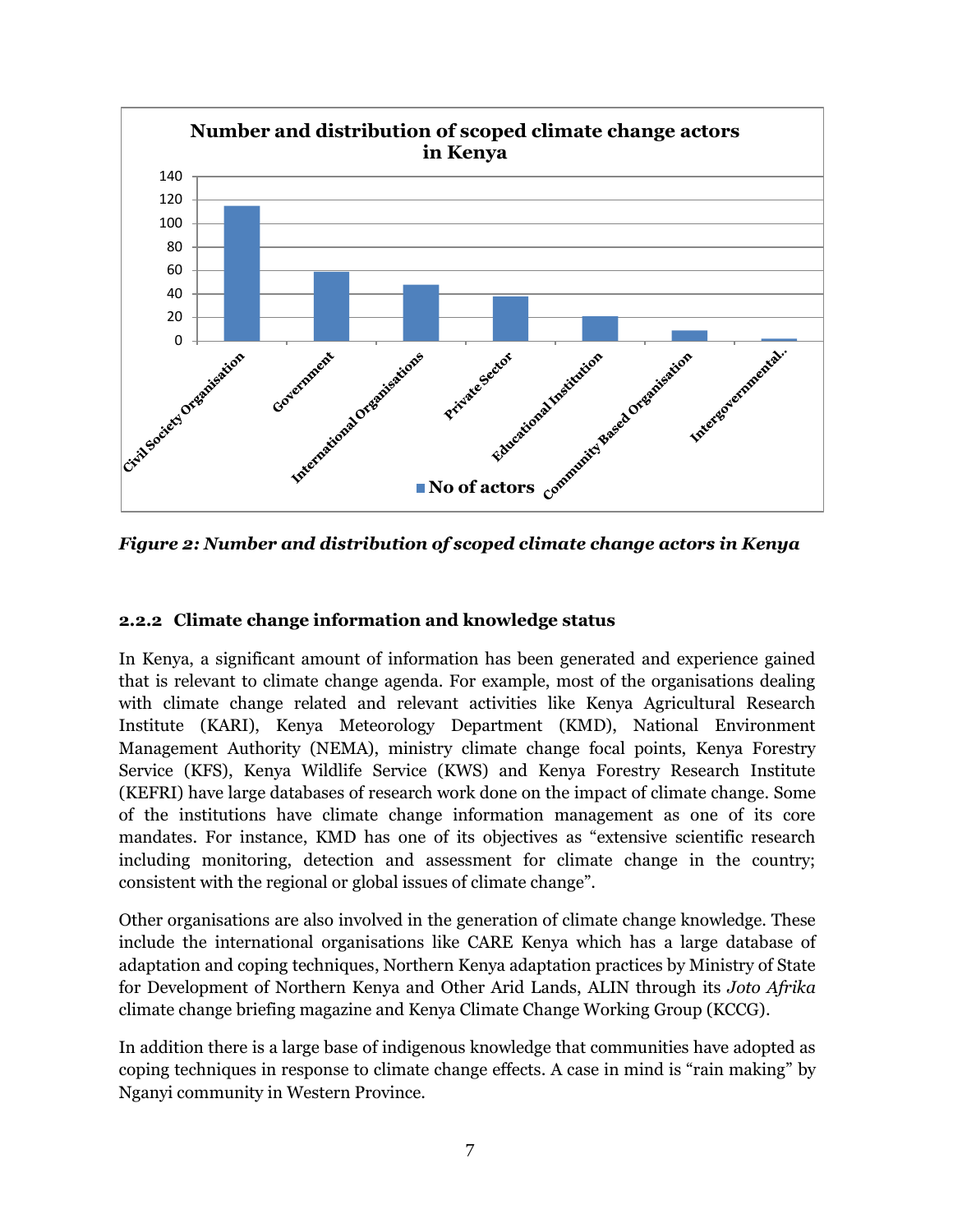Number and distribution of scoped climate change actors in Kenya

140
120
100
80
60
40
20
0

Civil Society Organisation
Government
International Organisations
Private Sector
Educational Institution
Community Based Organisation
Intergovernmental..

No of actors

*Figure 2: Number and distribution of scoped climate change actors in Kenya*

### 2.2.2 Climate change information and knowledge status

In Kenya, a significant amount of information has been generated and experience gained that is relevant to climate change agenda. For example, most of the organisations dealing with climate change related and relevant activities like Kenya Agricultural Research Institute (KARI), Kenya Meteorology Department (KMD), National Environment Management Authority (NEMA), ministry climate change focal points, Kenya Forestry Service (KFS), Kenya Wildlife Service (KWS) and Kenya Forestry Research Institute (KEFRI) have large databases of research work done on the impact of climate change. Some of the institutions have climate change information management as one of its core mandates. For instance, KMD has one of its objectives as "extensive scientific research including monitoring, detection and assessment for climate change in the country; consistent with the regional or global issues of climate change".

Other organisations are also involved in the generation of climate change knowledge. These include the international organisations like CARE Kenya which has a large database of adaptation and coping techniques, Northern Kenya adaptation practices by Ministry of State for Development of Northern Kenya and Other Arid Lands, ALIN through its *Joto Afrika* climate change briefing magazine and Kenya Climate Change Working Group (KCCG).

In addition there is a large base of indigenous knowledge that communities have adopted as coping techniques in response to climate change effects. A case in mind is "rain making" by Nganyi community in Western Province.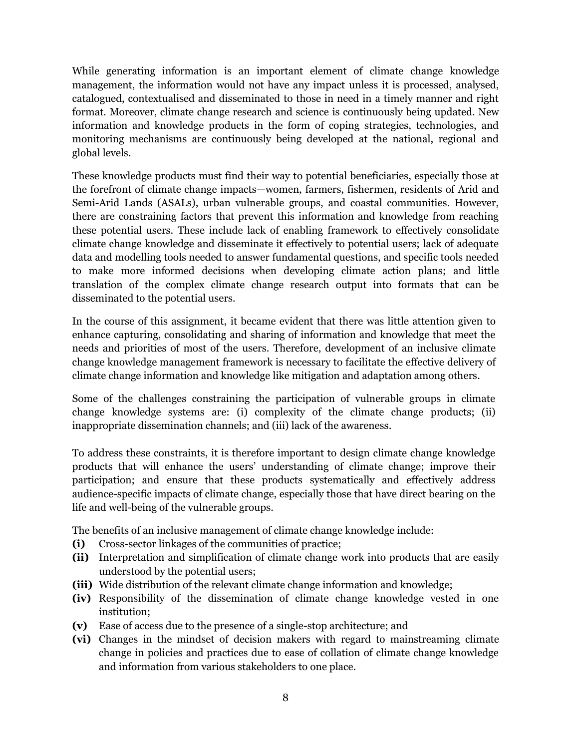While generating information is an important element of climate change knowledge management, the information would not have any impact unless it is processed, analysed, catalogued, contextualised and disseminated to those in need in a timely manner and right format. Moreover, climate change research and science is continuously being updated. New information and knowledge products in the form of coping strategies, technologies, and monitoring mechanisms are continuously being developed at the national, regional and global levels.

These knowledge products must find their way to potential beneficiaries, especially those at the forefront of climate change impacts—women, farmers, fishermen, residents of Arid and Semi-Arid Lands (ASALs), urban vulnerable groups, and coastal communities. However, there are constraining factors that prevent this information and knowledge from reaching these potential users. These include lack of enabling framework to effectively consolidate climate change knowledge and disseminate it effectively to potential users; lack of adequate data and modelling tools needed to answer fundamental questions, and specific tools needed to make more informed decisions when developing climate action plans; and little translation of the complex climate change research output into formats that can be disseminated to the potential users.

In the course of this assignment, it became evident that there was little attention given to enhance capturing, consolidating and sharing of information and knowledge that meet the needs and priorities of most of the users. Therefore, development of an inclusive climate change knowledge management framework is necessary to facilitate the effective delivery of climate change information and knowledge like mitigation and adaptation among others.

Some of the challenges constraining the participation of vulnerable groups in climate change knowledge systems are: (i) complexity of the climate change products; (ii) inappropriate dissemination channels; and (iii) lack of the awareness.

To address these constraints, it is therefore important to design climate change knowledge products that will enhance the users' understanding of climate change; improve their participation; and ensure that these products systematically and effectively address audience-specific impacts of climate change, especially those that have direct bearing on the life and well-being of the vulnerable groups.

The benefits of an inclusive management of climate change knowledge include:

- **(i)** Cross-sector linkages of the communities of practice;
- **(ii)** Interpretation and simplification of climate change work into products that are easily understood by the potential users;
- **(iii)** Wide distribution of the relevant climate change information and knowledge;
- **(iv)** Responsibility of the dissemination of climate change knowledge vested in one institution;
- **(v)** Ease of access due to the presence of a single-stop architecture; and
- **(vi)** Changes in the mindset of decision makers with regard to mainstreaming climate change in policies and practices due to ease of collation of climate change knowledge and information from various stakeholders to one place.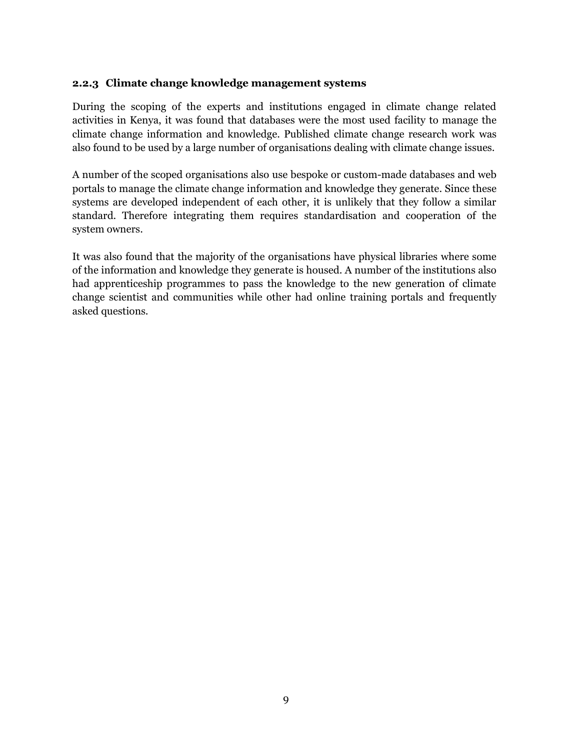### 2.2.3 Climate change knowledge management systems

During the scoping of the experts and institutions engaged in climate change related activities in Kenya, it was found that databases were the most used facility to manage the climate change information and knowledge. Published climate change research work was also found to be used by a large number of organisations dealing with climate change issues.

A number of the scoped organisations also use bespoke or custom-made databases and web portals to manage the climate change information and knowledge they generate. Since these systems are developed independent of each other, it is unlikely that they follow a similar standard. Therefore integrating them requires standardisation and cooperation of the system owners.

It was also found that the majority of the organisations have physical libraries where some of the information and knowledge they generate is housed. A number of the institutions also had apprenticeship programmes to pass the knowledge to the new generation of climate change scientist and communities while other had online training portals and frequently asked questions.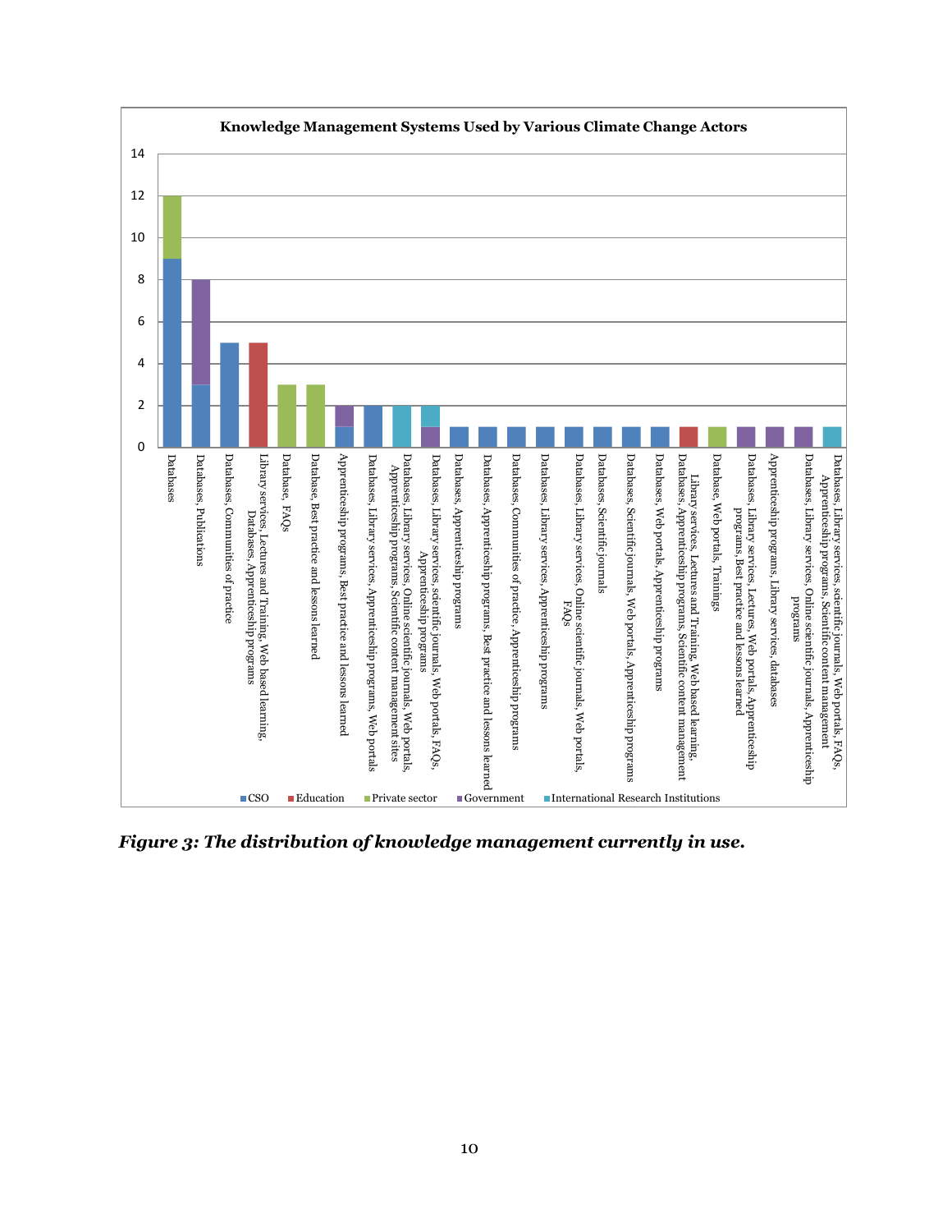Knowledge Management Systems Used by Various Climate Change Actors

14
12
10
8
6
4
2
0

Databases
Databases, Publications
Databases, Communities of practice
Library services, Lectures and Training, Web based learning, Databases, Apprenticeship programs
Database, FAQs
Database, Best practice and lessons learned
Apprenticeship programs, Best practice and lessons learned
Databases, Library services, Apprenticeship programs, Web portals
Databases, Library services, Online scientific journals, Web portals, Apprenticeship programs, Scientific content management sites
Databases, Library services, scientific journals, Web portals, FAQs, Apprenticeship programs
Databases, Apprenticeship programs
Databases, Apprenticeship programs, Best practice and lessons learned
Databases, Communities of practice, Apprenticeship programs
Databases, Library services, Apprenticeship programs
Databases, Library services, Online scientific journals, Web portals, FAQs
Databases, Scientific journals
Databases, Scientificjournals, Web portals, Apprenticeship programs
Databases, Web portals, Apprenticeship programs
Library services, Lectures and Training, Web based learning, Databases, Apprenticeship programs, Scientific content management
Database, Web portals, Trainings
Databases, Library services, Lectures, Web portals, Apprenticeship programs, Best practice and lessons learned
Apprenticeship programs, Library services, databases
Databases, Library services, Online scientific journals, Apprenticeship programs
Databases, Library services, scientific journals, Web portals, FAQs, Apprenticeship programs, Scientific content management

CSO
Education
Private sector
Government
International Research Institutions

*Figure 3: The distribution of knowledge management currently in use.*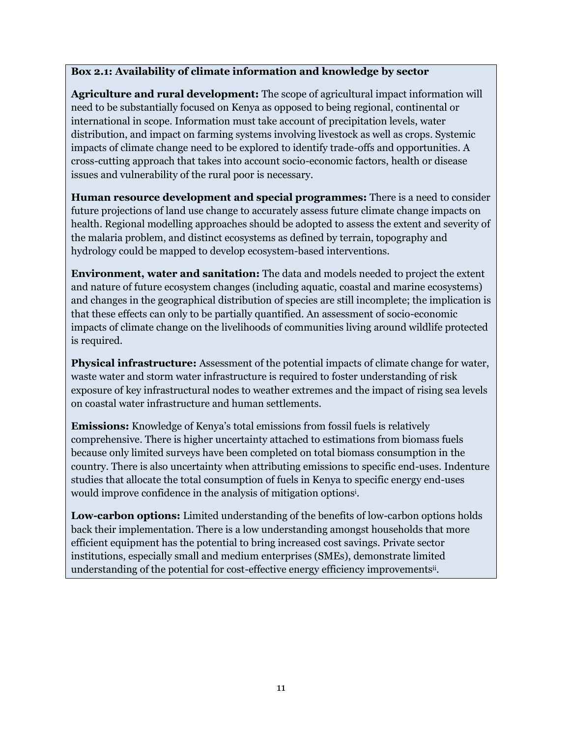**Box 2.1: Availability of climate information and knowledge by sector**

**Agriculture and rural development:** The scope of agricultural impact information will need to be substantially focused on Kenya as opposed to being regional, continental or international in scope. Information must take account of precipitation levels, water distribution, and impact on farming systems involving livestock as well as crops. Systemic impacts of climate change need to be explored to identify trade-offs and opportunities. A cross-cutting approach that takes into account socio-economic factors, health or disease issues and vulnerability of the rural poor is necessary.

**Human resource development and special programmes:** There is a need to consider future projections of land use change to accurately assess future climate change impacts on health. Regional modelling approaches should be adopted to assess the extent and severity of the malaria problem, and distinct ecosystems as defined by terrain, topography and hydrology could be mapped to develop ecosystem-based interventions.

**Environment, water and sanitation:** The data and models needed to project the extent and nature of future ecosystem changes (including aquatic, coastal and marine ecosystems) and changes in the geographical distribution of species are still incomplete; the implication is that these effects can only to be partially quantified. An assessment of socio-economic impacts of climate change on the livelihoods of communities living around wildlife protected is required.

**Physical infrastructure:** Assessment of the potential impacts of climate change for water, waste water and storm water infrastructure is required to foster understanding of risk exposure of key infrastructural nodes to weather extremes and the impact of rising sea levels on coastal water infrastructure and human settlements.

**Emissions:** Knowledge of Kenya's total emissions from fossil fuels is relatively comprehensive. There is higher uncertainty attached to estimations from biomass fuels because only limited surveys have been completed on total biomass consumption in the country. There is also uncertainty when attributing emissions to specific end-uses. Indenture studies that allocate the total consumption of fuels in Kenya to specific energy end-uses would improve confidence in the analysis of mitigation options[i].

**Low-carbon options:** Limited understanding of the benefits of low-carbon options holds back their implementation. There is a low understanding amongst households that more efficient equipment has the potential to bring increased cost savings. Private sector institutions, especially small and medium enterprises (SMEs), demonstrate limited understanding of the potential for cost-effective energy efficiency improvements[ii].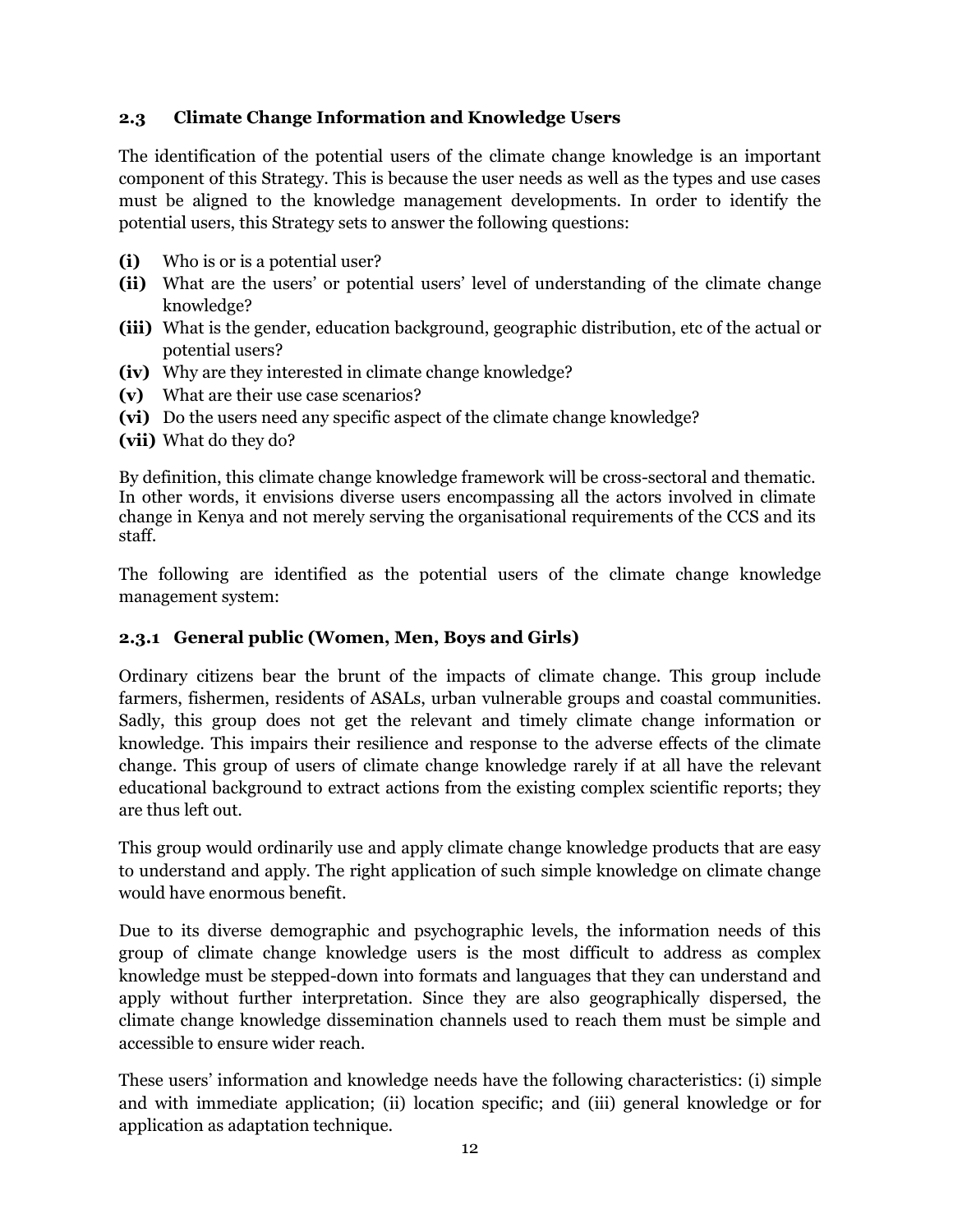### 2.3 Climate Change Information and Knowledge Users

The identification of the potential users of the climate change knowledge is an important component of this Strategy. This is because the user needs as well as the types and use cases must be aligned to the knowledge management developments. In order to identify the potential users, this Strategy sets to answer the following questions:

- **(i)** Who is or is a potential user?
- **(ii)** What are the users' or potential users' level of understanding of the climate change knowledge?
- **(iii)** What is the gender, education background, geographic distribution, etc of the actual or potential users?
- **(iv)** Why are they interested in climate change knowledge?
- **(v)** What are their use case scenarios?
- **(vi)** Do the users need any specific aspect of the climate change knowledge?
- **(vii)** What do they do?

By definition, this climate change knowledge framework will be cross-sectoral and thematic. In other words, it envisions diverse users encompassing all the actors involved in climate change in Kenya and not merely serving the organisational requirements of the CCS and its staff.

The following are identified as the potential users of the climate change knowledge management system:

#### 2.3.1 General public (Women, Men, Boys and Girls)

Ordinary citizens bear the brunt of the impacts of climate change. This group include farmers, fishermen, residents of ASALs, urban vulnerable groups and coastal communities. Sadly, this group does not get the relevant and timely climate change information or knowledge. This impairs their resilience and response to the adverse effects of the climate change. This group of users of climate change knowledge rarely if at all have the relevant educational background to extract actions from the existing complex scientific reports; they are thus left out.

This group would ordinarily use and apply climate change knowledge products that are easy to understand and apply. The right application of such simple knowledge on climate change would have enormous benefit.

Due to its diverse demographic and psychographic levels, the information needs of this group of climate change knowledge users is the most difficult to address as complex knowledge must be stepped-down into formats and languages that they can understand and apply without further interpretation. Since they are also geographically dispersed, the climate change knowledge dissemination channels used to reach them must be simple and accessible to ensure wider reach.

These users' information and knowledge needs have the following characteristics: (i) simple and with immediate application; (ii) location specific; and (iii) general knowledge or for application as adaptation technique.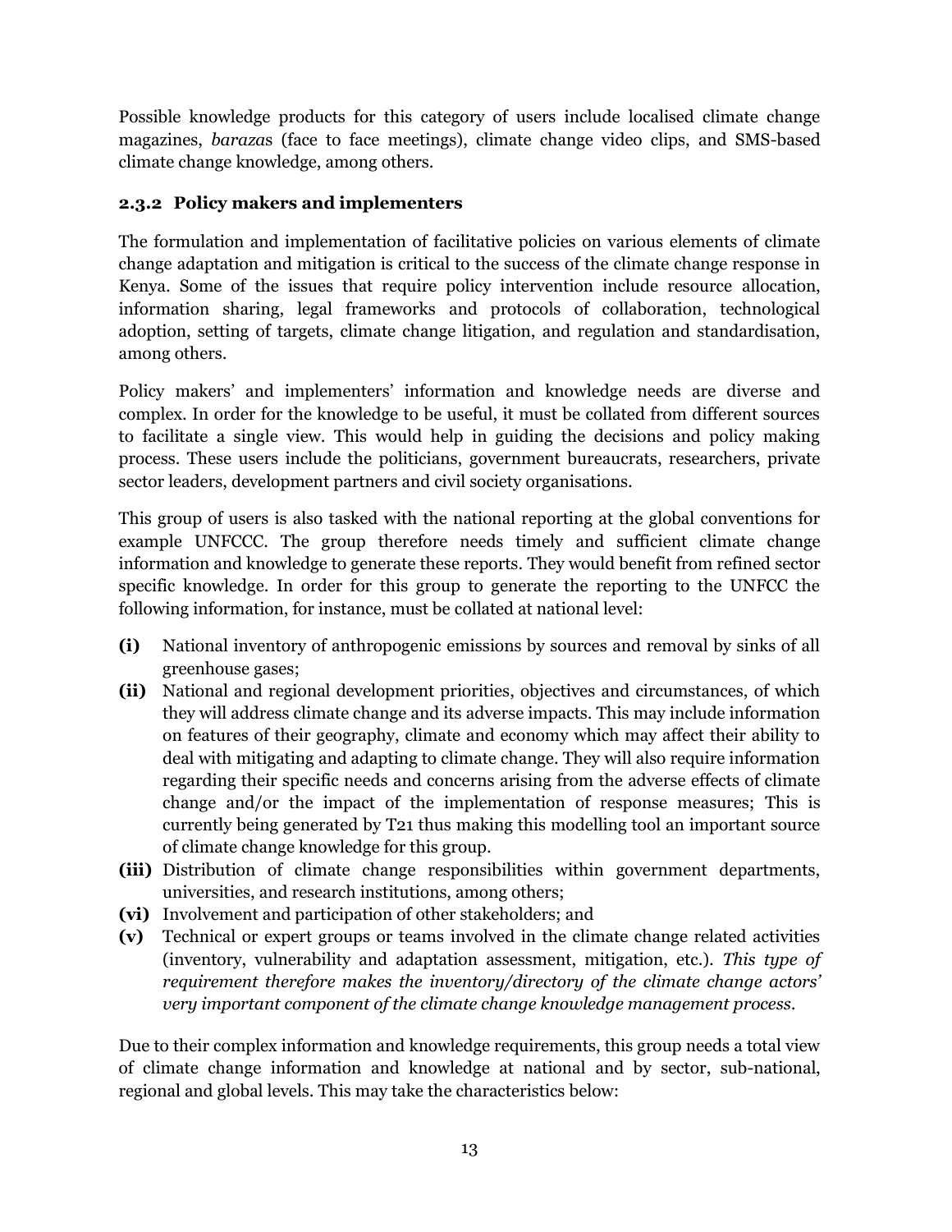Possible knowledge products for this category of users include localised climate change magazines, *baraza*s (face to face meetings), climate change video clips, and SMS-based climate change knowledge, among others.

### 2.3.2 Policy makers and implementers

The formulation and implementation of facilitative policies on various elements of climate change adaptation and mitigation is critical to the success of the climate change response in Kenya. Some of the issues that require policy intervention include resource allocation, information sharing, legal frameworks and protocols of collaboration, technological adoption, setting of targets, climate change litigation, and regulation and standardisation, among others.

Policy makers' and implementers' information and knowledge needs are diverse and complex. In order for the knowledge to be useful, it must be collated from different sources to facilitate a single view. This would help in guiding the decisions and policy making process. These users include the politicians, government bureaucrats, researchers, private sector leaders, development partners and civil society organisations.

This group of users is also tasked with the national reporting at the global conventions for example UNFCCC. The group therefore needs timely and sufficient climate change information and knowledge to generate these reports. They would benefit from refined sector specific knowledge. In order for this group to generate the reporting to the UNFCC the following information, for instance, must be collated at national level:

- **(i)** National inventory of anthropogenic emissions by sources and removal by sinks of all greenhouse gases;
- **(ii)** National and regional development priorities, objectives and circumstances, of which they will address climate change and its adverse impacts. This may include information on features of their geography, climate and economy which may affect their ability to deal with mitigating and adapting to climate change. They will also require information regarding their specific needs and concerns arising from the adverse effects of climate change and/or the impact of the implementation of response measures; This is currently being generated by T21 thus making this modelling tool an important source of climate change knowledge for this group.
- **(iii)** Distribution of climate change responsibilities within government departments, universities, and research institutions, among others;
- **(vi)** Involvement and participation of other stakeholders; and
- **(v)** Technical or expert groups or teams involved in the climate change related activities (inventory, vulnerability and adaptation assessment, mitigation, etc.). *This type of requirement therefore makes the inventory/directory of the climate change actors' very important component of the climate change knowledge management process.*

Due to their complex information and knowledge requirements, this group needs a total view of climate change information and knowledge at national and by sector, sub-national, regional and global levels. This may take the characteristics below: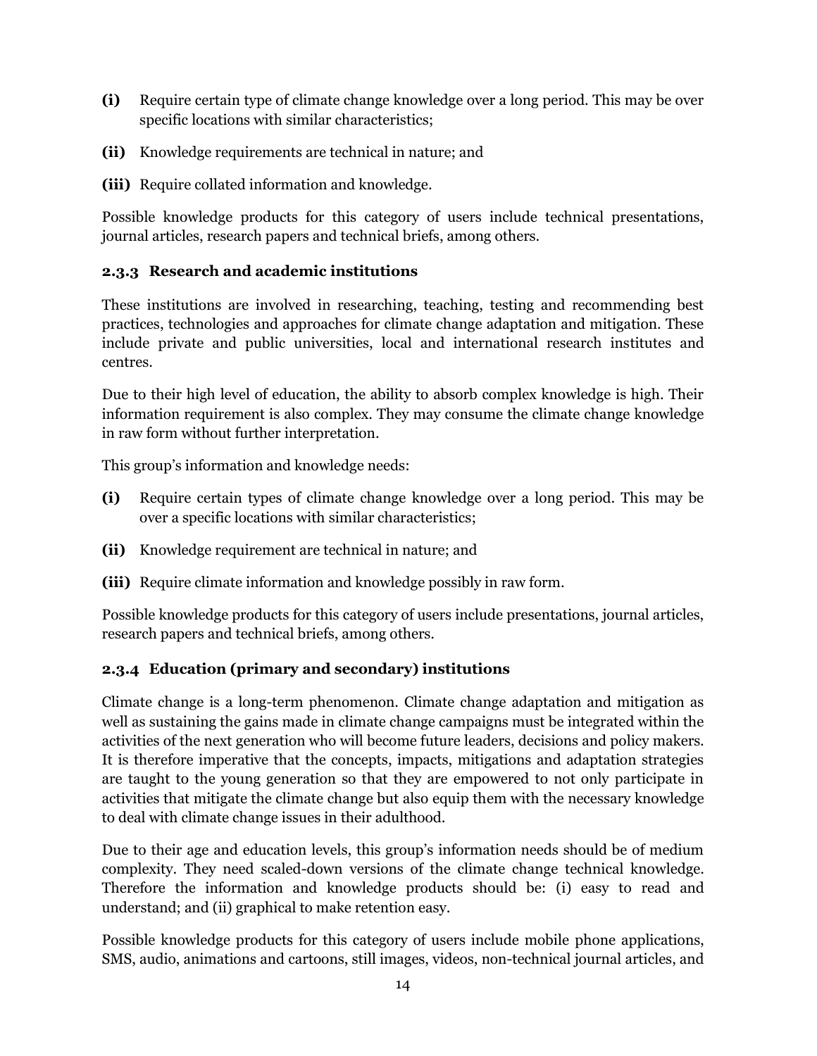- **(i)** Require certain type of climate change knowledge over a long period. This may be over specific locations with similar characteristics;
- **(ii)** Knowledge requirements are technical in nature; and
- **(iii)** Require collated information and knowledge.

Possible knowledge products for this category of users include technical presentations, journal articles, research papers and technical briefs, among others.

### 2.3.3 Research and academic institutions

These institutions are involved in researching, teaching, testing and recommending best practices, technologies and approaches for climate change adaptation and mitigation. These include private and public universities, local and international research institutes and centres.

Due to their high level of education, the ability to absorb complex knowledge is high. Their information requirement is also complex. They may consume the climate change knowledge in raw form without further interpretation.

This group's information and knowledge needs:

- **(i)** Require certain types of climate change knowledge over a long period. This may be over a specific locations with similar characteristics;
- **(ii)** Knowledge requirement are technical in nature; and
- **(iii)** Require climate information and knowledge possibly in raw form.

Possible knowledge products for this category of users include presentations, journal articles, research papers and technical briefs, among others.

### 2.3.4 Education (primary and secondary) institutions

Climate change is a long-term phenomenon. Climate change adaptation and mitigation as well as sustaining the gains made in climate change campaigns must be integrated within the activities of the next generation who will become future leaders, decisions and policy makers. It is therefore imperative that the concepts, impacts, mitigations and adaptation strategies are taught to the young generation so that they are empowered to not only participate in activities that mitigate the climate change but also equip them with the necessary knowledge to deal with climate change issues in their adulthood.

Due to their age and education levels, this group's information needs should be of medium complexity. They need scaled-down versions of the climate change technical knowledge. Therefore the information and knowledge products should be: (i) easy to read and understand; and (ii) graphical to make retention easy.

Possible knowledge products for this category of users include mobile phone applications, SMS, audio, animations and cartoons, still images, videos, non-technical journal articles, and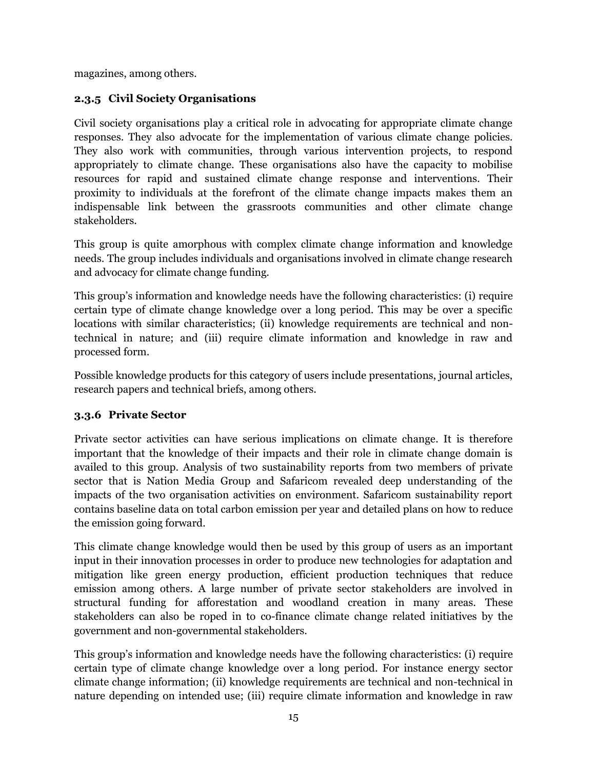magazines, among others.

### 2.3.5 Civil Society Organisations

Civil society organisations play a critical role in advocating for appropriate climate change responses. They also advocate for the implementation of various climate change policies. They also work with communities, through various intervention projects, to respond appropriately to climate change. These organisations also have the capacity to mobilise resources for rapid and sustained climate change response and interventions. Their proximity to individuals at the forefront of the climate change impacts makes them an indispensable link between the grassroots communities and other climate change stakeholders.

This group is quite amorphous with complex climate change information and knowledge needs. The group includes individuals and organisations involved in climate change research and advocacy for climate change funding.

This group's information and knowledge needs have the following characteristics: (i) require certain type of climate change knowledge over a long period. This may be over a specific locations with similar characteristics; (ii) knowledge requirements are technical and non-technical in nature; and (iii) require climate information and knowledge in raw and processed form.

Possible knowledge products for this category of users include presentations, journal articles, research papers and technical briefs, among others.

### 3.3.6 Private Sector

Private sector activities can have serious implications on climate change. It is therefore important that the knowledge of their impacts and their role in climate change domain is availed to this group. Analysis of two sustainability reports from two members of private sector that is Nation Media Group and Safaricom revealed deep understanding of the impacts of the two organisation activities on environment. Safaricom sustainability report contains baseline data on total carbon emission per year and detailed plans on how to reduce the emission going forward.

This climate change knowledge would then be used by this group of users as an important input in their innovation processes in order to produce new technologies for adaptation and mitigation like green energy production, efficient production techniques that reduce emission among others. A large number of private sector stakeholders are involved in structural funding for afforestation and woodland creation in many areas. These stakeholders can also be roped in to co-finance climate change related initiatives by the government and non-governmental stakeholders.

This group's information and knowledge needs have the following characteristics: (i) require certain type of climate change knowledge over a long period. For instance energy sector climate change information; (ii) knowledge requirements are technical and non-technical in nature depending on intended use; (iii) require climate information and knowledge in raw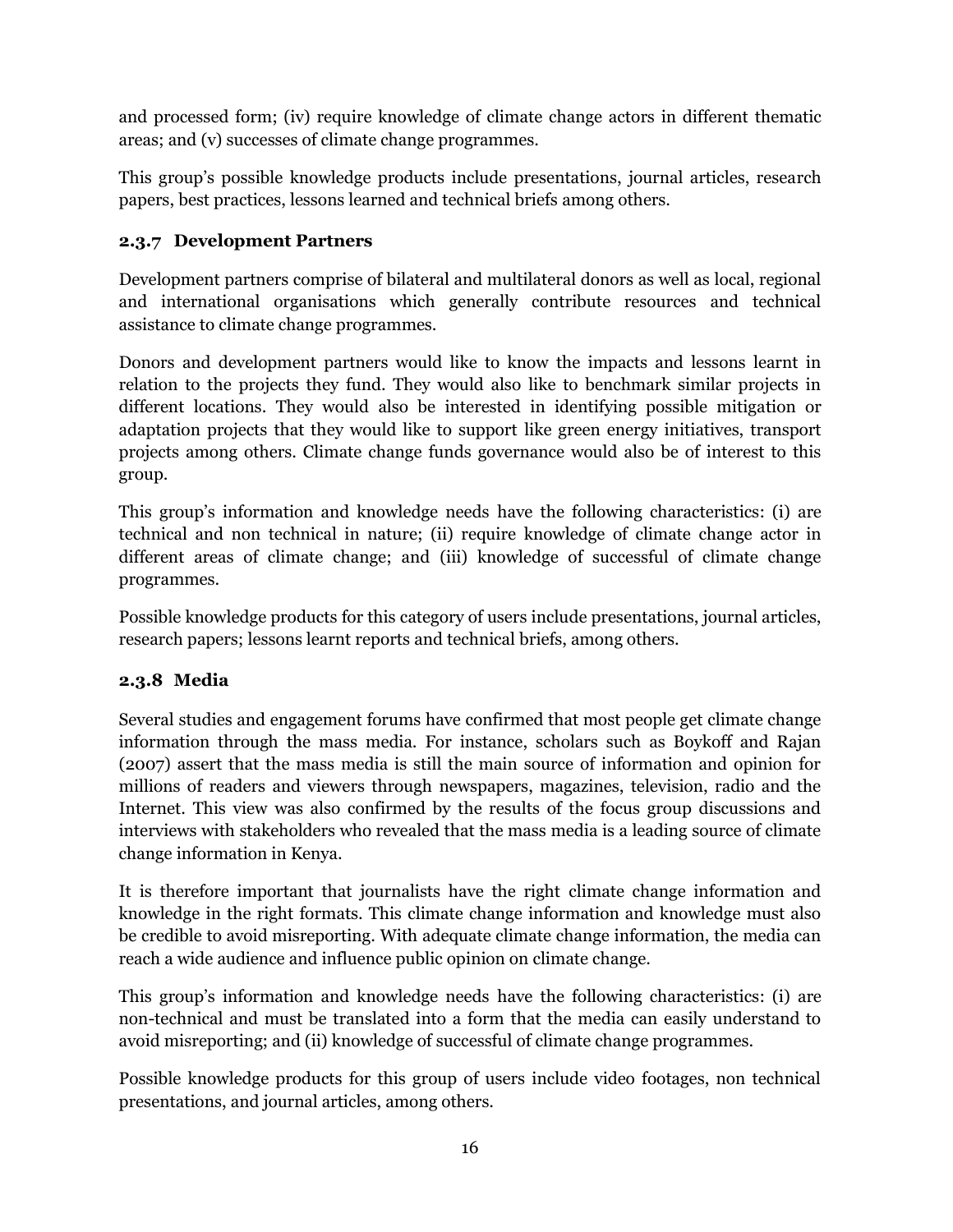and processed form; (iv) require knowledge of climate change actors in different thematic areas; and (v) successes of climate change programmes.

This group's possible knowledge products include presentations, journal articles, research papers, best practices, lessons learned and technical briefs among others.

### 2.3.7 Development Partners

Development partners comprise of bilateral and multilateral donors as well as local, regional and international organisations which generally contribute resources and technical assistance to climate change programmes.

Donors and development partners would like to know the impacts and lessons learnt in relation to the projects they fund. They would also like to benchmark similar projects in different locations. They would also be interested in identifying possible mitigation or adaptation projects that they would like to support like green energy initiatives, transport projects among others. Climate change funds governance would also be of interest to this group.

This group's information and knowledge needs have the following characteristics: (i) are technical and non technical in nature; (ii) require knowledge of climate change actor in different areas of climate change; and (iii) knowledge of successful of climate change programmes.

Possible knowledge products for this category of users include presentations, journal articles, research papers; lessons learnt reports and technical briefs, among others.

### 2.3.8 Media

Several studies and engagement forums have confirmed that most people get climate change information through the mass media. For instance, scholars such as Boykoff and Rajan (2007) assert that the mass media is still the main source of information and opinion for millions of readers and viewers through newspapers, magazines, television, radio and the Internet. This view was also confirmed by the results of the focus group discussions and interviews with stakeholders who revealed that the mass media is a leading source of climate change information in Kenya.

It is therefore important that journalists have the right climate change information and knowledge in the right formats. This climate change information and knowledge must also be credible to avoid misreporting. With adequate climate change information, the media can reach a wide audience and influence public opinion on climate change.

This group's information and knowledge needs have the following characteristics: (i) are non-technical and must be translated into a form that the media can easily understand to avoid misreporting; and (ii) knowledge of successful of climate change programmes.

Possible knowledge products for this group of users include video footages, non technical presentations, and journal articles, among others.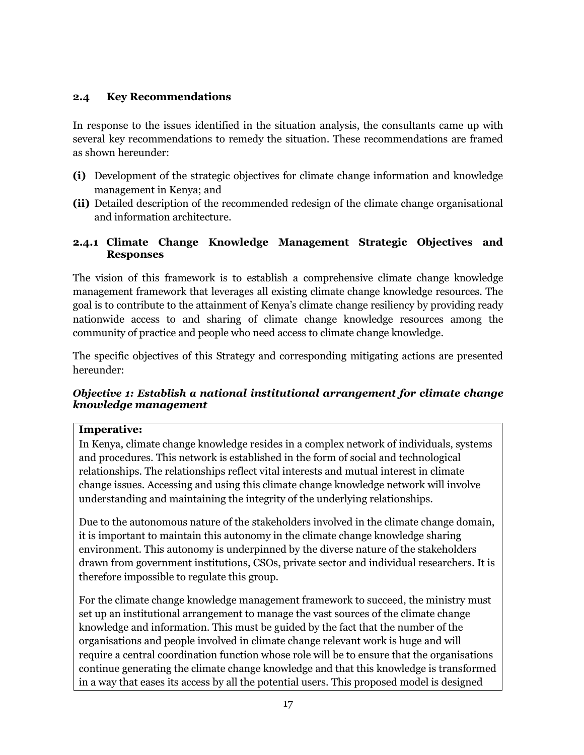## 2.4 Key Recommendations

In response to the issues identified in the situation analysis, the consultants came up with several key recommendations to remedy the situation. These recommendations are framed as shown hereunder:

**(i)** Development of the strategic objectives for climate change information and knowledge management in Kenya; and

**(ii)** Detailed description of the recommended redesign of the climate change organisational and information architecture.

### 2.4.1 Climate Change Knowledge Management Strategic Objectives and Responses

The vision of this framework is to establish a comprehensive climate change knowledge management framework that leverages all existing climate change knowledge resources. The goal is to contribute to the attainment of Kenya's climate change resiliency by providing ready nationwide access to and sharing of climate change knowledge resources among the community of practice and people who need access to climate change knowledge.

The specific objectives of this Strategy and corresponding mitigating actions are presented hereunder:

***Objective 1: Establish a national institutional arrangement for climate change knowledge management***

**Imperative:**

In Kenya, climate change knowledge resides in a complex network of individuals, systems and procedures. This network is established in the form of social and technological relationships. The relationships reflect vital interests and mutual interest in climate change issues. Accessing and using this climate change knowledge network will involve understanding and maintaining the integrity of the underlying relationships.

Due to the autonomous nature of the stakeholders involved in the climate change domain, it is important to maintain this autonomy in the climate change knowledge sharing environment. This autonomy is underpinned by the diverse nature of the stakeholders drawn from government institutions, CSOs, private sector and individual researchers. It is therefore impossible to regulate this group.

For the climate change knowledge management framework to succeed, the ministry must set up an institutional arrangement to manage the vast sources of the climate change knowledge and information. This must be guided by the fact that the number of the organisations and people involved in climate change relevant work is huge and will require a central coordination function whose role will be to ensure that the organisations continue generating the climate change knowledge and that this knowledge is transformed in a way that eases its access by all the potential users. This proposed model is designed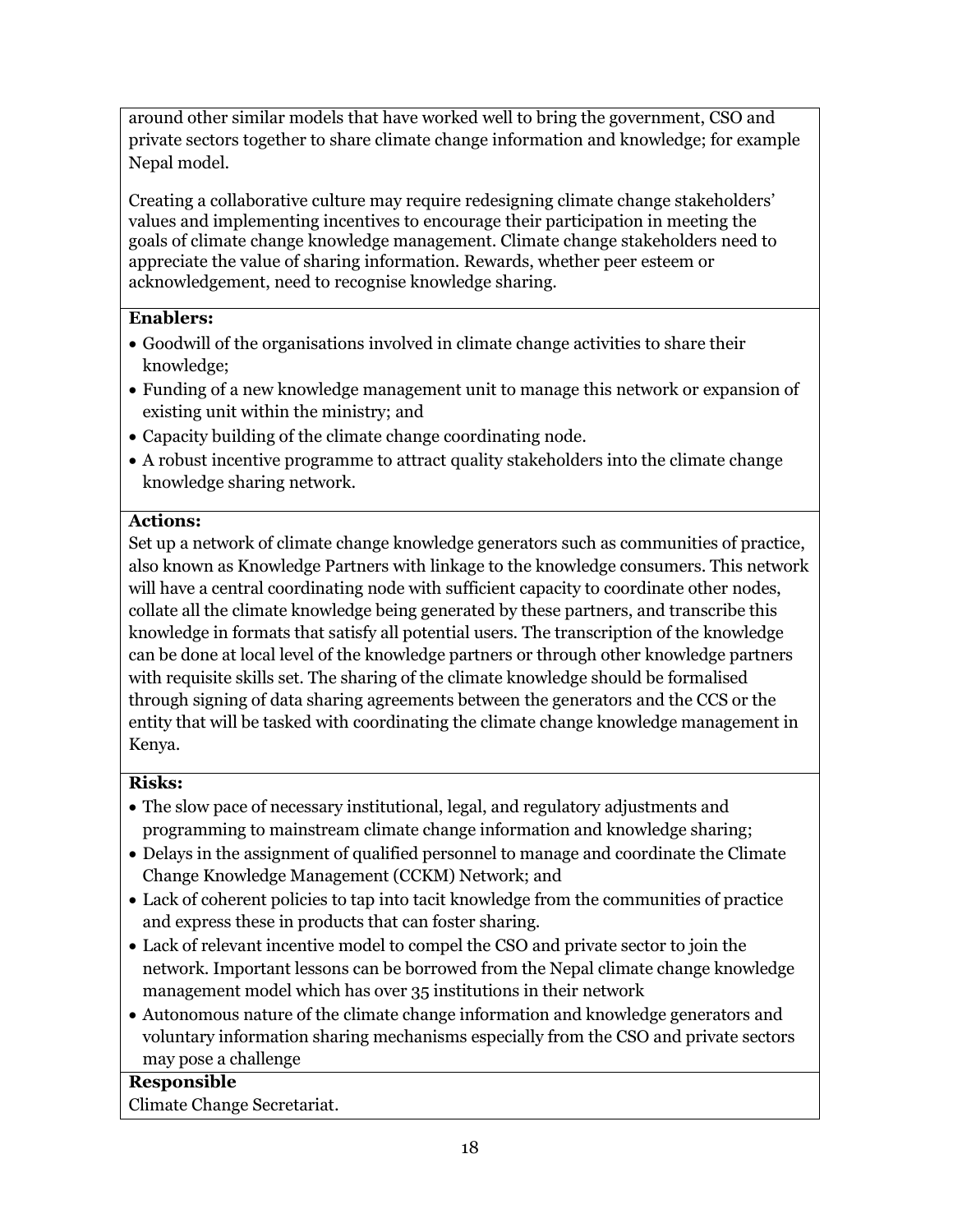around other similar models that have worked well to bring the government, CSO and private sectors together to share climate change information and knowledge; for example Nepal model.

Creating a collaborative culture may require redesigning climate change stakeholders' values and implementing incentives to encourage their participation in meeting the goals of climate change knowledge management. Climate change stakeholders need to appreciate the value of sharing information. Rewards, whether peer esteem or acknowledgement, need to recognise knowledge sharing.

**Enablers:**

- Goodwill of the organisations involved in climate change activities to share their knowledge;
- Funding of a new knowledge management unit to manage this network or expansion of existing unit within the ministry; and
- Capacity building of the climate change coordinating node.
- A robust incentive programme to attract quality stakeholders into the climate change knowledge sharing network.

**Actions:**

Set up a network of climate change knowledge generators such as communities of practice, also known as Knowledge Partners with linkage to the knowledge consumers. This network will have a central coordinating node with sufficient capacity to coordinate other nodes, collate all the climate knowledge being generated by these partners, and transcribe this knowledge in formats that satisfy all potential users. The transcription of the knowledge can be done at local level of the knowledge partners or through other knowledge partners with requisite skills set. The sharing of the climate knowledge should be formalised through signing of data sharing agreements between the generators and the CCS or the entity that will be tasked with coordinating the climate change knowledge management in Kenya.

**Risks:**

- The slow pace of necessary institutional, legal, and regulatory adjustments and programming to mainstream climate change information and knowledge sharing;
- Delays in the assignment of qualified personnel to manage and coordinate the Climate Change Knowledge Management (CCKM) Network; and
- Lack of coherent policies to tap into tacit knowledge from the communities of practice and express these in products that can foster sharing.
- Lack of relevant incentive model to compel the CSO and private sector to join the network. Important lessons can be borrowed from the Nepal climate change knowledge management model which has over 35 institutions in their network
- Autonomous nature of the climate change information and knowledge generators and voluntary information sharing mechanisms especially from the CSO and private sectors may pose a challenge

**Responsible**

Climate Change Secretariat.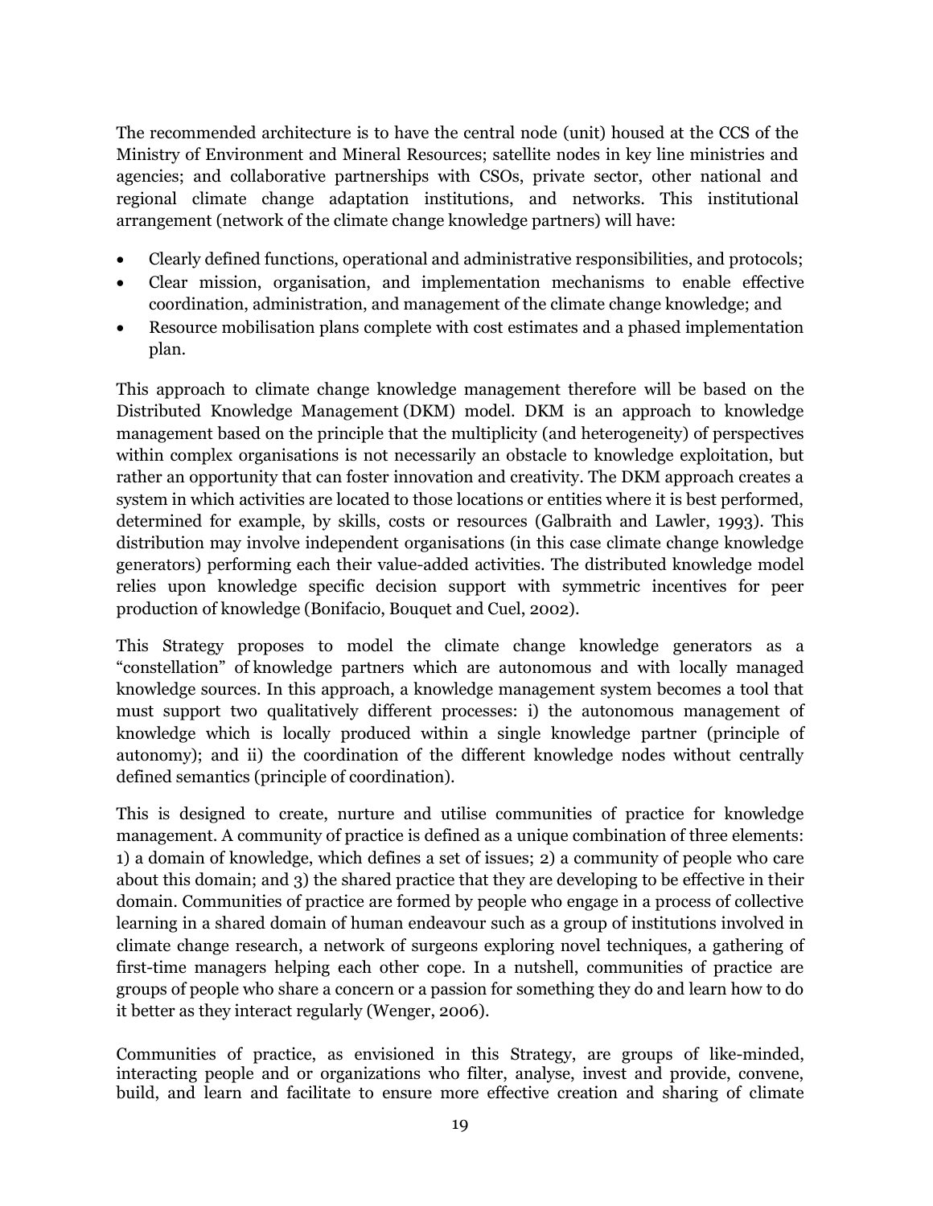The recommended architecture is to have the central node (unit) housed at the CCS of the Ministry of Environment and Mineral Resources; satellite nodes in key line ministries and agencies; and collaborative partnerships with CSOs, private sector, other national and regional climate change adaptation institutions, and networks. This institutional arrangement (network of the climate change knowledge partners) will have:

- Clearly defined functions, operational and administrative responsibilities, and protocols;
- Clear mission, organisation, and implementation mechanisms to enable effective coordination, administration, and management of the climate change knowledge; and
- Resource mobilisation plans complete with cost estimates and a phased implementation plan.

This approach to climate change knowledge management therefore will be based on the Distributed Knowledge Management (DKM) model. DKM is an approach to knowledge management based on the principle that the multiplicity (and heterogeneity) of perspectives within complex organisations is not necessarily an obstacle to knowledge exploitation, but rather an opportunity that can foster innovation and creativity. The DKM approach creates a system in which activities are located to those locations or entities where it is best performed, determined for example, by skills, costs or resources (Galbraith and Lawler, 1993). This distribution may involve independent organisations (in this case climate change knowledge generators) performing each their value-added activities. The distributed knowledge model relies upon knowledge specific decision support with symmetric incentives for peer production of knowledge (Bonifacio, Bouquet and Cuel, 2002).

This Strategy proposes to model the climate change knowledge generators as a "constellation" of knowledge partners which are autonomous and with locally managed knowledge sources. In this approach, a knowledge management system becomes a tool that must support two qualitatively different processes: i) the autonomous management of knowledge which is locally produced within a single knowledge partner (principle of autonomy); and ii) the coordination of the different knowledge nodes without centrally defined semantics (principle of coordination).

This is designed to create, nurture and utilise communities of practice for knowledge management. A community of practice is defined as a unique combination of three elements: 1) a domain of knowledge, which defines a set of issues; 2) a community of people who care about this domain; and 3) the shared practice that they are developing to be effective in their domain. Communities of practice are formed by people who engage in a process of collective learning in a shared domain of human endeavour such as a group of institutions involved in climate change research, a network of surgeons exploring novel techniques, a gathering of first-time managers helping each other cope. In a nutshell, communities of practice are groups of people who share a concern or a passion for something they do and learn how to do it better as they interact regularly (Wenger, 2006).

Communities of practice, as envisioned in this Strategy, are groups of like-minded, interacting people and or organizations who filter, analyse, invest and provide, convene, build, and learn and facilitate to ensure more effective creation and sharing of climate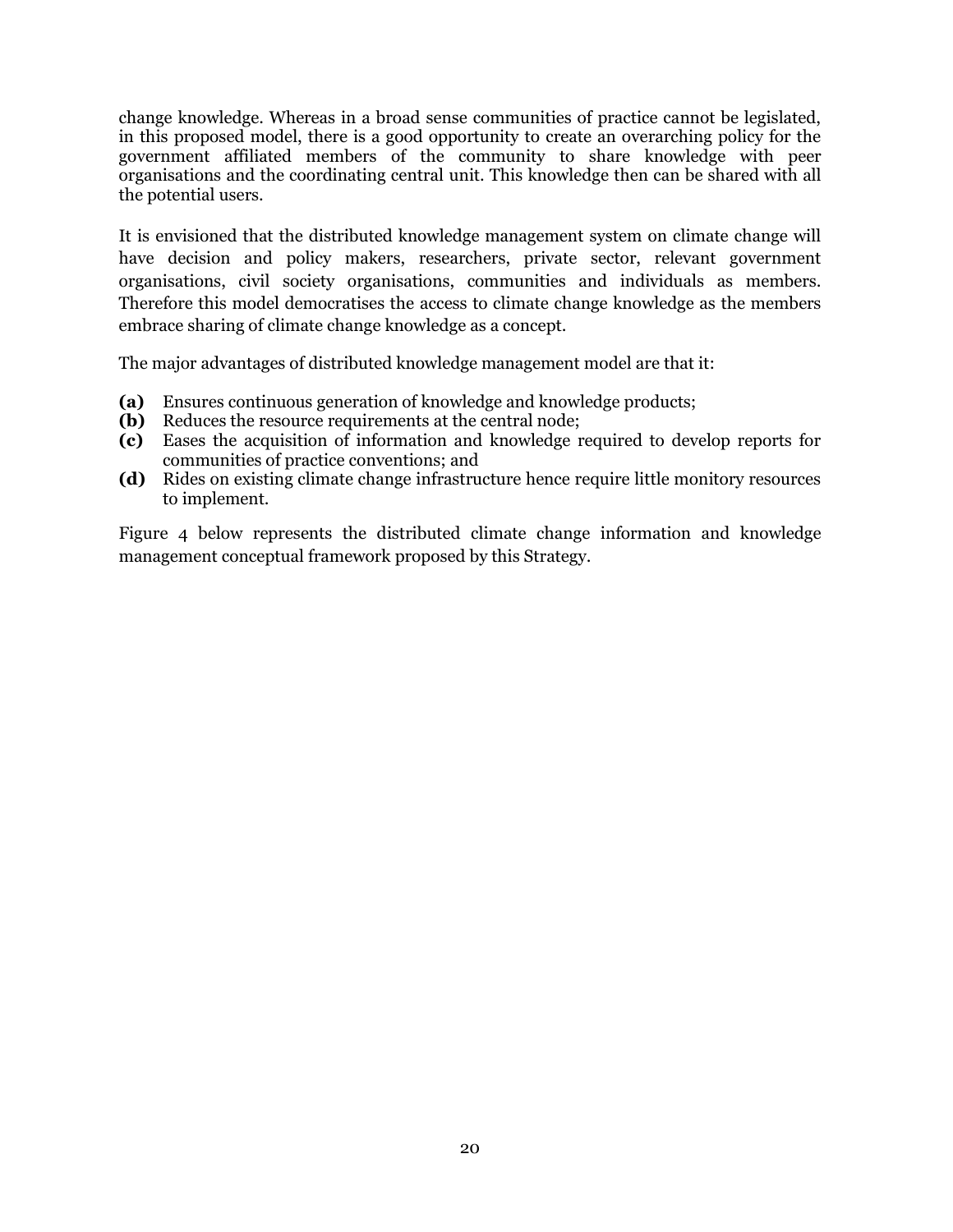change knowledge. Whereas in a broad sense communities of practice cannot be legislated, in this proposed model, there is a good opportunity to create an overarching policy for the government affiliated members of the community to share knowledge with peer organisations and the coordinating central unit. This knowledge then can be shared with all the potential users.

It is envisioned that the distributed knowledge management system on climate change will have decision and policy makers, researchers, private sector, relevant government organisations, civil society organisations, communities and individuals as members. Therefore this model democratises the access to climate change knowledge as the members embrace sharing of climate change knowledge as a concept.

The major advantages of distributed knowledge management model are that it:

**(a)** Ensures continuous generation of knowledge and knowledge products;
**(b)** Reduces the resource requirements at the central node;
**(c)** Eases the acquisition of information and knowledge required to develop reports for communities of practice conventions; and
**(d)** Rides on existing climate change infrastructure hence require little monitory resources to implement.

Figure 4 below represents the distributed climate change information and knowledge management conceptual framework proposed by this Strategy.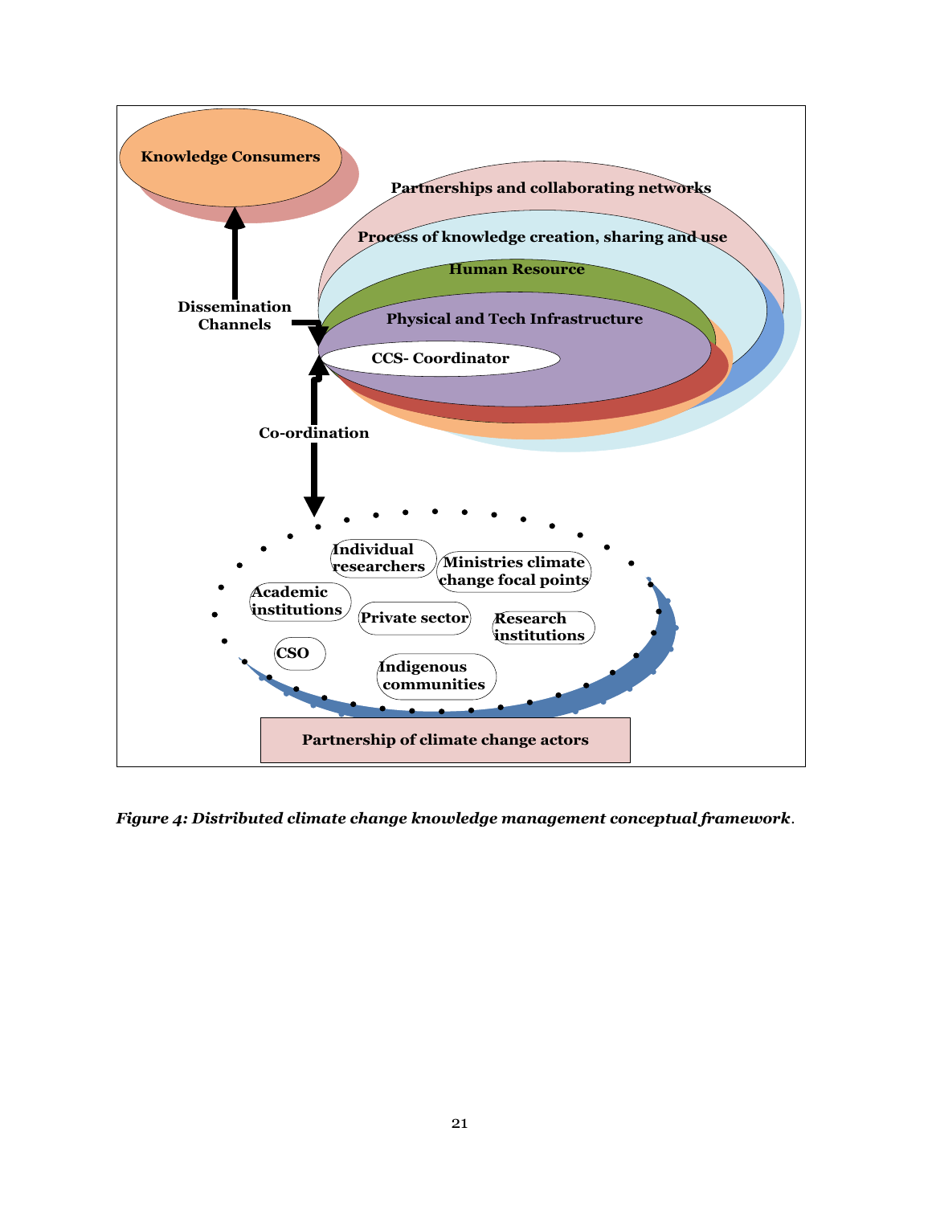Knowledge Consumers

Partnerships and collaborating networks

Process of knowledge creation, sharing and use

Human Resource

Physical and Tech Infrastructure

CCS- Coordinator

Dissemination Channels

Co-ordination

Individual researchers

Ministries climate change focal points

Academic institutions

Private sector

Research institutions

CSO

Indigenous communities

Partnership of climate change actors

***Figure 4: Distributed climate change knowledge management conceptual framework.***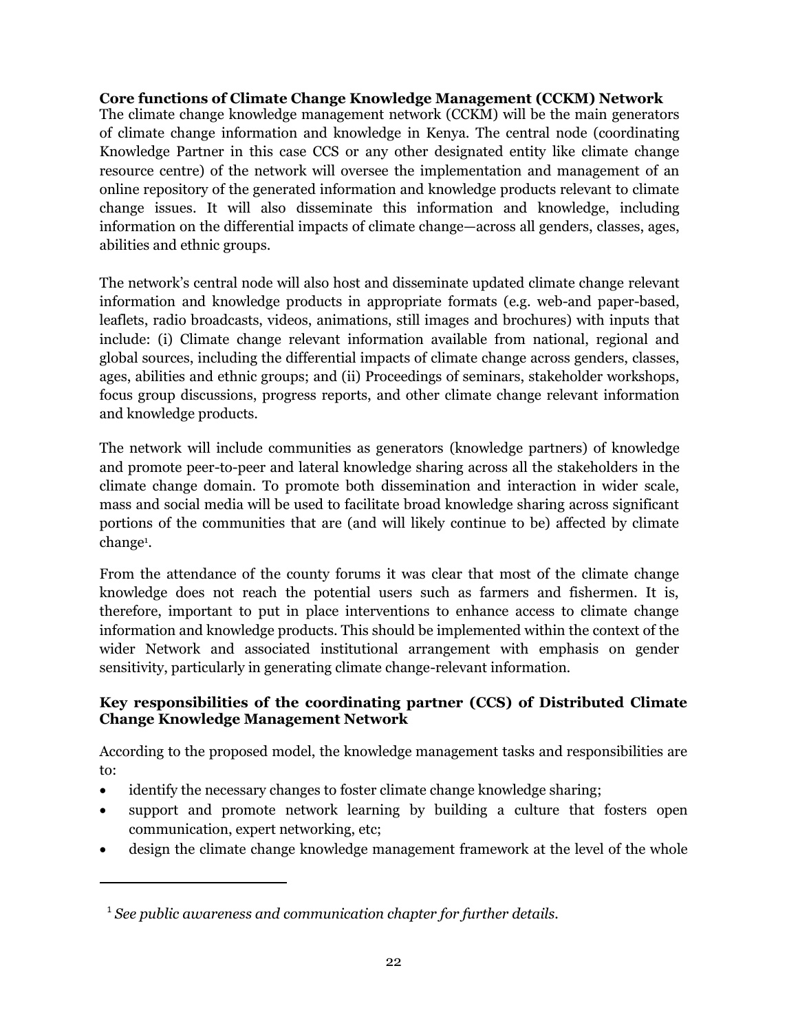**Core functions of Climate Change Knowledge Management (CCKM) Network**

The climate change knowledge management network (CCKM) will be the main generators of climate change information and knowledge in Kenya. The central node (coordinating Knowledge Partner in this case CCS or any other designated entity like climate change resource centre) of the network will oversee the implementation and management of an online repository of the generated information and knowledge products relevant to climate change issues. It will also disseminate this information and knowledge, including information on the differential impacts of climate change—across all genders, classes, ages, abilities and ethnic groups.

The network's central node will also host and disseminate updated climate change relevant information and knowledge products in appropriate formats (e.g. web-and paper-based, leaflets, radio broadcasts, videos, animations, still images and brochures) with inputs that include: (i) Climate change relevant information available from national, regional and global sources, including the differential impacts of climate change across genders, classes, ages, abilities and ethnic groups; and (ii) Proceedings of seminars, stakeholder workshops, focus group discussions, progress reports, and other climate change relevant information and knowledge products.

The network will include communities as generators (knowledge partners) of knowledge and promote peer-to-peer and lateral knowledge sharing across all the stakeholders in the climate change domain. To promote both dissemination and interaction in wider scale, mass and social media will be used to facilitate broad knowledge sharing across significant portions of the communities that are (and will likely continue to be) affected by climate change[1].

From the attendance of the county forums it was clear that most of the climate change knowledge does not reach the potential users such as farmers and fishermen. It is, therefore, important to put in place interventions to enhance access to climate change information and knowledge products. This should be implemented within the context of the wider Network and associated institutional arrangement with emphasis on gender sensitivity, particularly in generating climate change-relevant information.

**Key responsibilities of the coordinating partner (CCS) of Distributed Climate Change Knowledge Management Network**

According to the proposed model, the knowledge management tasks and responsibilities are to:

- identify the necessary changes to foster climate change knowledge sharing;
- support and promote network learning by building a culture that fosters open communication, expert networking, etc;
- design the climate change knowledge management framework at the level of the whole

[1] *See public awareness and communication chapter for further details.*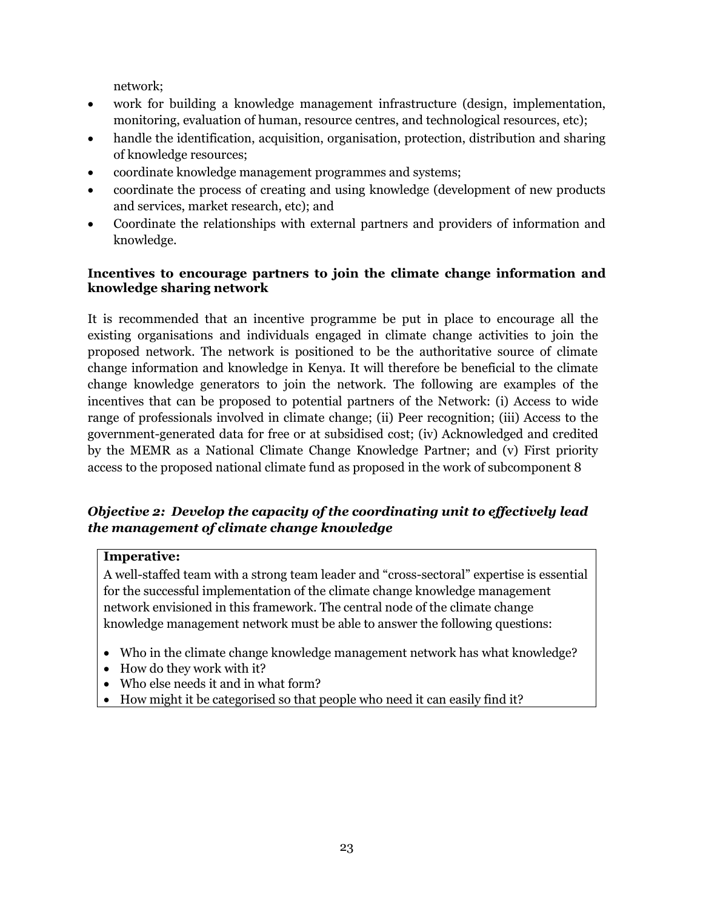network;

- work for building a knowledge management infrastructure (design, implementation, monitoring, evaluation of human, resource centres, and technological resources, etc);
- handle the identification, acquisition, organisation, protection, distribution and sharing of knowledge resources;
- coordinate knowledge management programmes and systems;
- coordinate the process of creating and using knowledge (development of new products and services, market research, etc); and
- Coordinate the relationships with external partners and providers of information and knowledge.

**Incentives to encourage partners to join the climate change information and knowledge sharing network**

It is recommended that an incentive programme be put in place to encourage all the existing organisations and individuals engaged in climate change activities to join the proposed network. The network is positioned to be the authoritative source of climate change information and knowledge in Kenya. It will therefore be beneficial to the climate change knowledge generators to join the network. The following are examples of the incentives that can be proposed to potential partners of the Network: (i) Access to wide range of professionals involved in climate change; (ii) Peer recognition; (iii) Access to the government-generated data for free or at subsidised cost; (iv) Acknowledged and credited by the MEMR as a National Climate Change Knowledge Partner; and (v) First priority access to the proposed national climate fund as proposed in the work of subcomponent 8

***Objective 2: Develop the capacity of the coordinating unit to effectively lead the management of climate change knowledge***

**Imperative:**
A well-staffed team with a strong team leader and "cross-sectoral" expertise is essential for the successful implementation of the climate change knowledge management network envisioned in this framework. The central node of the climate change knowledge management network must be able to answer the following questions:

- Who in the climate change knowledge management network has what knowledge?
- How do they work with it?
- Who else needs it and in what form?
- How might it be categorised so that people who need it can easily find it?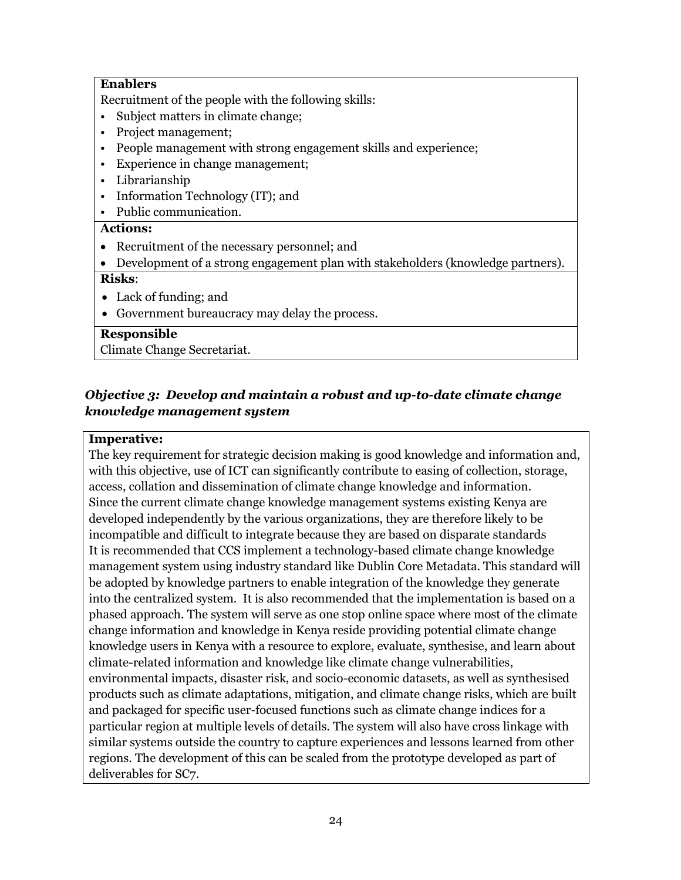**Enablers**

Recruitment of the people with the following skills:

- Subject matters in climate change;
- Project management;
- People management with strong engagement skills and experience;
- Experience in change management;
- Librarianship
- Information Technology (IT); and
- Public communication.

**Actions:**

- Recruitment of the necessary personnel; and
- Development of a strong engagement plan with stakeholders (knowledge partners).

**Risks**:

- Lack of funding; and
- Government bureaucracy may delay the process.

**Responsible**

Climate Change Secretariat.

### *Objective 3: Develop and maintain a robust and up-to-date climate change knowledge management system*

**Imperative:**

The key requirement for strategic decision making is good knowledge and information and, with this objective, use of ICT can significantly contribute to easing of collection, storage, access, collation and dissemination of climate change knowledge and information.

Since the current climate change knowledge management systems existing Kenya are developed independently by the various organizations, they are therefore likely to be incompatible and difficult to integrate because they are based on disparate standards

It is recommended that CCS implement a technology-based climate change knowledge management system using industry standard like Dublin Core Metadata. This standard will be adopted by knowledge partners to enable integration of the knowledge they generate into the centralized system. It is also recommended that the implementation is based on a phased approach. The system will serve as one stop online space where most of the climate change information and knowledge in Kenya reside providing potential climate change knowledge users in Kenya with a resource to explore, evaluate, synthesise, and learn about climate-related information and knowledge like climate change vulnerabilities, environmental impacts, disaster risk, and socio-economic datasets, as well as synthesised products such as climate adaptations, mitigation, and climate change risks, which are built and packaged for specific user-focused functions such as climate change indices for a particular region at multiple levels of details. The system will also have cross linkage with similar systems outside the country to capture experiences and lessons learned from other regions. The development of this can be scaled from the prototype developed as part of deliverables for SC7.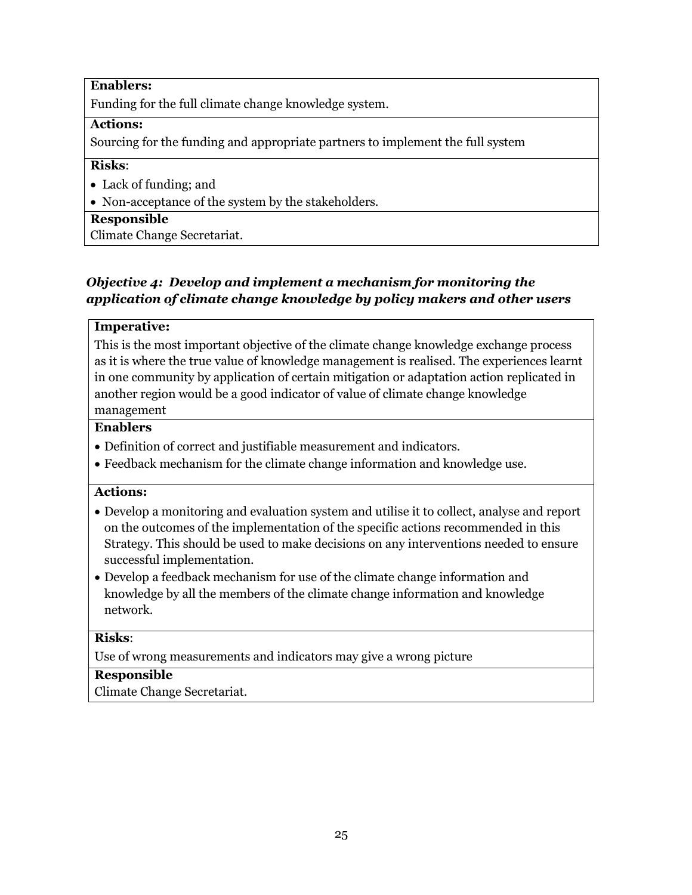**Enablers:**

Funding for the full climate change knowledge system.

**Actions:**

Sourcing for the funding and appropriate partners to implement the full system

**Risks**:

- Lack of funding; and
- Non-acceptance of the system by the stakeholders.

**Responsible**

Climate Change Secretariat.

***Objective 4: Develop and implement a mechanism for monitoring the application of climate change knowledge by policy makers and other users***

**Imperative:**

This is the most important objective of the climate change knowledge exchange process as it is where the true value of knowledge management is realised. The experiences learnt in one community by application of certain mitigation or adaptation action replicated in another region would be a good indicator of value of climate change knowledge management

**Enablers**

- Definition of correct and justifiable measurement and indicators.
- Feedback mechanism for the climate change information and knowledge use.

**Actions:**

- Develop a monitoring and evaluation system and utilise it to collect, analyse and report on the outcomes of the implementation of the specific actions recommended in this Strategy. This should be used to make decisions on any interventions needed to ensure successful implementation.
- Develop a feedback mechanism for use of the climate change information and knowledge by all the members of the climate change information and knowledge network.

**Risks**:

Use of wrong measurements and indicators may give a wrong picture

**Responsible**

Climate Change Secretariat.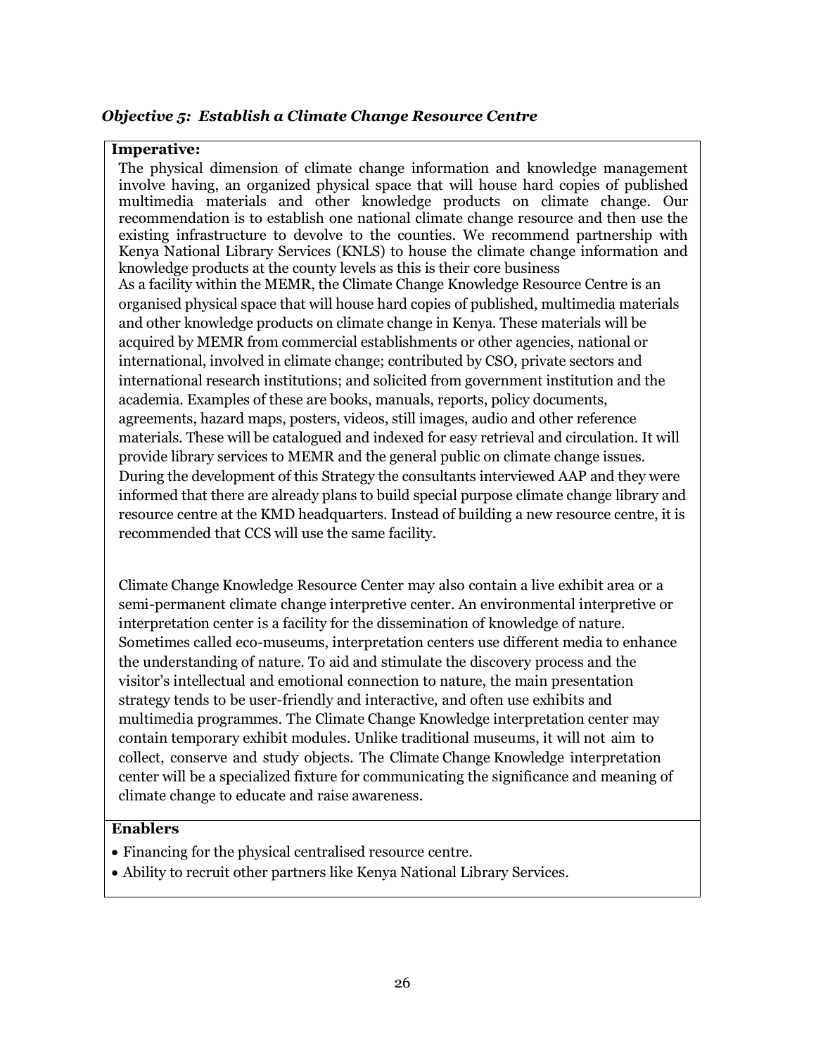### *Objective 5: Establish a Climate Change Resource Centre*

**Imperative:**

The physical dimension of climate change information and knowledge management involve having, an organized physical space that will house hard copies of published multimedia materials and other knowledge products on climate change. Our recommendation is to establish one national climate change resource and then use the existing infrastructure to devolve to the counties. We recommend partnership with Kenya National Library Services (KNLS) to house the climate change information and knowledge products at the county levels as this is their core business

As a facility within the MEMR, the Climate Change Knowledge Resource Centre is an organised physical space that will house hard copies of published, multimedia materials and other knowledge products on climate change in Kenya. These materials will be acquired by MEMR from commercial establishments or other agencies, national or international, involved in climate change; contributed by CSO, private sectors and international research institutions; and solicited from government institution and the academia. Examples of these are books, manuals, reports, policy documents, agreements, hazard maps, posters, videos, still images, audio and other reference materials. These will be catalogued and indexed for easy retrieval and circulation. It will provide library services to MEMR and the general public on climate change issues. During the development of this Strategy the consultants interviewed AAP and they were informed that there are already plans to build special purpose climate change library and resource centre at the KMD headquarters. Instead of building a new resource centre, it is recommended that CCS will use the same facility.

Climate Change Knowledge Resource Center may also contain a live exhibit area or a semi-permanent climate change interpretive center. An environmental interpretive or interpretation center is a facility for the dissemination of knowledge of nature. Sometimes called eco-museums, interpretation centers use different media to enhance the understanding of nature. To aid and stimulate the discovery process and the visitor's intellectual and emotional connection to nature, the main presentation strategy tends to be user-friendly and interactive, and often use exhibits and multimedia programmes. The Climate Change Knowledge interpretation center may contain temporary exhibit modules. Unlike traditional museums, it will not aim to collect, conserve and study objects. The Climate Change Knowledge interpretation center will be a specialized fixture for communicating the significance and meaning of climate change to educate and raise awareness.

**Enablers**

- Financing for the physical centralised resource centre.
- Ability to recruit other partners like Kenya National Library Services.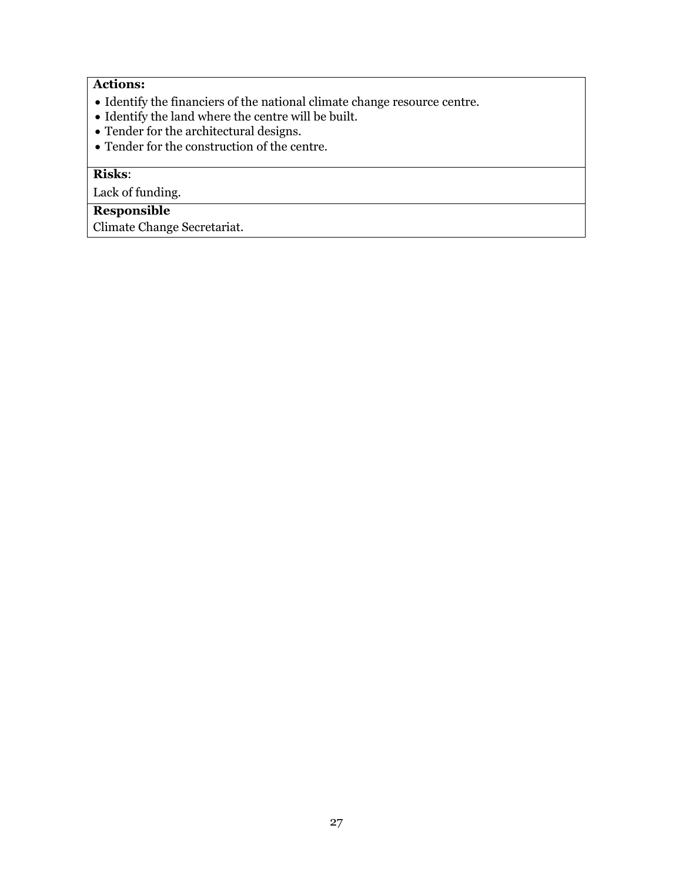**Actions:**

- Identify the financiers of the national climate change resource centre.
- Identify the land where the centre will be built.
- Tender for the architectural designs.
- Tender for the construction of the centre.

**Risks**:

Lack of funding.

**Responsible**

Climate Change Secretariat.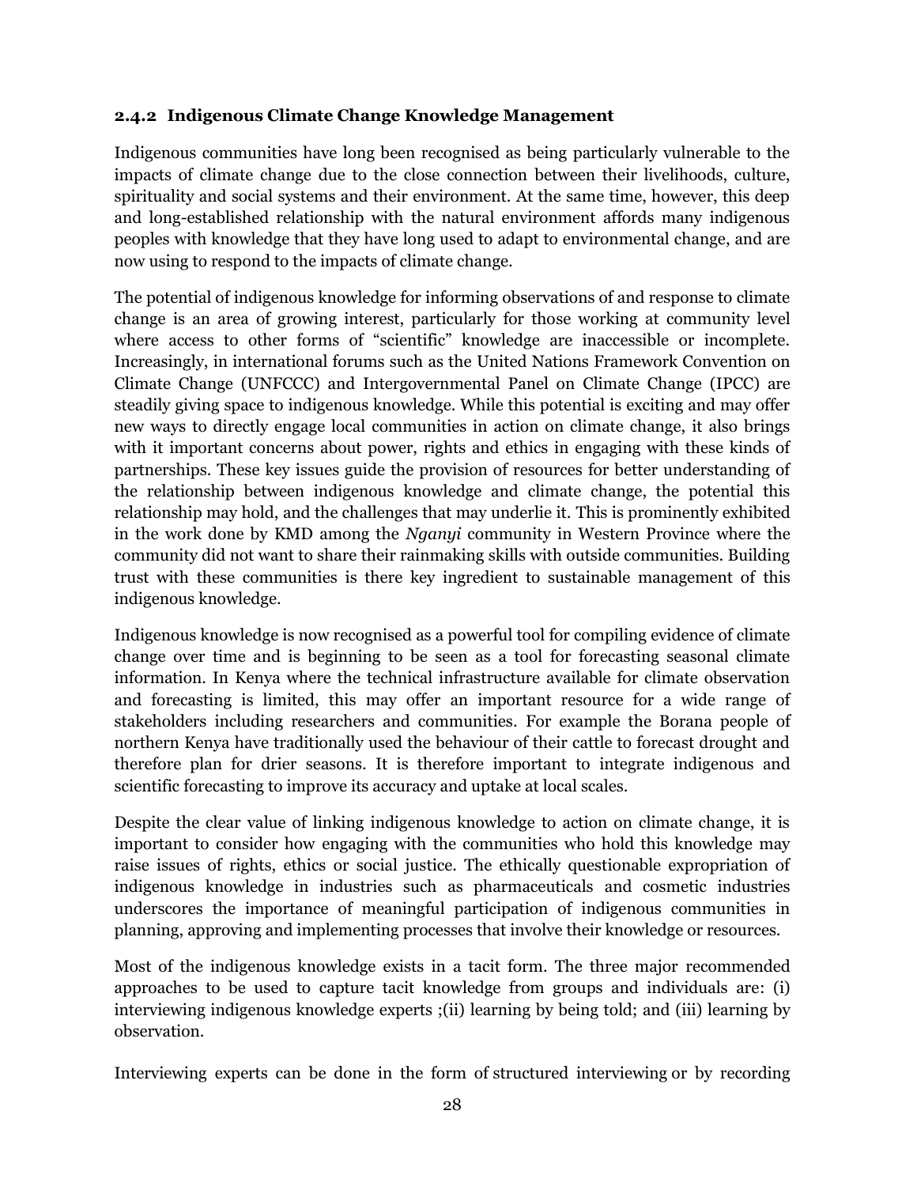### 2.4.2 Indigenous Climate Change Knowledge Management

Indigenous communities have long been recognised as being particularly vulnerable to the impacts of climate change due to the close connection between their livelihoods, culture, spirituality and social systems and their environment. At the same time, however, this deep and long-established relationship with the natural environment affords many indigenous peoples with knowledge that they have long used to adapt to environmental change, and are now using to respond to the impacts of climate change.

The potential of indigenous knowledge for informing observations of and response to climate change is an area of growing interest, particularly for those working at community level where access to other forms of "scientific" knowledge are inaccessible or incomplete. Increasingly, in international forums such as the United Nations Framework Convention on Climate Change (UNFCCC) and Intergovernmental Panel on Climate Change (IPCC) are steadily giving space to indigenous knowledge. While this potential is exciting and may offer new ways to directly engage local communities in action on climate change, it also brings with it important concerns about power, rights and ethics in engaging with these kinds of partnerships. These key issues guide the provision of resources for better understanding of the relationship between indigenous knowledge and climate change, the potential this relationship may hold, and the challenges that may underlie it. This is prominently exhibited in the work done by KMD among the *Nganyi* community in Western Province where the community did not want to share their rainmaking skills with outside communities. Building trust with these communities is there key ingredient to sustainable management of this indigenous knowledge.

Indigenous knowledge is now recognised as a powerful tool for compiling evidence of climate change over time and is beginning to be seen as a tool for forecasting seasonal climate information. In Kenya where the technical infrastructure available for climate observation and forecasting is limited, this may offer an important resource for a wide range of stakeholders including researchers and communities. For example the Borana people of northern Kenya have traditionally used the behaviour of their cattle to forecast drought and therefore plan for drier seasons. It is therefore important to integrate indigenous and scientific forecasting to improve its accuracy and uptake at local scales.

Despite the clear value of linking indigenous knowledge to action on climate change, it is important to consider how engaging with the communities who hold this knowledge may raise issues of rights, ethics or social justice. The ethically questionable expropriation of indigenous knowledge in industries such as pharmaceuticals and cosmetic industries underscores the importance of meaningful participation of indigenous communities in planning, approving and implementing processes that involve their knowledge or resources.

Most of the indigenous knowledge exists in a tacit form. The three major recommended approaches to be used to capture tacit knowledge from groups and individuals are: (i) interviewing indigenous knowledge experts ;(ii) learning by being told; and (iii) learning by observation.

Interviewing experts can be done in the form of structured interviewing or by recording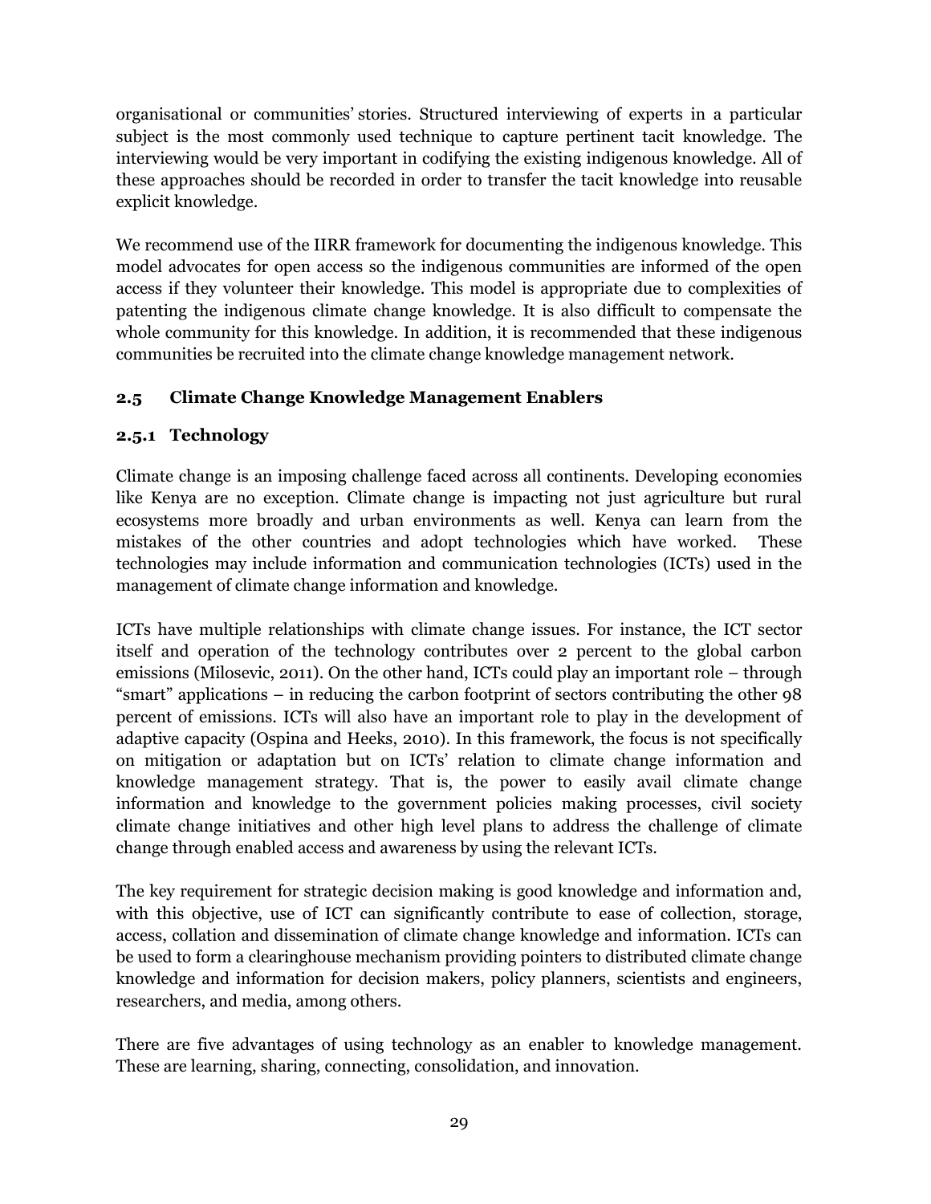organisational or communities' stories. Structured interviewing of experts in a particular subject is the most commonly used technique to capture pertinent tacit knowledge. The interviewing would be very important in codifying the existing indigenous knowledge. All of these approaches should be recorded in order to transfer the tacit knowledge into reusable explicit knowledge.

We recommend use of the IIRR framework for documenting the indigenous knowledge. This model advocates for open access so the indigenous communities are informed of the open access if they volunteer their knowledge. This model is appropriate due to complexities of patenting the indigenous climate change knowledge. It is also difficult to compensate the whole community for this knowledge. In addition, it is recommended that these indigenous communities be recruited into the climate change knowledge management network.

## 2.5 Climate Change Knowledge Management Enablers

### 2.5.1 Technology

Climate change is an imposing challenge faced across all continents. Developing economies like Kenya are no exception. Climate change is impacting not just agriculture but rural ecosystems more broadly and urban environments as well. Kenya can learn from the mistakes of the other countries and adopt technologies which have worked. These technologies may include information and communication technologies (ICTs) used in the management of climate change information and knowledge.

ICTs have multiple relationships with climate change issues. For instance, the ICT sector itself and operation of the technology contributes over 2 percent to the global carbon emissions (Milosevic, 2011). On the other hand, ICTs could play an important role – through "smart" applications – in reducing the carbon footprint of sectors contributing the other 98 percent of emissions. ICTs will also have an important role to play in the development of adaptive capacity (Ospina and Heeks, 2010). In this framework, the focus is not specifically on mitigation or adaptation but on ICTs' relation to climate change information and knowledge management strategy. That is, the power to easily avail climate change information and knowledge to the government policies making processes, civil society climate change initiatives and other high level plans to address the challenge of climate change through enabled access and awareness by using the relevant ICTs.

The key requirement for strategic decision making is good knowledge and information and, with this objective, use of ICT can significantly contribute to ease of collection, storage, access, collation and dissemination of climate change knowledge and information. ICTs can be used to form a clearinghouse mechanism providing pointers to distributed climate change knowledge and information for decision makers, policy planners, scientists and engineers, researchers, and media, among others.

There are five advantages of using technology as an enabler to knowledge management. These are learning, sharing, connecting, consolidation, and innovation.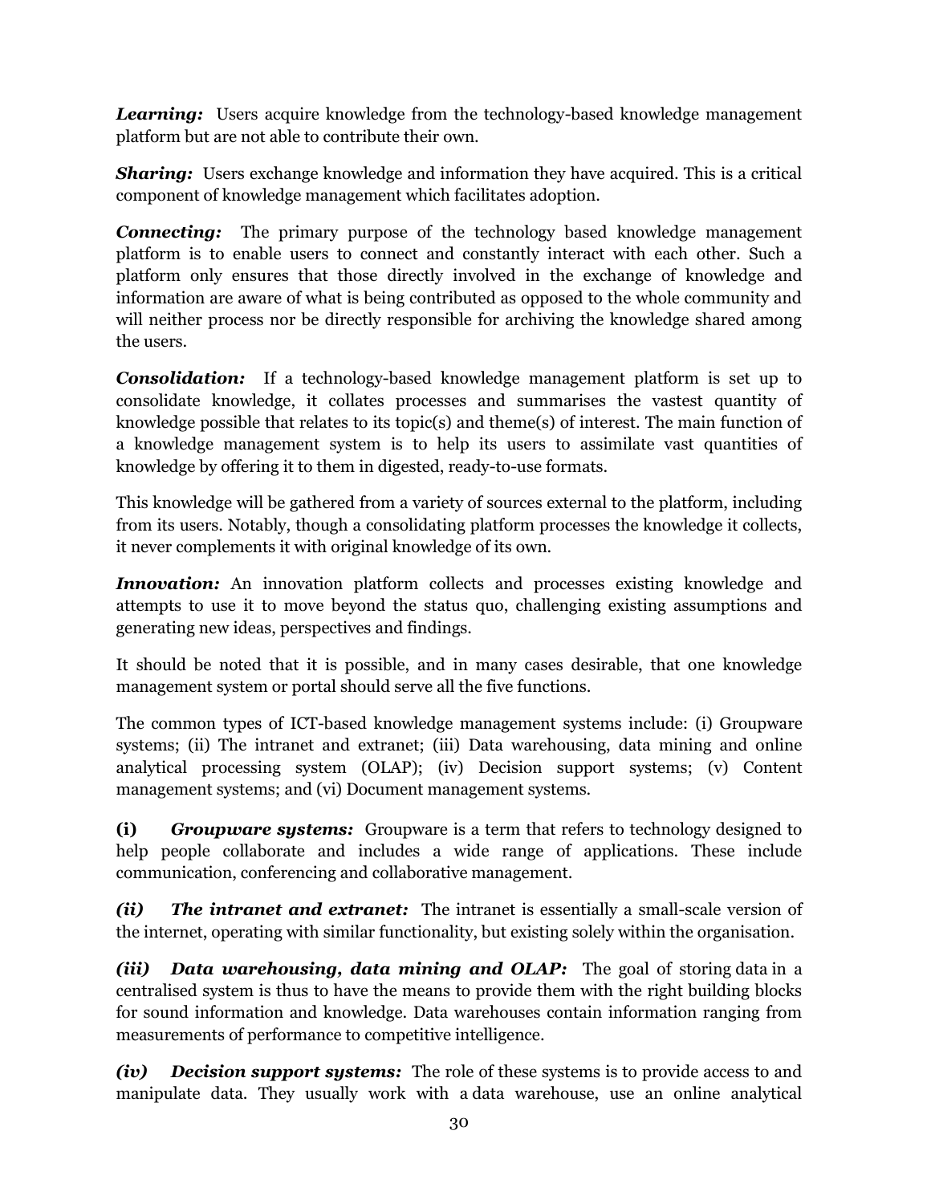***Learning:*** Users acquire knowledge from the technology-based knowledge management platform but are not able to contribute their own.

***Sharing:*** Users exchange knowledge and information they have acquired. This is a critical component of knowledge management which facilitates adoption.

***Connecting:*** The primary purpose of the technology based knowledge management platform is to enable users to connect and constantly interact with each other. Such a platform only ensures that those directly involved in the exchange of knowledge and information are aware of what is being contributed as opposed to the whole community and will neither process nor be directly responsible for archiving the knowledge shared among the users.

***Consolidation:*** If a technology-based knowledge management platform is set up to consolidate knowledge, it collates processes and summarises the vastest quantity of knowledge possible that relates to its topic(s) and theme(s) of interest. The main function of a knowledge management system is to help its users to assimilate vast quantities of knowledge by offering it to them in digested, ready-to-use formats.

This knowledge will be gathered from a variety of sources external to the platform, including from its users. Notably, though a consolidating platform processes the knowledge it collects, it never complements it with original knowledge of its own.

***Innovation:*** An innovation platform collects and processes existing knowledge and attempts to use it to move beyond the status quo, challenging existing assumptions and generating new ideas, perspectives and findings.

It should be noted that it is possible, and in many cases desirable, that one knowledge management system or portal should serve all the five functions.

The common types of ICT-based knowledge management systems include: (i) Groupware systems; (ii) The intranet and extranet; (iii) Data warehousing, data mining and online analytical processing system (OLAP); (iv) Decision support systems; (v) Content management systems; and (vi) Document management systems.

**(i)** ***Groupware systems:*** Groupware is a term that refers to technology designed to help people collaborate and includes a wide range of applications. These include communication, conferencing and collaborative management.

***(ii) The intranet and extranet:*** The intranet is essentially a small-scale version of the internet, operating with similar functionality, but existing solely within the organisation.

***(iii) Data warehousing, data mining and OLAP:*** The goal of storing data in a centralised system is thus to have the means to provide them with the right building blocks for sound information and knowledge. Data warehouses contain information ranging from measurements of performance to competitive intelligence.

***(iv) Decision support systems:*** The role of these systems is to provide access to and manipulate data. They usually work with a data warehouse, use an online analytical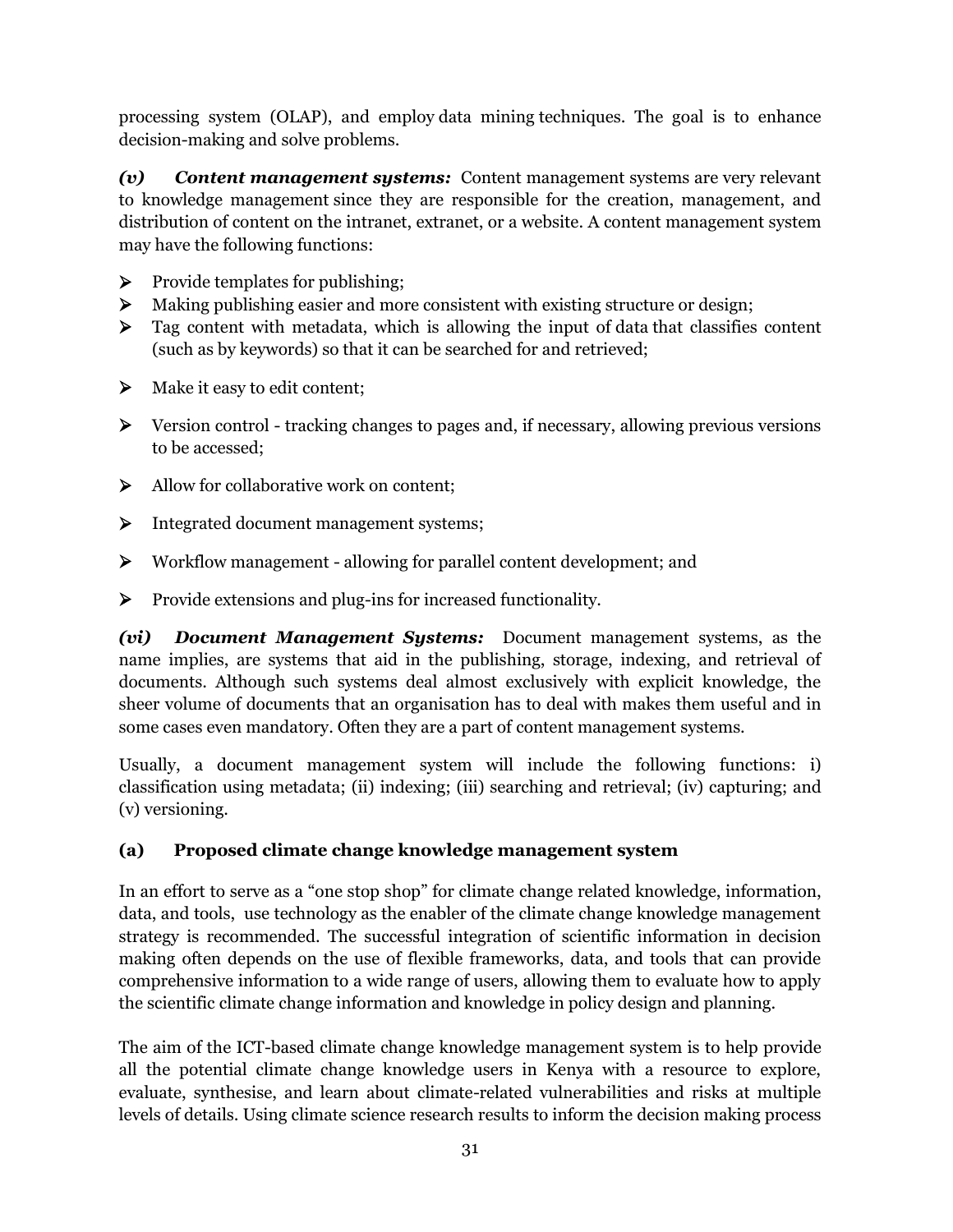processing system (OLAP), and employ data mining techniques. The goal is to enhance decision-making and solve problems.

***(v) Content management systems:*** Content management systems are very relevant to knowledge management since they are responsible for the creation, management, and distribution of content on the intranet, extranet, or a website. A content management system may have the following functions:

- Provide templates for publishing;
- Making publishing easier and more consistent with existing structure or design;
- Tag content with metadata, which is allowing the input of data that classifies content (such as by keywords) so that it can be searched for and retrieved;
- Make it easy to edit content;
- Version control - tracking changes to pages and, if necessary, allowing previous versions to be accessed;
- Allow for collaborative work on content;
- Integrated document management systems;
- Workflow management - allowing for parallel content development; and
- Provide extensions and plug-ins for increased functionality.

***(vi) Document Management Systems:*** Document management systems, as the name implies, are systems that aid in the publishing, storage, indexing, and retrieval of documents. Although such systems deal almost exclusively with explicit knowledge, the sheer volume of documents that an organisation has to deal with makes them useful and in some cases even mandatory. Often they are a part of content management systems.

Usually, a document management system will include the following functions: i) classification using metadata; (ii) indexing; (iii) searching and retrieval; (iv) capturing; and (v) versioning.

### (a) Proposed climate change knowledge management system

In an effort to serve as a "one stop shop" for climate change related knowledge, information, data, and tools, use technology as the enabler of the climate change knowledge management strategy is recommended. The successful integration of scientific information in decision making often depends on the use of flexible frameworks, data, and tools that can provide comprehensive information to a wide range of users, allowing them to evaluate how to apply the scientific climate change information and knowledge in policy design and planning.

The aim of the ICT-based climate change knowledge management system is to help provide all the potential climate change knowledge users in Kenya with a resource to explore, evaluate, synthesise, and learn about climate-related vulnerabilities and risks at multiple levels of details. Using climate science research results to inform the decision making process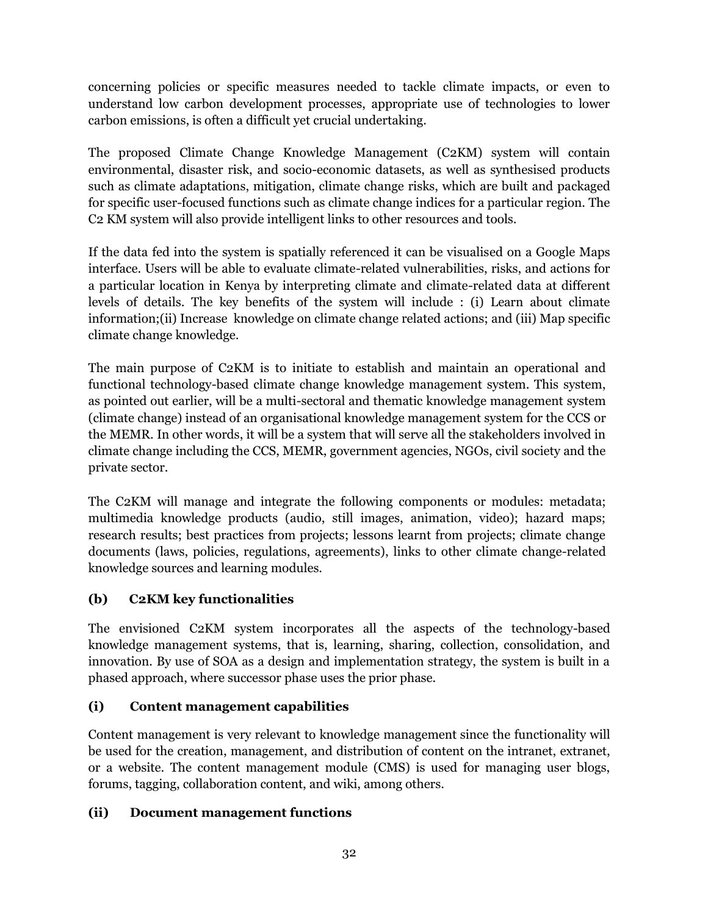concerning policies or specific measures needed to tackle climate impacts, or even to understand low carbon development processes, appropriate use of technologies to lower carbon emissions, is often a difficult yet crucial undertaking.

The proposed Climate Change Knowledge Management (C2KM) system will contain environmental, disaster risk, and socio-economic datasets, as well as synthesised products such as climate adaptations, mitigation, climate change risks, which are built and packaged for specific user-focused functions such as climate change indices for a particular region. The C2 KM system will also provide intelligent links to other resources and tools.

If the data fed into the system is spatially referenced it can be visualised on a Google Maps interface. Users will be able to evaluate climate-related vulnerabilities, risks, and actions for a particular location in Kenya by interpreting climate and climate-related data at different levels of details. The key benefits of the system will include : (i) Learn about climate information;(ii) Increase knowledge on climate change related actions; and (iii) Map specific climate change knowledge.

The main purpose of C2KM is to initiate to establish and maintain an operational and functional technology-based climate change knowledge management system. This system, as pointed out earlier, will be a multi-sectoral and thematic knowledge management system (climate change) instead of an organisational knowledge management system for the CCS or the MEMR. In other words, it will be a system that will serve all the stakeholders involved in climate change including the CCS, MEMR, government agencies, NGOs, civil society and the private sector.

The C2KM will manage and integrate the following components or modules: metadata; multimedia knowledge products (audio, still images, animation, video); hazard maps; research results; best practices from projects; lessons learnt from projects; climate change documents (laws, policies, regulations, agreements), links to other climate change-related knowledge sources and learning modules.

### (b) C2KM key functionalities

The envisioned C2KM system incorporates all the aspects of the technology-based knowledge management systems, that is, learning, sharing, collection, consolidation, and innovation. By use of SOA as a design and implementation strategy, the system is built in a phased approach, where successor phase uses the prior phase.

#### (i) Content management capabilities

Content management is very relevant to knowledge management since the functionality will be used for the creation, management, and distribution of content on the intranet, extranet, or a website. The content management module (CMS) is used for managing user blogs, forums, tagging, collaboration content, and wiki, among others.

#### (ii) Document management functions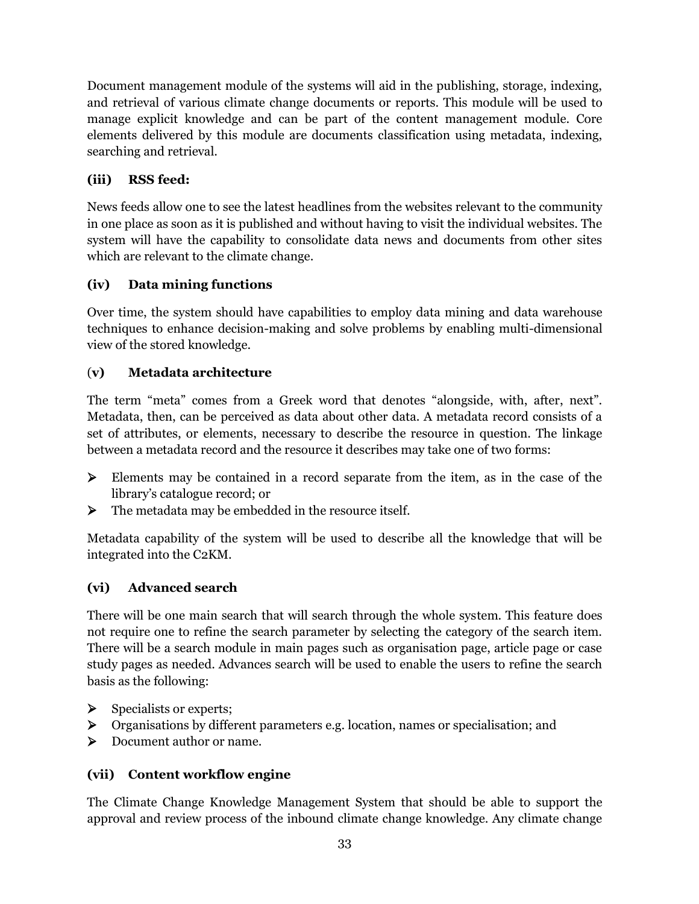Document management module of the systems will aid in the publishing, storage, indexing, and retrieval of various climate change documents or reports. This module will be used to manage explicit knowledge and can be part of the content management module. Core elements delivered by this module are documents classification using metadata, indexing, searching and retrieval.

### (iii) RSS feed:

News feeds allow one to see the latest headlines from the websites relevant to the community in one place as soon as it is published and without having to visit the individual websites. The system will have the capability to consolidate data news and documents from other sites which are relevant to the climate change.

### (iv) Data mining functions

Over time, the system should have capabilities to employ data mining and data warehouse techniques to enhance decision-making and solve problems by enabling multi-dimensional view of the stored knowledge.

### (v) Metadata architecture

The term "meta" comes from a Greek word that denotes "alongside, with, after, next". Metadata, then, can be perceived as data about other data. A metadata record consists of a set of attributes, or elements, necessary to describe the resource in question. The linkage between a metadata record and the resource it describes may take one of two forms:

- Elements may be contained in a record separate from the item, as in the case of the library's catalogue record; or
- The metadata may be embedded in the resource itself.

Metadata capability of the system will be used to describe all the knowledge that will be integrated into the C2KM.

### (vi) Advanced search

There will be one main search that will search through the whole system. This feature does not require one to refine the search parameter by selecting the category of the search item. There will be a search module in main pages such as organisation page, article page or case study pages as needed. Advances search will be used to enable the users to refine the search basis as the following:

- Specialists or experts;
- Organisations by different parameters e.g. location, names or specialisation; and
- Document author or name.

### (vii) Content workflow engine

The Climate Change Knowledge Management System that should be able to support the approval and review process of the inbound climate change knowledge. Any climate change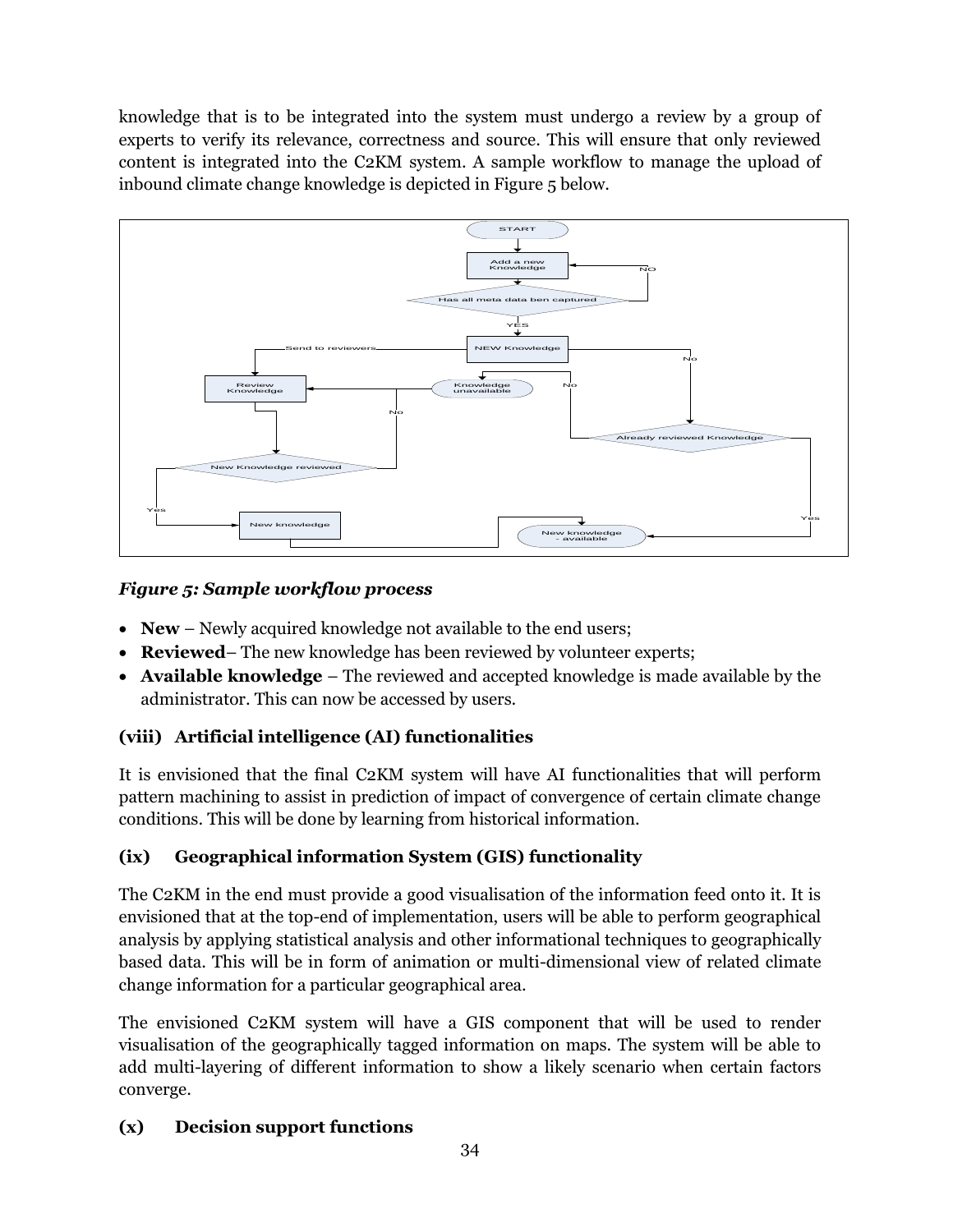knowledge that is to be integrated into the system must undergo a review by a group of experts to verify its relevance, correctness and source. This will ensure that only reviewed content is integrated into the C2KM system. A sample workflow to manage the upload of inbound climate change knowledge is depicted in Figure 5 below.

START
Add a new Knowledge
NO
Has all meta data ben captured
YES
NEW Knowledge
Send to reviewers
No
Review Knowledge
Knowledge unavailable
No
No
Already reviewed Knowledge
New Knowledge reviewed
Yes
Yes
New knowledge
New knowledge - available

***Figure 5: Sample workflow process***

- **New** – Newly acquired knowledge not available to the end users;
- **Reviewed**– The new knowledge has been reviewed by volunteer experts;
- **Available knowledge** – The reviewed and accepted knowledge is made available by the administrator. This can now be accessed by users.

### (viii) Artificial intelligence (AI) functionalities

It is envisioned that the final C2KM system will have AI functionalities that will perform pattern machining to assist in prediction of impact of convergence of certain climate change conditions. This will be done by learning from historical information.

### (ix) Geographical information System (GIS) functionality

The C2KM in the end must provide a good visualisation of the information feed onto it. It is envisioned that at the top-end of implementation, users will be able to perform geographical analysis by applying statistical analysis and other informational techniques to geographically based data. This will be in form of animation or multi-dimensional view of related climate change information for a particular geographical area.

The envisioned C2KM system will have a GIS component that will be used to render visualisation of the geographically tagged information on maps. The system will be able to add multi-layering of different information to show a likely scenario when certain factors converge.

### (x) Decision support functions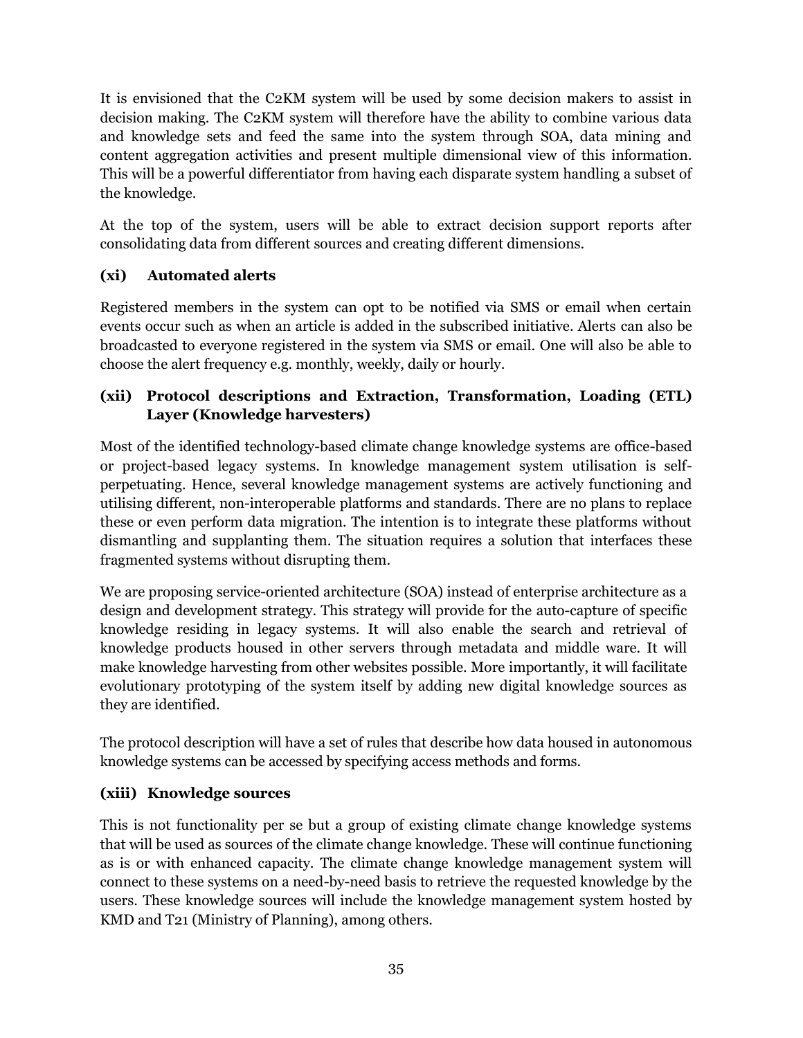It is envisioned that the C2KM system will be used by some decision makers to assist in decision making. The C2KM system will therefore have the ability to combine various data and knowledge sets and feed the same into the system through SOA, data mining and content aggregation activities and present multiple dimensional view of this information. This will be a powerful differentiator from having each disparate system handling a subset of the knowledge.

At the top of the system, users will be able to extract decision support reports after consolidating data from different sources and creating different dimensions.

### (xi) Automated alerts

Registered members in the system can opt to be notified via SMS or email when certain events occur such as when an article is added in the subscribed initiative. Alerts can also be broadcasted to everyone registered in the system via SMS or email. One will also be able to choose the alert frequency e.g. monthly, weekly, daily or hourly.

### (xii) Protocol descriptions and Extraction, Transformation, Loading (ETL) Layer (Knowledge harvesters)

Most of the identified technology-based climate change knowledge systems are office-based or project-based legacy systems. In knowledge management system utilisation is self-perpetuating. Hence, several knowledge management systems are actively functioning and utilising different, non-interoperable platforms and standards. There are no plans to replace these or even perform data migration. The intention is to integrate these platforms without dismantling and supplanting them. The situation requires a solution that interfaces these fragmented systems without disrupting them.

We are proposing service-oriented architecture (SOA) instead of enterprise architecture as a design and development strategy. This strategy will provide for the auto-capture of specific knowledge residing in legacy systems. It will also enable the search and retrieval of knowledge products housed in other servers through metadata and middle ware. It will make knowledge harvesting from other websites possible. More importantly, it will facilitate evolutionary prototyping of the system itself by adding new digital knowledge sources as they are identified.

The protocol description will have a set of rules that describe how data housed in autonomous knowledge systems can be accessed by specifying access methods and forms.

### (xiii) Knowledge sources

This is not functionality per se but a group of existing climate change knowledge systems that will be used as sources of the climate change knowledge. These will continue functioning as is or with enhanced capacity. The climate change knowledge management system will connect to these systems on a need-by-need basis to retrieve the requested knowledge by the users. These knowledge sources will include the knowledge management system hosted by KMD and T21 (Ministry of Planning), among others.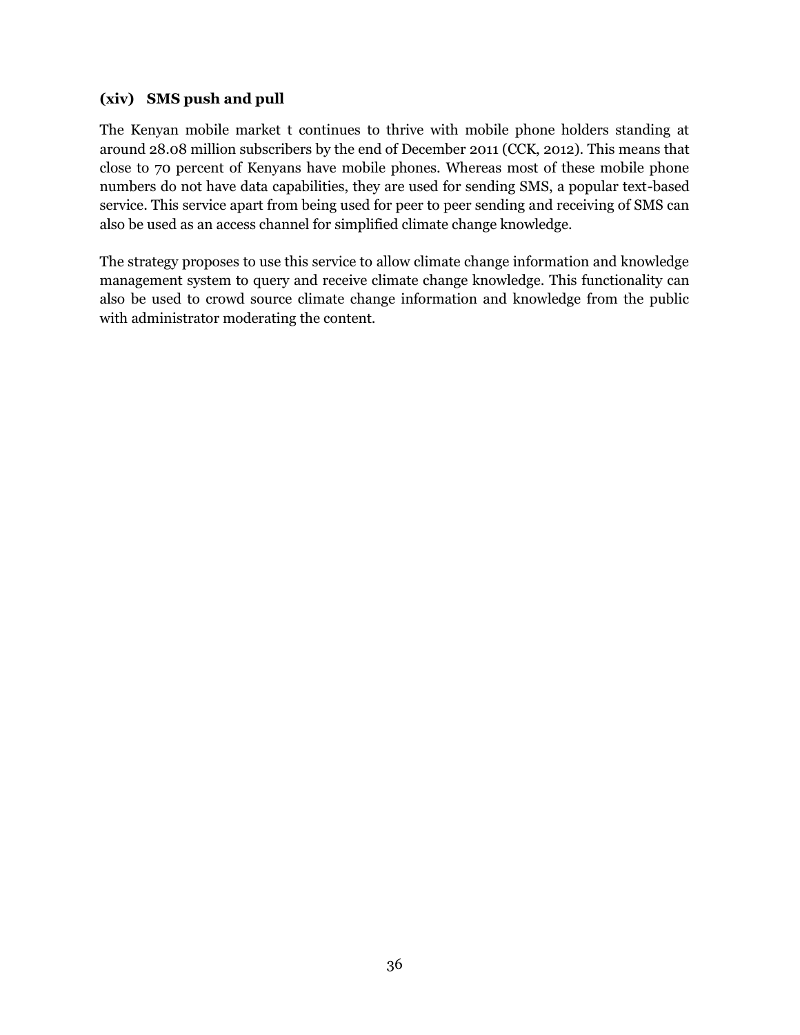#### (xiv) SMS push and pull

The Kenyan mobile market t continues to thrive with mobile phone holders standing at around 28.08 million subscribers by the end of December 2011 (CCK, 2012). This means that close to 70 percent of Kenyans have mobile phones. Whereas most of these mobile phone numbers do not have data capabilities, they are used for sending SMS, a popular text-based service. This service apart from being used for peer to peer sending and receiving of SMS can also be used as an access channel for simplified climate change knowledge.

The strategy proposes to use this service to allow climate change information and knowledge management system to query and receive climate change knowledge. This functionality can also be used to crowd source climate change information and knowledge from the public with administrator moderating the content.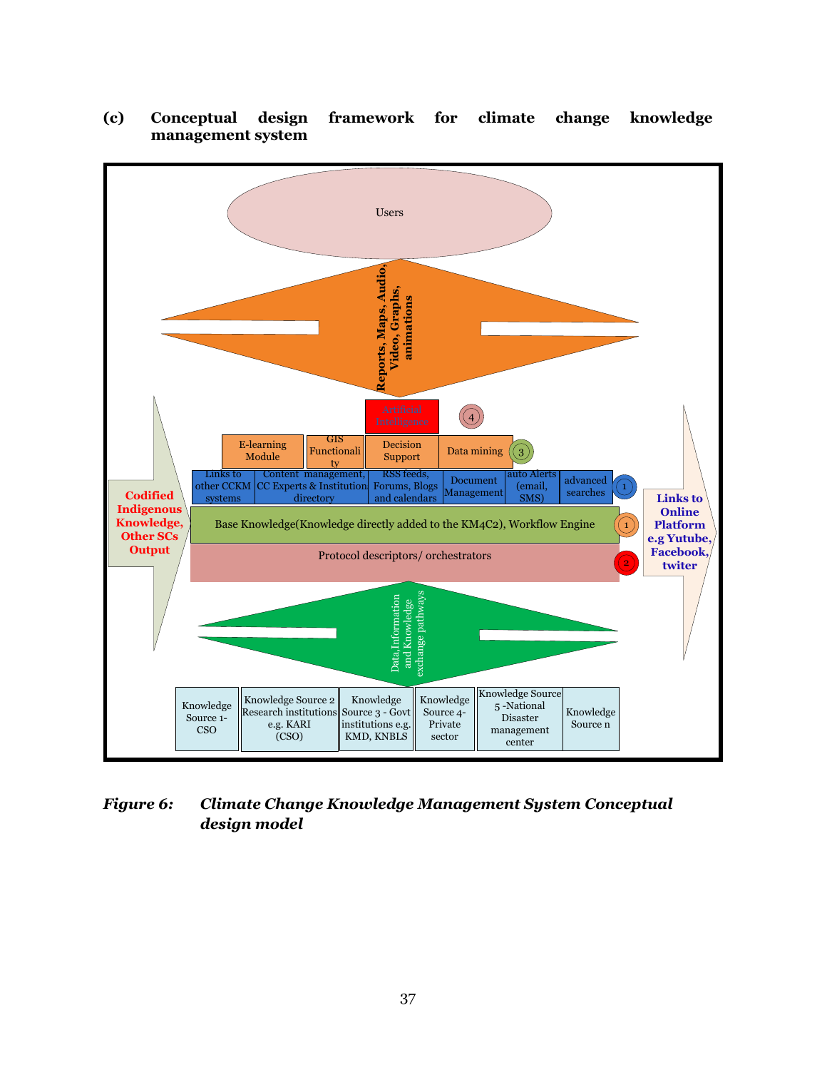### (c) Conceptual design framework for climate change knowledge management system

Users

Reports, Maps, Audio, Video, Graphs, animations

Artificial Intelligence

4

E-learning Module

GIS Functionality

Decision Support

Data mining

3

Links to other CCKM systems

Content management, CC Experts & Institution directory

RSS feeds, Forums, Blogs and calendars

Document Management

auto Alerts (email, SMS)

advanced searches

1

Base Knowledge(Knowledge directly added to the KM4C2), Workflow Engine

1

Protocol descriptors/ orchestrators

2

Codified Indigenous Knowledge, Other SCs Output

Links to Online Platform e.g Yutube, Facebook, twiter

Data,Information and Knowledge exchange pathways

Knowledge Source 1- CSO

Knowledge Source 2 Research institutions e.g. KARI (CSO)

Knowledge Source 3 - Govt institutions e.g. KMD, KNBLS

Knowledge Source 4- Private sector

Knowledge Source 5 -National Disaster management center

Knowledge Source n

***Figure 6: Climate Change Knowledge Management System Conceptual design model***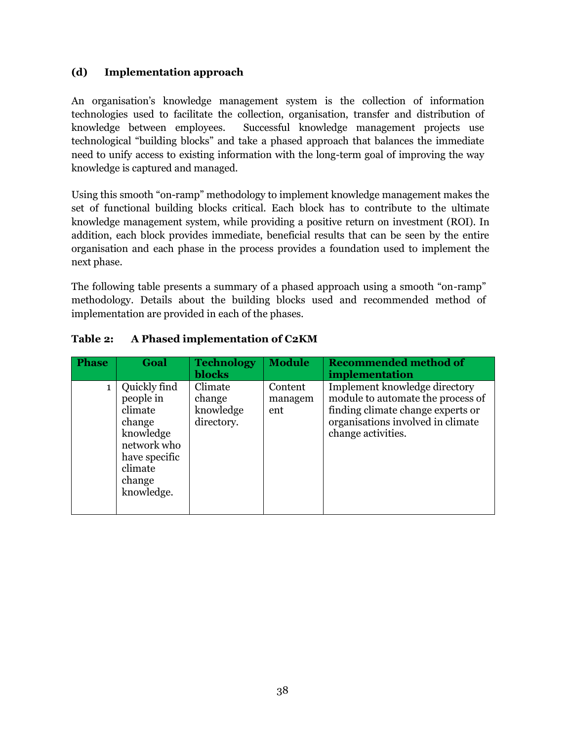### (d) Implementation approach

An organisation's knowledge management system is the collection of information technologies used to facilitate the collection, organisation, transfer and distribution of knowledge between employees. Successful knowledge management projects use technological "building blocks" and take a phased approach that balances the immediate need to unify access to existing information with the long-term goal of improving the way knowledge is captured and managed.

Using this smooth "on-ramp" methodology to implement knowledge management makes the set of functional building blocks critical. Each block has to contribute to the ultimate knowledge management system, while providing a positive return on investment (ROI). In addition, each block provides immediate, beneficial results that can be seen by the entire organisation and each phase in the process provides a foundation used to implement the next phase.

The following table presents a summary of a phased approach using a smooth "on-ramp" methodology. Details about the building blocks used and recommended method of implementation are provided in each of the phases.

**Table 2: A Phased implementation of C2KM**

| Phase | Goal | Technology blocks | Module | Recommended method of implementation |
|---|---|---|---|---|
| 1 | Quickly find people in climate change knowledge network who have specific climate change knowledge. | Climate change knowledge directory. | Content management | Implement knowledge directory module to automate the process of finding climate change experts or organisations involved in climate change activities. |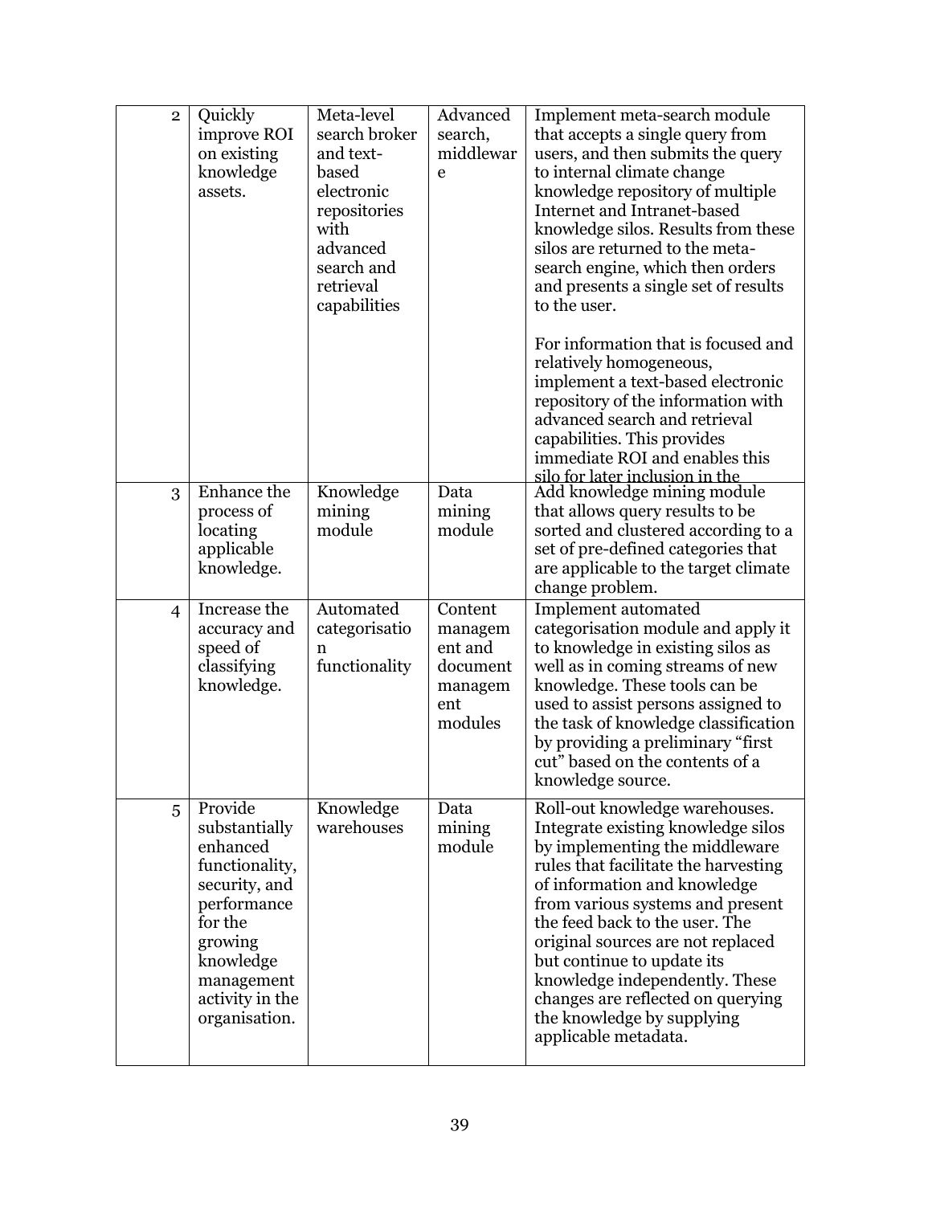| 2 | Quickly improve ROI on existing knowledge assets. | Meta-level search broker and text-based electronic repositories with advanced search and retrieval capabilities | Advanced search, middleware | Implement meta-search module that accepts a single query from users, and then submits the query to internal climate change knowledge repository of multiple Internet and Intranet-based knowledge silos. Results from these silos are returned to the meta-search engine, which then orders and presents a single set of results to the user.<br><br>For information that is focused and relatively homogeneous, implement a text-based electronic repository of the information with advanced search and retrieval capabilities. This provides immediate ROI and enables this silo for later inclusion in the |
|---|---|---|---|---|
| 3 | Enhance the process of locating applicable knowledge. | Knowledge mining module | Data mining module | Add knowledge mining module that allows query results to be sorted and clustered according to a set of pre-defined categories that are applicable to the target climate change problem. |
| 4 | Increase the accuracy and speed of classifying knowledge. | Automated categorisation functionality | Content management and document management modules | Implement automated categorisation module and apply it to knowledge in existing silos as well as in coming streams of new knowledge. These tools can be used to assist persons assigned to the task of knowledge classification by providing a preliminary "first cut" based on the contents of a knowledge source. |
| 5 | Provide substantially enhanced functionality, security, and performance for the growing knowledge management activity in the organisation. | Knowledge warehouses | Data mining module | Roll-out knowledge warehouses. Integrate existing knowledge silos by implementing the middleware rules that facilitate the harvesting of information and knowledge from various systems and present the feed back to the user. The original sources are not replaced but continue to update its knowledge independently. These changes are reflected on querying the knowledge by supplying applicable metadata. |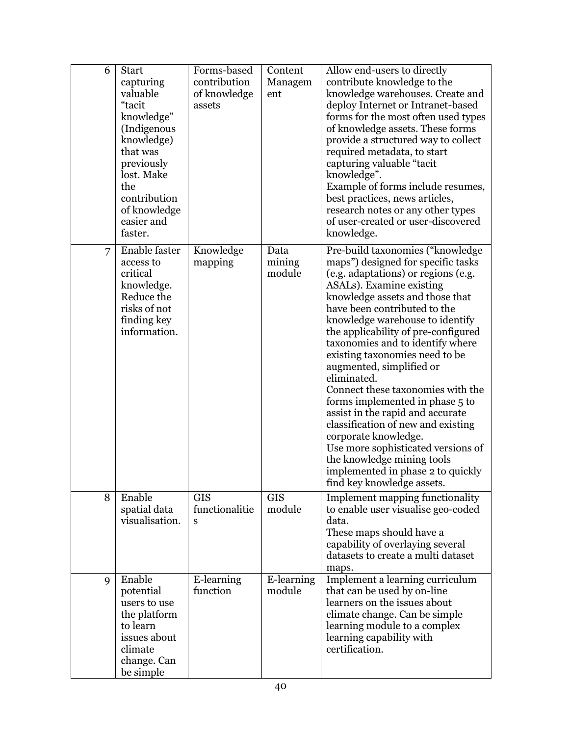| | | | | |
|---|---|---|---|---|
| 6 | Start capturing valuable "tacit knowledge" (Indigenous knowledge) that was previously lost. Make the contribution of knowledge easier and faster. | Forms-based contribution of knowledge assets | Content Management | Allow end-users to directly contribute knowledge to the knowledge warehouses. Create and deploy Internet or Intranet-based forms for the most often used types of knowledge assets. These forms provide a structured way to collect required metadata, to start capturing valuable "tacit knowledge".<br>Example of forms include resumes, best practices, news articles, research notes or any other types of user-created or user-discovered knowledge. |
| 7 | Enable faster access to critical knowledge. Reduce the risks of not finding key information. | Knowledge mapping | Data mining module | Pre-build taxonomies ("knowledge maps") designed for specific tasks (e.g. adaptations) or regions (e.g. ASALs). Examine existing knowledge assets and those that have been contributed to the knowledge warehouse to identify the applicability of pre-configured taxonomies and to identify where existing taxonomies need to be augmented, simplified or eliminated.<br>Connect these taxonomies with the forms implemented in phase 5 to assist in the rapid and accurate classification of new and existing corporate knowledge.<br>Use more sophisticated versions of the knowledge mining tools implemented in phase 2 to quickly find key knowledge assets. |
| 8 | Enable spatial data visualisation. | GIS functionalities | GIS module | Implement mapping functionality to enable user visualise geo-coded data.<br>These maps should have a capability of overlaying several datasets to create a multi dataset maps. |
| 9 | Enable potential users to use the platform to learn issues about climate change. Can be simple | E-learning function | E-learning module | Implement a learning curriculum that can be used by on-line learners on the issues about climate change. Can be simple learning module to a complex learning capability with certification. |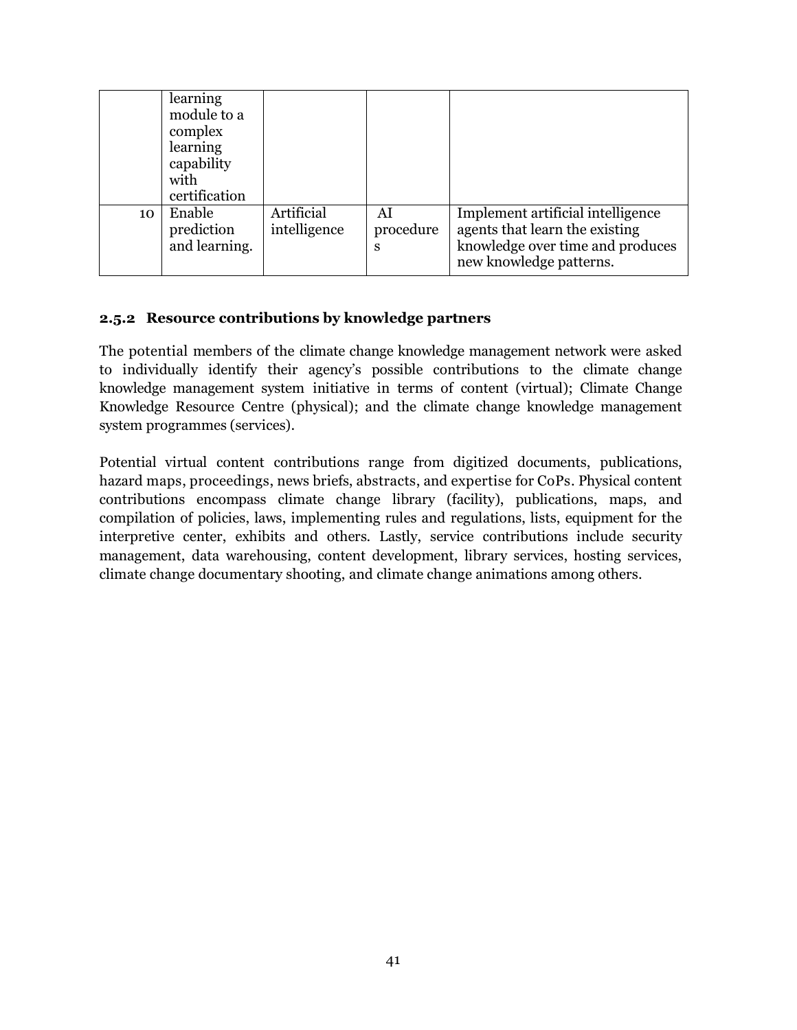| | | | | |
|---|---|---|---|---|
| | learning module to a complex learning capability with certification | | | |
| 10 | Enable prediction and learning. | Artificial intelligence | AI procedures | Implement artificial intelligence agents that learn the existing knowledge over time and produces new knowledge patterns. |

### 2.5.2 Resource contributions by knowledge partners

The potential members of the climate change knowledge management network were asked to individually identify their agency's possible contributions to the climate change knowledge management system initiative in terms of content (virtual); Climate Change Knowledge Resource Centre (physical); and the climate change knowledge management system programmes (services).

Potential virtual content contributions range from digitized documents, publications, hazard maps, proceedings, news briefs, abstracts, and expertise for CoPs. Physical content contributions encompass climate change library (facility), publications, maps, and compilation of policies, laws, implementing rules and regulations, lists, equipment for the interpretive center, exhibits and others. Lastly, service contributions include security management, data warehousing, content development, library services, hosting services, climate change documentary shooting, and climate change animations among others.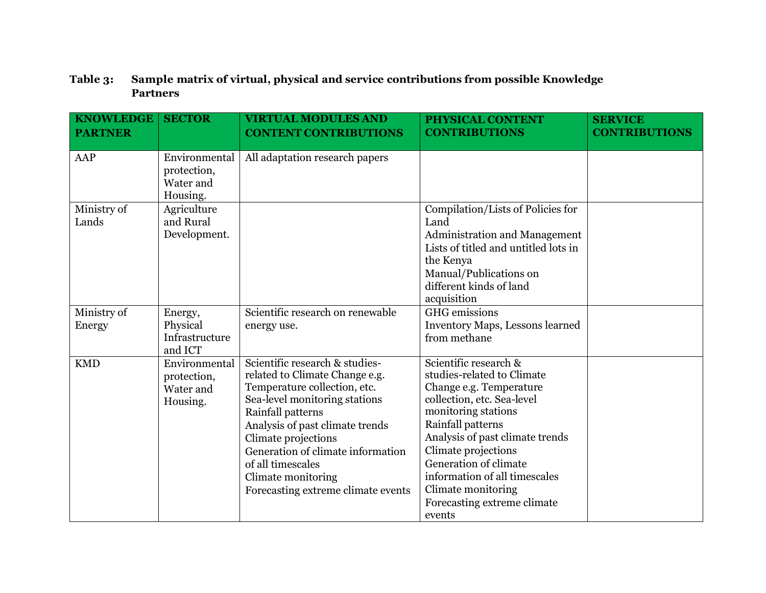**Table 3: Sample matrix of virtual, physical and service contributions from possible Knowledge Partners**

| KNOWLEDGE PARTNER | SECTOR | VIRTUAL MODULES AND CONTENT CONTRIBUTIONS | PHYSICAL CONTENT CONTRIBUTIONS | SERVICE CONTRIBUTIONS |
|---|---|---|---|---|
| AAP | Environmental protection, Water and Housing. | All adaptation research papers | | |
| Ministry of Lands | Agriculture and Rural Development. | | Compilation/Lists of Policies for Land<br>Administration and Management<br>Lists of titled and untitled lots in the Kenya<br>Manual/Publications on different kinds of land acquisition | |
| Ministry of Energy | Energy, Physical Infrastructure and ICT | Scientific research on renewable energy use. | GHG emissions<br>Inventory Maps, Lessons learned from methane | |
| KMD | Environmental protection, Water and Housing. | Scientific research & studies-related to Climate Change e.g. Temperature collection, etc.<br>Sea-level monitoring stations<br>Rainfall patterns<br>Analysis of past climate trends<br>Climate projections<br>Generation of climate information of all timescales<br>Climate monitoring<br>Forecasting extreme climate events | Scientific research & studies-related to Climate Change e.g. Temperature collection, etc. Sea-level monitoring stations<br>Rainfall patterns<br>Analysis of past climate trends<br>Climate projections<br>Generation of climate information of all timescales<br>Climate monitoring<br>Forecasting extreme climate events | |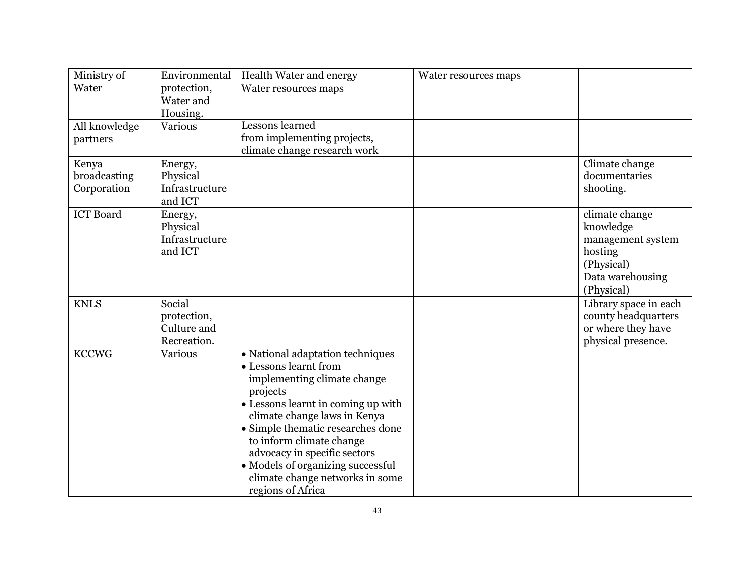| | | | | |
|---|---|---|---|---|
| Ministry of Water | Environmental protection, Water and Housing. | Health Water and energy<br>Water resources maps | Water resources maps | |
| All knowledge partners | Various | Lessons learned from implementing projects, climate change research work | | |
| Kenya broadcasting Corporation | Energy, Physical Infrastructure and ICT | | | Climate change documentaries shooting. |
| ICT Board | Energy, Physical Infrastructure and ICT | | | climate change knowledge management system hosting (Physical)<br>Data warehousing (Physical) |
| KNLS | Social protection, Culture and Recreation. | | | Library space in each county headquarters or where they have physical presence. |
| KCCWG | Various | • National adaptation techniques<br>• Lessons learnt from implementing climate change projects<br>• Lessons learnt in coming up with climate change laws in Kenya<br>• Simple thematic researches done to inform climate change advocacy in specific sectors<br>• Models of organizing successful climate change networks in some regions of Africa | | |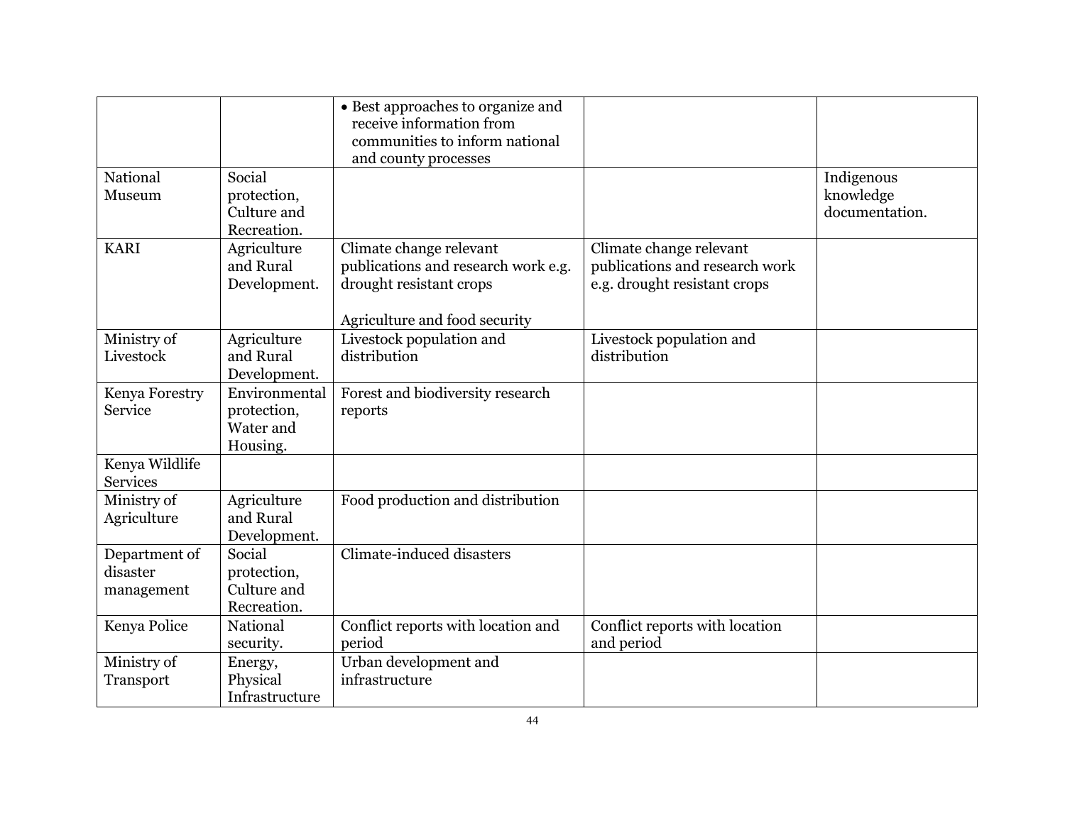| | | | | |
|---|---|---|---|---|
| | | • Best approaches to organize and receive information from communities to inform national and county processes | | |
| National Museum | Social protection, Culture and Recreation. | | | Indigenous knowledge documentation. |
| KARI | Agriculture and Rural Development. | Climate change relevant publications and research work e.g. drought resistant crops<br><br>Agriculture and food security | Climate change relevant publications and research work e.g. drought resistant crops | |
| Ministry of Livestock | Agriculture and Rural Development. | Livestock population and distribution | Livestock population and distribution | |
| Kenya Forestry Service | Environmental protection, Water and Housing. | Forest and biodiversity research reports | | |
| Kenya Wildlife Services | | | | |
| Ministry of Agriculture | Agriculture and Rural Development. | Food production and distribution | | |
| Department of disaster management | Social protection, Culture and Recreation. | Climate-induced disasters | | |
| Kenya Police | National security. | Conflict reports with location and period | Conflict reports with location and period | |
| Ministry of Transport | Energy, Physical Infrastructure | Urban development and infrastructure | | |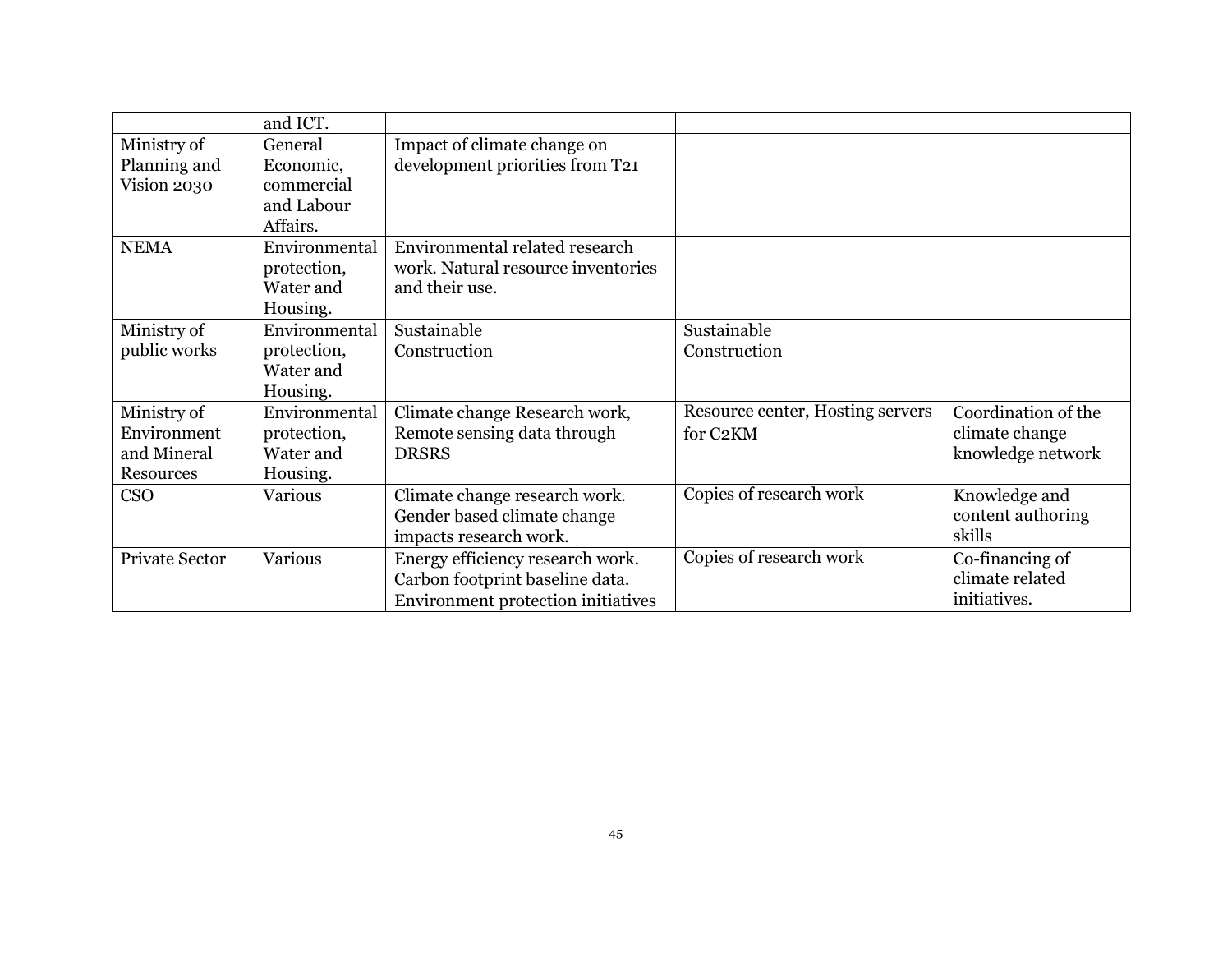| | | | | |
|---|---|---|---|---|
| | and ICT. | | | |
| Ministry of Planning and Vision 2030 | General Economic, commercial and Labour Affairs. | Impact of climate change on development priorities from T21 | | |
| NEMA | Environmental protection, Water and Housing. | Environmental related research work. Natural resource inventories and their use. | | |
| Ministry of public works | Environmental protection, Water and Housing. | Sustainable Construction | Sustainable Construction | |
| Ministry of Environment and Mineral Resources | Environmental protection, Water and Housing. | Climate change Research work, Remote sensing data through DRSRS | Resource center, Hosting servers for C2KM | Coordination of the climate change knowledge network |
| CSO | Various | Climate change research work. Gender based climate change impacts research work. | Copies of research work | Knowledge and content authoring skills |
| Private Sector | Various | Energy efficiency research work. Carbon footprint baseline data. Environment protection initiatives | Copies of research work | Co-financing of climate related initiatives. |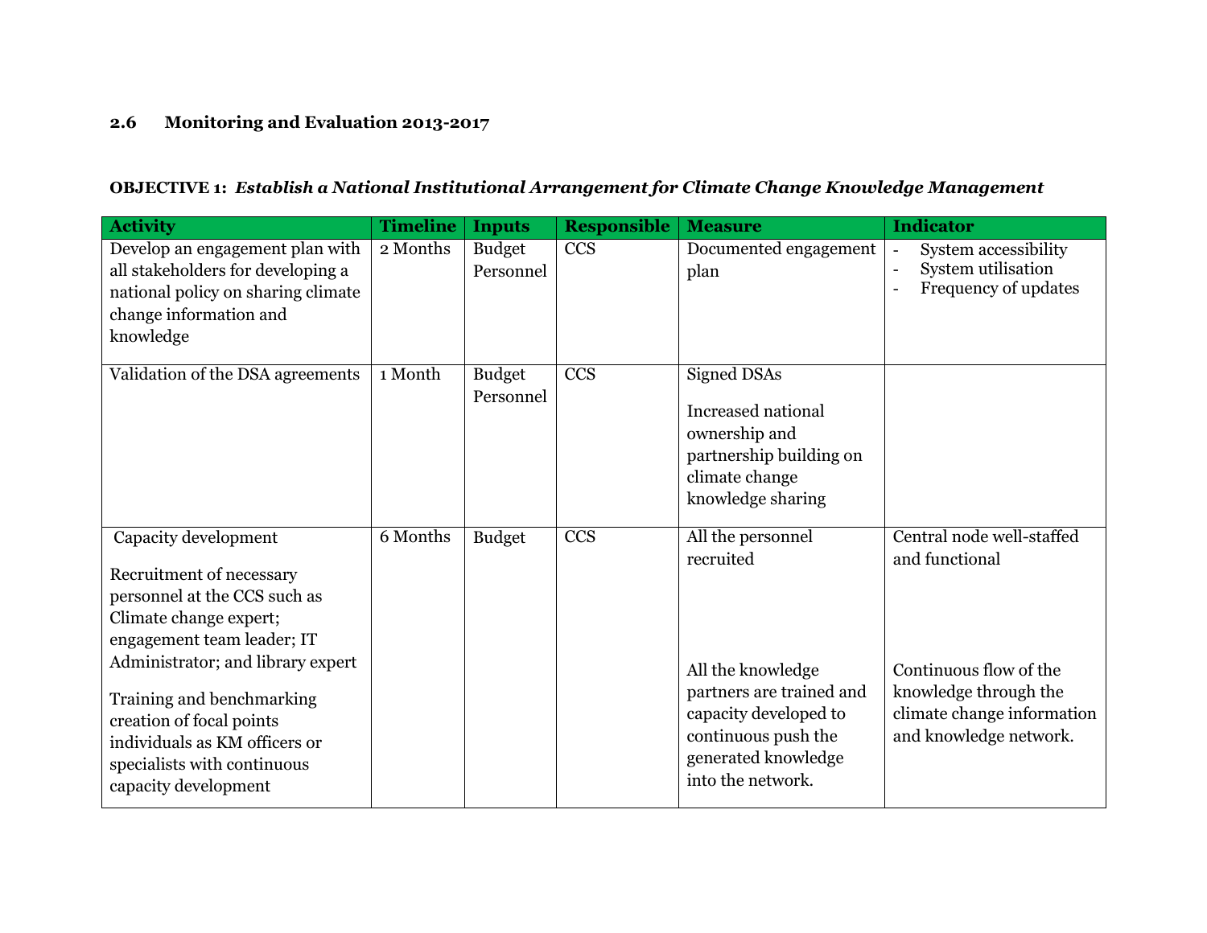### 2.6 Monitoring and Evaluation 2013-2017

**OBJECTIVE 1:** ***Establish a National Institutional Arrangement for Climate Change Knowledge Management***

| Activity | Timeline | Inputs | Responsible | Measure | Indicator |
|---|---|---|---|---|---|
| Develop an engagement plan with all stakeholders for developing a national policy on sharing climate change information and knowledge | 2 Months | Budget<br>Personnel | CCS | Documented engagement plan | - System accessibility<br>- System utilisation<br>- Frequency of updates |
| Validation of the DSA agreements | 1 Month | Budget<br>Personnel | CCS | Signed DSAs<br><br>Increased national ownership and partnership building on climate change knowledge sharing | |
| Capacity development<br><br>Recruitment of necessary personnel at the CCS such as Climate change expert; engagement team leader; IT Administrator; and library expert<br><br>Training and benchmarking creation of focal points individuals as KM officers or specialists with continuous capacity development | 6 Months | Budget | CCS | All the personnel recruited<br><br>All the knowledge partners are trained and capacity developed to continuous push the generated knowledge into the network. | Central node well-staffed and functional<br><br>Continuous flow of the knowledge through the climate change information and knowledge network. |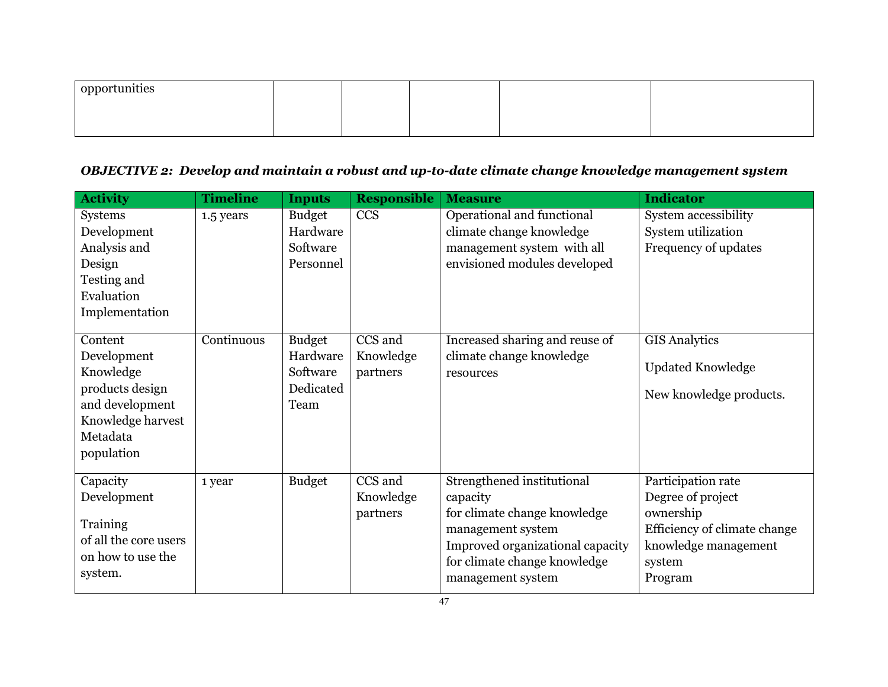| | | | | | |
|---|---|---|---|---|---|
| opportunities | | | | | |

***OBJECTIVE 2: Develop and maintain a robust and up-to-date climate change knowledge management system***

| Activity | Timeline | Inputs | Responsible | Measure | Indicator |
|---|---|---|---|---|---|
| Systems Development Analysis and Design Testing and Evaluation Implementation | 1.5 years | Budget Hardware Software Personnel | CCS | Operational and functional climate change knowledge management system with all envisioned modules developed | System accessibility System utilization Frequency of updates |
| Content Development Knowledge products design and development Knowledge harvest Metadata population | Continuous | Budget Hardware Software Dedicated Team | CCS and Knowledge partners | Increased sharing and reuse of climate change knowledge resources | GIS Analytics<br><br>Updated Knowledge<br><br>New knowledge products. |
| Capacity Development<br><br>Training of all the core users on how to use the system. | 1 year | Budget | CCS and Knowledge partners | Strengthened institutional capacity for climate change knowledge management system Improved organizational capacity for climate change knowledge management system | Participation rate Degree of project ownership Efficiency of climate change knowledge management system Program |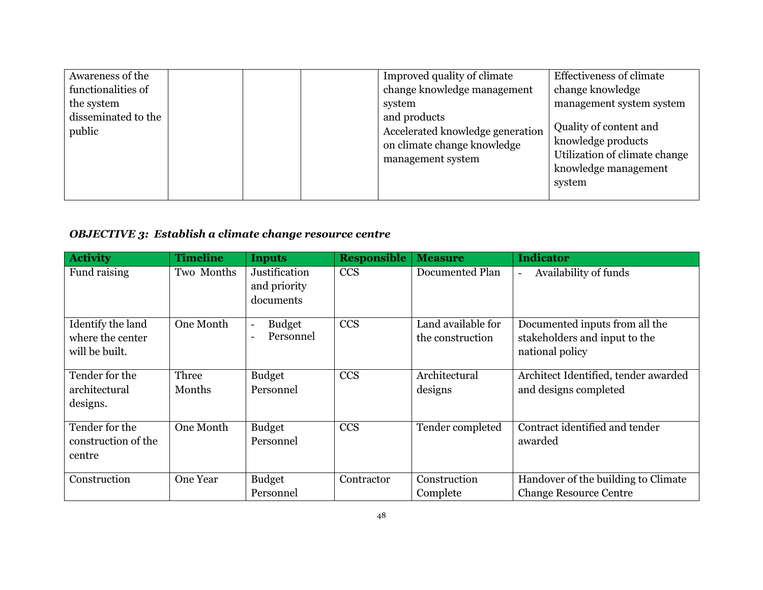| | | | | | |
|---|---|---|---|---|---|
| Awareness of the functionalities of the system disseminated to the public | | | | Improved quality of climate change knowledge management system and products<br>Accelerated knowledge generation on climate change knowledge management system | Effectiveness of climate change knowledge management system system<br>Quality of content and knowledge products<br>Utilization of climate change knowledge management system |

***OBJECTIVE 3: Establish a climate change resource centre***

| Activity | Timeline | Inputs | Responsible | Measure | Indicator |
|---|---|---|---|---|---|
| Fund raising | Two Months | Justification and priority documents | CCS | Documented Plan | - Availability of funds |
| Identify the land where the center will be built. | One Month | - Budget<br>- Personnel | CCS | Land available for the construction | Documented inputs from all the stakeholders and input to the national policy |
| Tender for the architectural designs. | Three Months | Budget<br>Personnel | CCS | Architectural designs | Architect Identified, tender awarded and designs completed |
| Tender for the construction of the centre | One Month | Budget<br>Personnel | CCS | Tender completed | Contract identified and tender awarded |
| Construction | One Year | Budget<br>Personnel | Contractor | Construction Complete | Handover of the building to Climate Change Resource Centre |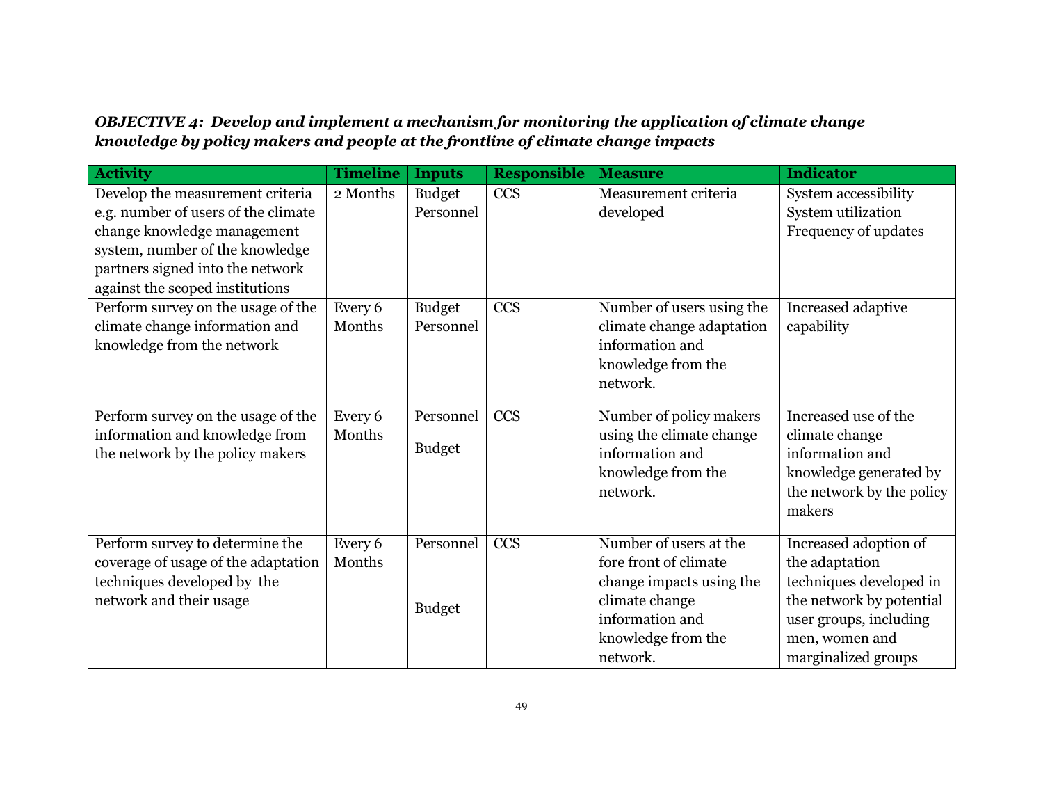***OBJECTIVE 4: Develop and implement a mechanism for monitoring the application of climate change knowledge by policy makers and people at the frontline of climate change impacts***

| Activity | Timeline | Inputs | Responsible | Measure | Indicator |
|---|---|---|---|---|---|
| Develop the measurement criteria e.g. number of users of the climate change knowledge management system, number of the knowledge partners signed into the network against the scoped institutions | 2 Months | Budget Personnel | CCS | Measurement criteria developed | System accessibility System utilization Frequency of updates |
| Perform survey on the usage of the climate change information and knowledge from the network | Every 6 Months | Budget Personnel | CCS | Number of users using the climate change adaptation information and knowledge from the network. | Increased adaptive capability |
| Perform survey on the usage of the information and knowledge from the network by the policy makers | Every 6 Months | Personnel Budget | CCS | Number of policy makers using the climate change information and knowledge from the network. | Increased use of the climate change information and knowledge generated by the network by the policy makers |
| Perform survey to determine the coverage of usage of the adaptation techniques developed by the network and their usage | Every 6 Months | Personnel Budget | CCS | Number of users at the fore front of climate change impacts using the climate change information and knowledge from the network. | Increased adoption of the adaptation techniques developed in the network by potential user groups, including men, women and marginalized groups |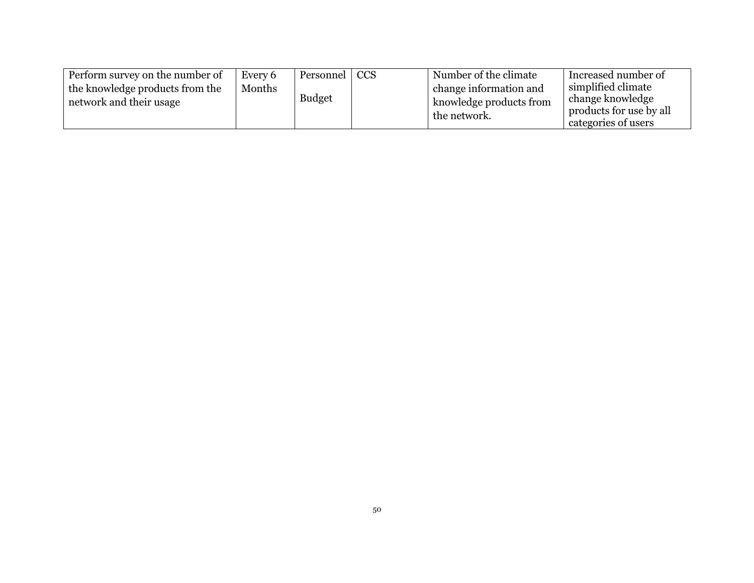| | | | | | |
|---|---|---|---|---|---|
| Perform survey on the number of the knowledge products from the network and their usage | Every 6 Months | Personnel<br><br>Budget | CCS | Number of the climate change information and knowledge products from the network. | Increased number of simplified climate change knowledge products for use by all categories of users |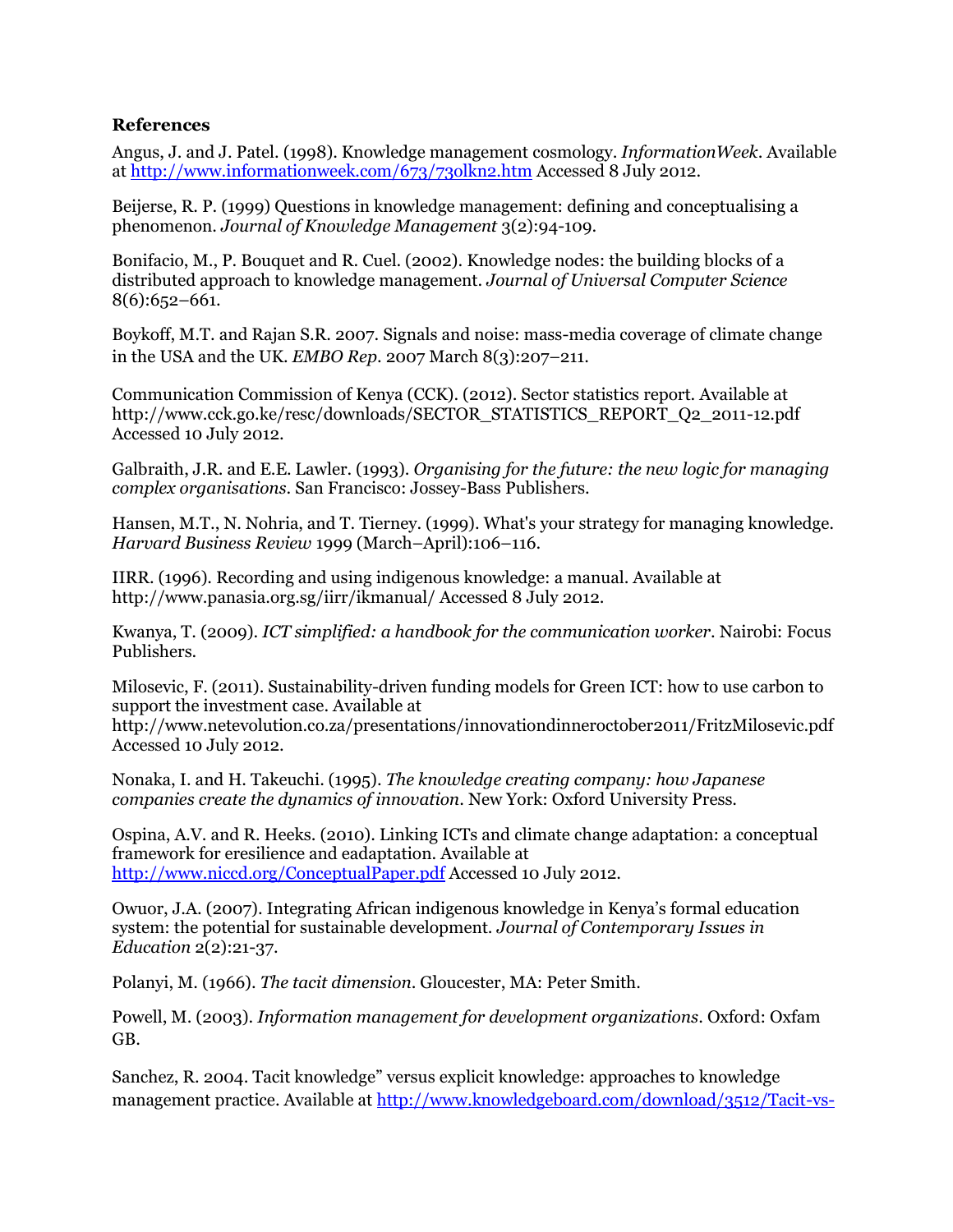**References**

Angus, J. and J. Patel. (1998). Knowledge management cosmology. *InformationWeek*. Available at http://www.informationweek.com/673/73olkn2.htm Accessed 8 July 2012.

Beijerse, R. P. (1999) Questions in knowledge management: defining and conceptualising a phenomenon. *Journal of Knowledge Management* 3(2):94-109.

Bonifacio, M., P. Bouquet and R. Cuel. (2002). Knowledge nodes: the building blocks of a distributed approach to knowledge management. *Journal of Universal Computer Science* 8(6):652–661.

Boykoff, M.T. and Rajan S.R. 2007. Signals and noise: mass-media coverage of climate change in the USA and the UK. *EMBO Rep*. 2007 March 8(3):207–211.

Communication Commission of Kenya (CCK). (2012). Sector statistics report. Available at http://www.cck.go.ke/resc/downloads/SECTOR_STATISTICS_REPORT_Q2_2011-12.pdf Accessed 10 July 2012.

Galbraith, J.R. and E.E. Lawler. (1993). *Organising for the future: the new logic for managing complex organisations*. San Francisco: Jossey-Bass Publishers.

Hansen, M.T., N. Nohria, and T. Tierney. (1999). What's your strategy for managing knowledge. *Harvard Business Review* 1999 (March–April):106–116.

IIRR. (1996). Recording and using indigenous knowledge: a manual. Available at http://www.panasia.org.sg/iirr/ikmanual/ Accessed 8 July 2012.

Kwanya, T. (2009). *ICT simplified: a handbook for the communication worker*. Nairobi: Focus Publishers.

Milosevic, F. (2011). Sustainability-driven funding models for Green ICT: how to use carbon to support the investment case. Available at http://www.netevolution.co.za/presentations/innovationdinneroctober2011/FritzMilosevic.pdf Accessed 10 July 2012.

Nonaka, I. and H. Takeuchi. (1995). *The knowledge creating company: how Japanese companies create the dynamics of innovation*. New York: Oxford University Press.

Ospina, A.V. and R. Heeks. (2010). Linking ICTs and climate change adaptation: a conceptual framework for eresilience and eadaptation. Available at http://www.niccd.org/ConceptualPaper.pdf Accessed 10 July 2012.

Owuor, J.A. (2007). Integrating African indigenous knowledge in Kenya's formal education system: the potential for sustainable development. *Journal of Contemporary Issues in Education* 2(2):21-37.

Polanyi, M. (1966). *The tacit dimension*. Gloucester, MA: Peter Smith.

Powell, M. (2003). *Information management for development organizations*. Oxford: Oxfam GB.

Sanchez, R. 2004. Tacit knowledge" versus explicit knowledge: approaches to knowledge management practice. Available at http://www.knowledgeboard.com/download/3512/Tacit-vs-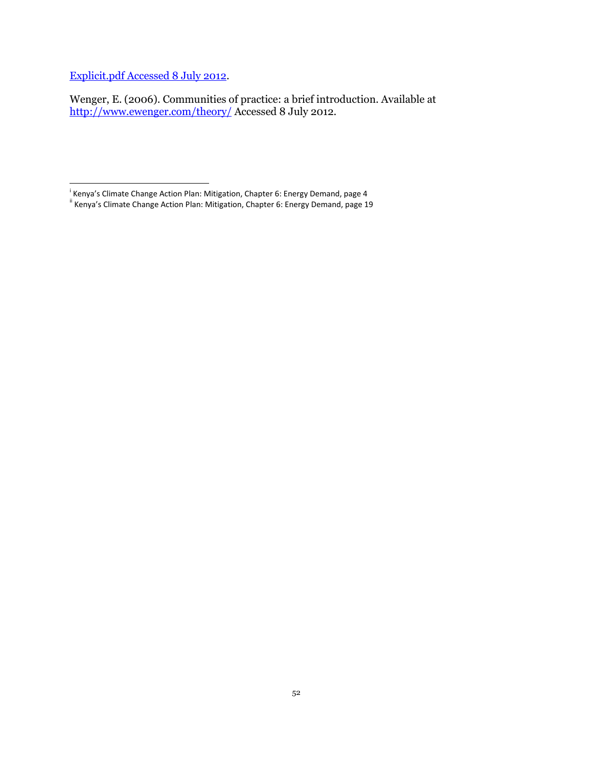Explicit.pdf Accessed 8 July 2012.

Wenger, E. (2006). Communities of practice: a brief introduction. Available at http://www.ewenger.com/theory/ Accessed 8 July 2012.

---

[i] Kenya's Climate Change Action Plan: Mitigation, Chapter 6: Energy Demand, page 4

[ii] Kenya's Climate Change Action Plan: Mitigation, Chapter 6: Energy Demand, page 19